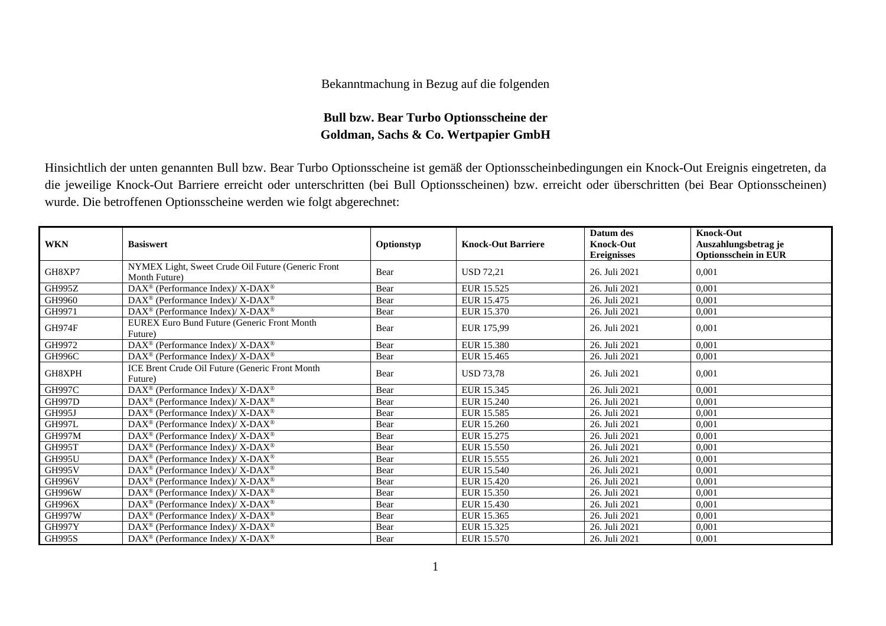Bekanntmachung in Bezug auf die folgenden

**Bull bzw. Bear Turbo Optionsscheine der**
**Goldman, Sachs & Co. Wertpapier GmbH**

Hinsichtlich der unten genannten Bull bzw. Bear Turbo Optionsscheine ist gemäß der Optionsscheinbedingungen ein Knock-Out Ereignis eingetreten, da die jeweilige Knock-Out Barriere erreicht oder unterschritten (bei Bull Optionsscheinen) bzw. erreicht oder überschritten (bei Bear Optionsscheinen) wurde. Die betroffenen Optionsscheine werden wie folgt abgerechnet:

| WKN | Basiswert | Optionstyp | Knock-Out Barriere | Datum des Knock-Out Ereignisses | Knock-Out Auszahlungsbetrag je Optionsschein in EUR |
|---|---|---|---|---|---|
| GH8XP7 | NYMEX Light, Sweet Crude Oil Future (Generic Front Month Future) | Bear | USD 72,21 | 26. Juli 2021 | 0,001 |
| GH995Z | DAX® (Performance Index)/ X-DAX® | Bear | EUR 15.525 | 26. Juli 2021 | 0,001 |
| GH9960 | DAX® (Performance Index)/ X-DAX® | Bear | EUR 15.475 | 26. Juli 2021 | 0,001 |
| GH9971 | DAX® (Performance Index)/ X-DAX® | Bear | EUR 15.370 | 26. Juli 2021 | 0,001 |
| GH974F | EUREX Euro Bund Future (Generic Front Month Future) | Bear | EUR 175,99 | 26. Juli 2021 | 0,001 |
| GH9972 | DAX® (Performance Index)/ X-DAX® | Bear | EUR 15.380 | 26. Juli 2021 | 0,001 |
| GH996C | DAX® (Performance Index)/ X-DAX® | Bear | EUR 15.465 | 26. Juli 2021 | 0,001 |
| GH8XPH | ICE Brent Crude Oil Future (Generic Front Month Future) | Bear | USD 73,78 | 26. Juli 2021 | 0,001 |
| GH997C | DAX® (Performance Index)/ X-DAX® | Bear | EUR 15.345 | 26. Juli 2021 | 0,001 |
| GH997D | DAX® (Performance Index)/ X-DAX® | Bear | EUR 15.240 | 26. Juli 2021 | 0,001 |
| GH995J | DAX® (Performance Index)/ X-DAX® | Bear | EUR 15.585 | 26. Juli 2021 | 0,001 |
| GH997L | DAX® (Performance Index)/ X-DAX® | Bear | EUR 15.260 | 26. Juli 2021 | 0,001 |
| GH997M | DAX® (Performance Index)/ X-DAX® | Bear | EUR 15.275 | 26. Juli 2021 | 0,001 |
| GH995T | DAX® (Performance Index)/ X-DAX® | Bear | EUR 15.550 | 26. Juli 2021 | 0,001 |
| GH995U | DAX® (Performance Index)/ X-DAX® | Bear | EUR 15.555 | 26. Juli 2021 | 0,001 |
| GH995V | DAX® (Performance Index)/ X-DAX® | Bear | EUR 15.540 | 26. Juli 2021 | 0,001 |
| GH996V | DAX® (Performance Index)/ X-DAX® | Bear | EUR 15.420 | 26. Juli 2021 | 0,001 |
| GH996W | DAX® (Performance Index)/ X-DAX® | Bear | EUR 15.350 | 26. Juli 2021 | 0,001 |
| GH996X | DAX® (Performance Index)/ X-DAX® | Bear | EUR 15.430 | 26. Juli 2021 | 0,001 |
| GH997W | DAX® (Performance Index)/ X-DAX® | Bear | EUR 15.365 | 26. Juli 2021 | 0,001 |
| GH997Y | DAX® (Performance Index)/ X-DAX® | Bear | EUR 15.325 | 26. Juli 2021 | 0,001 |
| GH995S | DAX® (Performance Index)/ X-DAX® | Bear | EUR 15.570 | 26. Juli 2021 | 0,001 |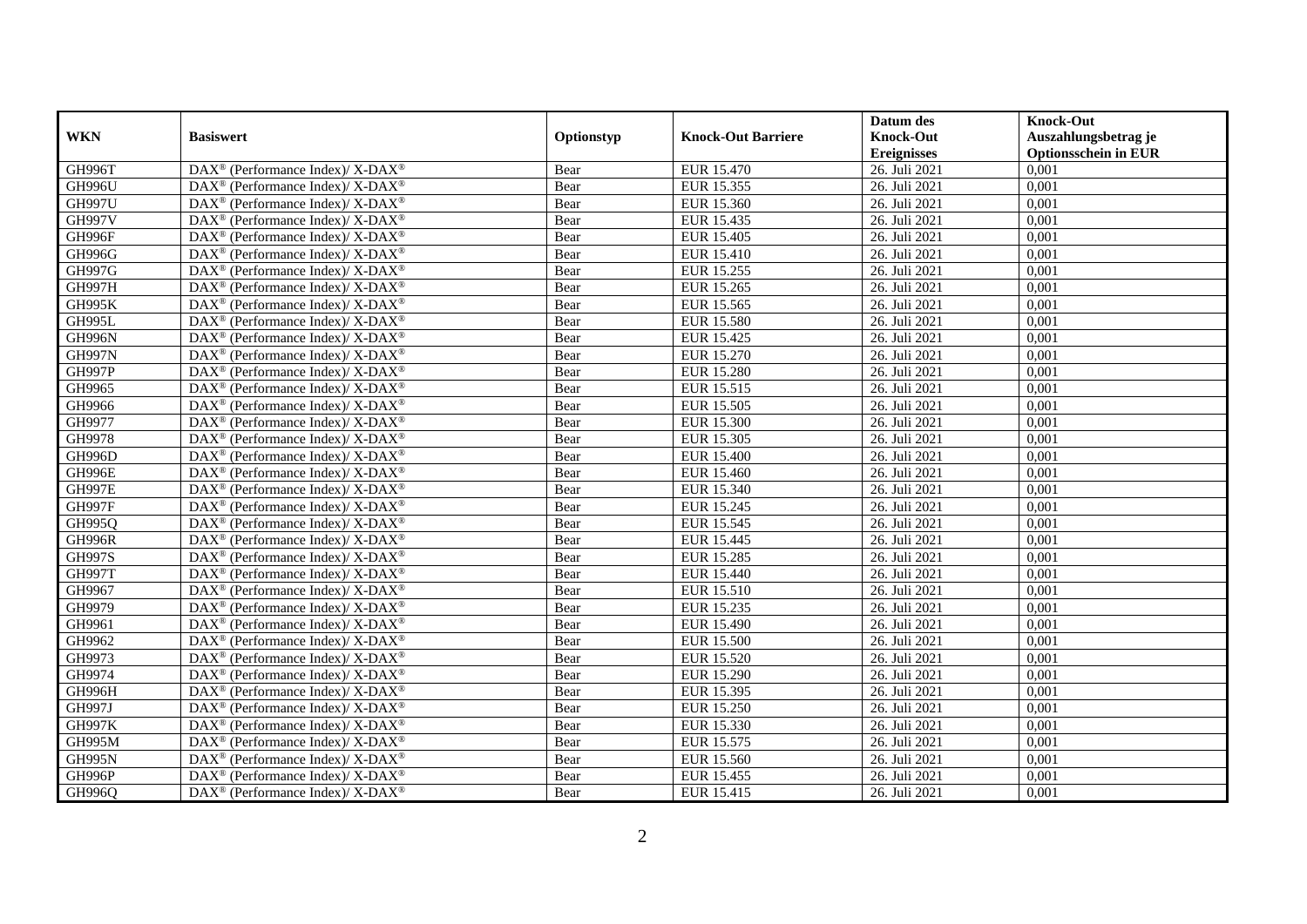| WKN | Basiswert | Optionstyp | Knock-Out Barriere | Datum des Knock-Out Ereignisses | Knock-Out Auszahlungsbetrag je Optionsschein in EUR |
|---|---|---|---|---|---|
| GH996T | DAX® (Performance Index)/ X-DAX® | Bear | EUR 15.470 | 26. Juli 2021 | 0,001 |
| GH996U | DAX® (Performance Index)/ X-DAX® | Bear | EUR 15.355 | 26. Juli 2021 | 0,001 |
| GH997U | DAX® (Performance Index)/ X-DAX® | Bear | EUR 15.360 | 26. Juli 2021 | 0,001 |
| GH997V | DAX® (Performance Index)/ X-DAX® | Bear | EUR 15.435 | 26. Juli 2021 | 0,001 |
| GH996F | DAX® (Performance Index)/ X-DAX® | Bear | EUR 15.405 | 26. Juli 2021 | 0,001 |
| GH996G | DAX® (Performance Index)/ X-DAX® | Bear | EUR 15.410 | 26. Juli 2021 | 0,001 |
| GH997G | DAX® (Performance Index)/ X-DAX® | Bear | EUR 15.255 | 26. Juli 2021 | 0,001 |
| GH997H | DAX® (Performance Index)/ X-DAX® | Bear | EUR 15.265 | 26. Juli 2021 | 0,001 |
| GH995K | DAX® (Performance Index)/ X-DAX® | Bear | EUR 15.565 | 26. Juli 2021 | 0,001 |
| GH995L | DAX® (Performance Index)/ X-DAX® | Bear | EUR 15.580 | 26. Juli 2021 | 0,001 |
| GH996N | DAX® (Performance Index)/ X-DAX® | Bear | EUR 15.425 | 26. Juli 2021 | 0,001 |
| GH997N | DAX® (Performance Index)/ X-DAX® | Bear | EUR 15.270 | 26. Juli 2021 | 0,001 |
| GH997P | DAX® (Performance Index)/ X-DAX® | Bear | EUR 15.280 | 26. Juli 2021 | 0,001 |
| GH9965 | DAX® (Performance Index)/ X-DAX® | Bear | EUR 15.515 | 26. Juli 2021 | 0,001 |
| GH9966 | DAX® (Performance Index)/ X-DAX® | Bear | EUR 15.505 | 26. Juli 2021 | 0,001 |
| GH9977 | DAX® (Performance Index)/ X-DAX® | Bear | EUR 15.300 | 26. Juli 2021 | 0,001 |
| GH9978 | DAX® (Performance Index)/ X-DAX® | Bear | EUR 15.305 | 26. Juli 2021 | 0,001 |
| GH996D | DAX® (Performance Index)/ X-DAX® | Bear | EUR 15.400 | 26. Juli 2021 | 0,001 |
| GH996E | DAX® (Performance Index)/ X-DAX® | Bear | EUR 15.460 | 26. Juli 2021 | 0,001 |
| GH997E | DAX® (Performance Index)/ X-DAX® | Bear | EUR 15.340 | 26. Juli 2021 | 0,001 |
| GH997F | DAX® (Performance Index)/ X-DAX® | Bear | EUR 15.245 | 26. Juli 2021 | 0,001 |
| GH995Q | DAX® (Performance Index)/ X-DAX® | Bear | EUR 15.545 | 26. Juli 2021 | 0,001 |
| GH996R | DAX® (Performance Index)/ X-DAX® | Bear | EUR 15.445 | 26. Juli 2021 | 0,001 |
| GH997S | DAX® (Performance Index)/ X-DAX® | Bear | EUR 15.285 | 26. Juli 2021 | 0,001 |
| GH997T | DAX® (Performance Index)/ X-DAX® | Bear | EUR 15.440 | 26. Juli 2021 | 0,001 |
| GH9967 | DAX® (Performance Index)/ X-DAX® | Bear | EUR 15.510 | 26. Juli 2021 | 0,001 |
| GH9979 | DAX® (Performance Index)/ X-DAX® | Bear | EUR 15.235 | 26. Juli 2021 | 0,001 |
| GH9961 | DAX® (Performance Index)/ X-DAX® | Bear | EUR 15.490 | 26. Juli 2021 | 0,001 |
| GH9962 | DAX® (Performance Index)/ X-DAX® | Bear | EUR 15.500 | 26. Juli 2021 | 0,001 |
| GH9973 | DAX® (Performance Index)/ X-DAX® | Bear | EUR 15.520 | 26. Juli 2021 | 0,001 |
| GH9974 | DAX® (Performance Index)/ X-DAX® | Bear | EUR 15.290 | 26. Juli 2021 | 0,001 |
| GH996H | DAX® (Performance Index)/ X-DAX® | Bear | EUR 15.395 | 26. Juli 2021 | 0,001 |
| GH997J | DAX® (Performance Index)/ X-DAX® | Bear | EUR 15.250 | 26. Juli 2021 | 0,001 |
| GH997K | DAX® (Performance Index)/ X-DAX® | Bear | EUR 15.330 | 26. Juli 2021 | 0,001 |
| GH995M | DAX® (Performance Index)/ X-DAX® | Bear | EUR 15.575 | 26. Juli 2021 | 0,001 |
| GH995N | DAX® (Performance Index)/ X-DAX® | Bear | EUR 15.560 | 26. Juli 2021 | 0,001 |
| GH996P | DAX® (Performance Index)/ X-DAX® | Bear | EUR 15.455 | 26. Juli 2021 | 0,001 |
| GH996Q | DAX® (Performance Index)/ X-DAX® | Bear | EUR 15.415 | 26. Juli 2021 | 0,001 |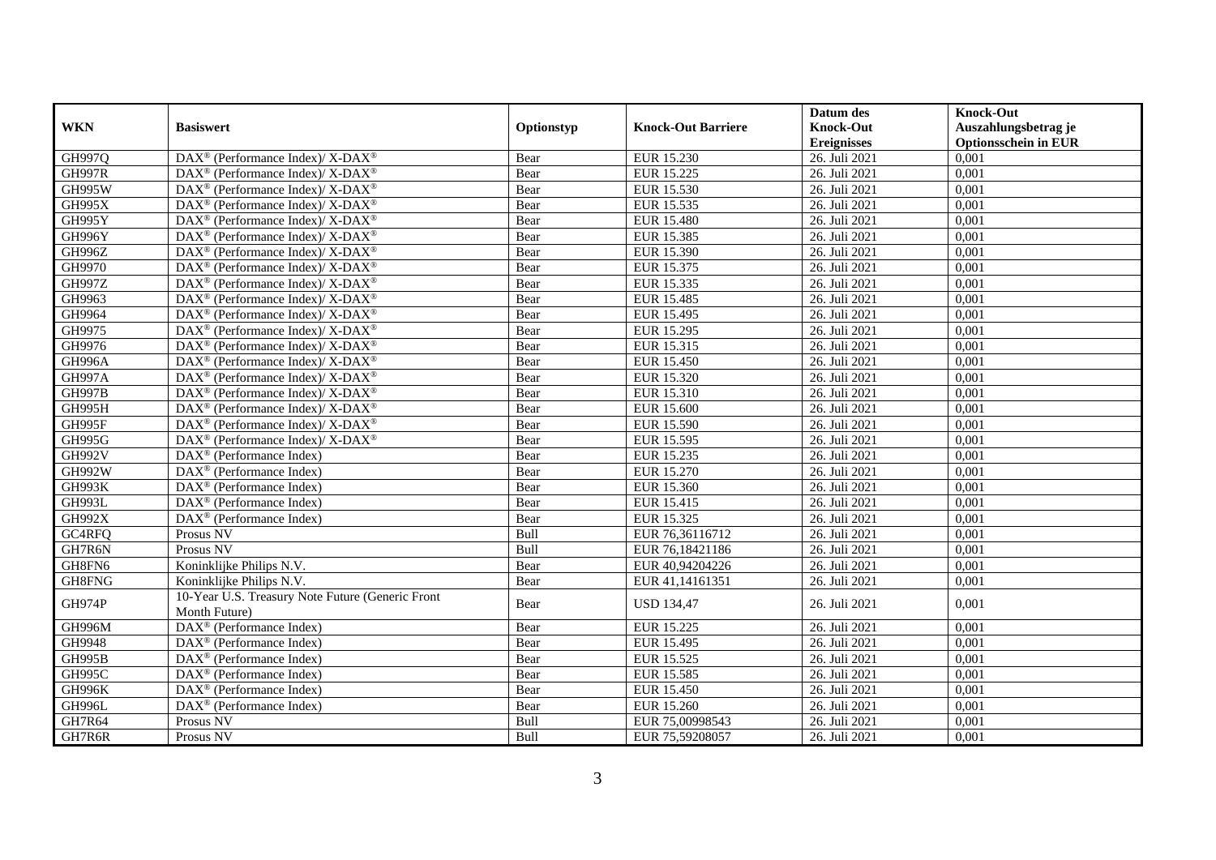| WKN | Basiswert | Optionstyp | Knock-Out Barriere | Datum des Knock-Out Ereignisses | Knock-Out Auszahlungsbetrag je Optionsschein in EUR |
|---|---|---|---|---|---|
| GH997Q | DAX® (Performance Index)/ X-DAX® | Bear | EUR 15.230 | 26. Juli 2021 | 0,001 |
| GH997R | DAX® (Performance Index)/ X-DAX® | Bear | EUR 15.225 | 26. Juli 2021 | 0,001 |
| GH995W | DAX® (Performance Index)/ X-DAX® | Bear | EUR 15.530 | 26. Juli 2021 | 0,001 |
| GH995X | DAX® (Performance Index)/ X-DAX® | Bear | EUR 15.535 | 26. Juli 2021 | 0,001 |
| GH995Y | DAX® (Performance Index)/ X-DAX® | Bear | EUR 15.480 | 26. Juli 2021 | 0,001 |
| GH996Y | DAX® (Performance Index)/ X-DAX® | Bear | EUR 15.385 | 26. Juli 2021 | 0,001 |
| GH996Z | DAX® (Performance Index)/ X-DAX® | Bear | EUR 15.390 | 26. Juli 2021 | 0,001 |
| GH9970 | DAX® (Performance Index)/ X-DAX® | Bear | EUR 15.375 | 26. Juli 2021 | 0,001 |
| GH997Z | DAX® (Performance Index)/ X-DAX® | Bear | EUR 15.335 | 26. Juli 2021 | 0,001 |
| GH9963 | DAX® (Performance Index)/ X-DAX® | Bear | EUR 15.485 | 26. Juli 2021 | 0,001 |
| GH9964 | DAX® (Performance Index)/ X-DAX® | Bear | EUR 15.495 | 26. Juli 2021 | 0,001 |
| GH9975 | DAX® (Performance Index)/ X-DAX® | Bear | EUR 15.295 | 26. Juli 2021 | 0,001 |
| GH9976 | DAX® (Performance Index)/ X-DAX® | Bear | EUR 15.315 | 26. Juli 2021 | 0,001 |
| GH996A | DAX® (Performance Index)/ X-DAX® | Bear | EUR 15.450 | 26. Juli 2021 | 0,001 |
| GH997A | DAX® (Performance Index)/ X-DAX® | Bear | EUR 15.320 | 26. Juli 2021 | 0,001 |
| GH997B | DAX® (Performance Index)/ X-DAX® | Bear | EUR 15.310 | 26. Juli 2021 | 0,001 |
| GH995H | DAX® (Performance Index)/ X-DAX® | Bear | EUR 15.600 | 26. Juli 2021 | 0,001 |
| GH995F | DAX® (Performance Index)/ X-DAX® | Bear | EUR 15.590 | 26. Juli 2021 | 0,001 |
| GH995G | DAX® (Performance Index)/ X-DAX® | Bear | EUR 15.595 | 26. Juli 2021 | 0,001 |
| GH992V | DAX® (Performance Index) | Bear | EUR 15.235 | 26. Juli 2021 | 0,001 |
| GH992W | DAX® (Performance Index) | Bear | EUR 15.270 | 26. Juli 2021 | 0,001 |
| GH993K | DAX® (Performance Index) | Bear | EUR 15.360 | 26. Juli 2021 | 0,001 |
| GH993L | DAX® (Performance Index) | Bear | EUR 15.415 | 26. Juli 2021 | 0,001 |
| GH992X | DAX® (Performance Index) | Bear | EUR 15.325 | 26. Juli 2021 | 0,001 |
| GC4RFQ | Prosus NV | Bull | EUR 76,36116712 | 26. Juli 2021 | 0,001 |
| GH7R6N | Prosus NV | Bull | EUR 76,18421186 | 26. Juli 2021 | 0,001 |
| GH8FN6 | Koninklijke Philips N.V. | Bear | EUR 40,94204226 | 26. Juli 2021 | 0,001 |
| GH8FNG | Koninklijke Philips N.V. | Bear | EUR 41,14161351 | 26. Juli 2021 | 0,001 |
| GH974P | 10-Year U.S. Treasury Note Future (Generic Front Month Future) | Bear | USD 134,47 | 26. Juli 2021 | 0,001 |
| GH996M | DAX® (Performance Index) | Bear | EUR 15.225 | 26. Juli 2021 | 0,001 |
| GH9948 | DAX® (Performance Index) | Bear | EUR 15.495 | 26. Juli 2021 | 0,001 |
| GH995B | DAX® (Performance Index) | Bear | EUR 15.525 | 26. Juli 2021 | 0,001 |
| GH995C | DAX® (Performance Index) | Bear | EUR 15.585 | 26. Juli 2021 | 0,001 |
| GH996K | DAX® (Performance Index) | Bear | EUR 15.450 | 26. Juli 2021 | 0,001 |
| GH996L | DAX® (Performance Index) | Bear | EUR 15.260 | 26. Juli 2021 | 0,001 |
| GH7R64 | Prosus NV | Bull | EUR 75,00998543 | 26. Juli 2021 | 0,001 |
| GH7R6R | Prosus NV | Bull | EUR 75,59208057 | 26. Juli 2021 | 0,001 |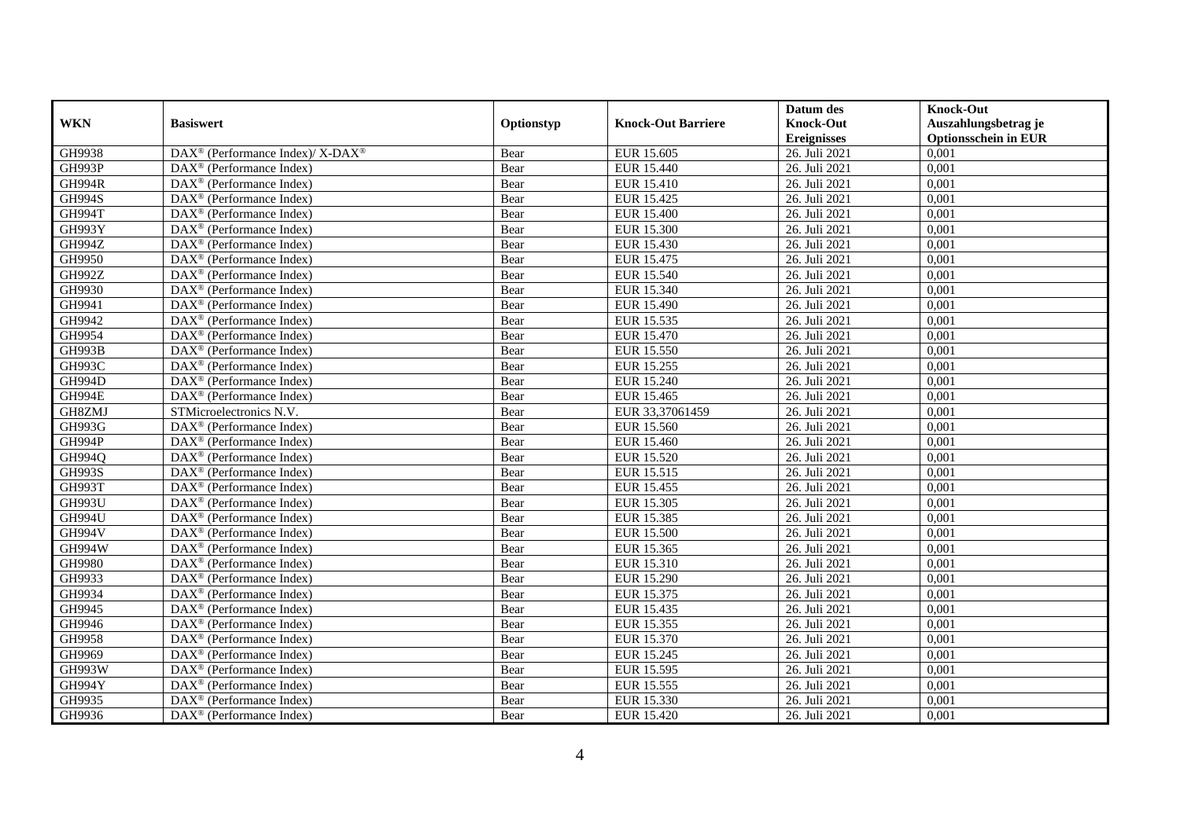| WKN | Basiswert | Optionstyp | Knock-Out Barriere | Datum des Knock-Out Ereignisses | Knock-Out Auszahlungsbetrag je Optionsschein in EUR |
|---|---|---|---|---|---|
| GH9938 | DAX® (Performance Index)/ X-DAX® | Bear | EUR 15.605 | 26. Juli 2021 | 0,001 |
| GH993P | DAX® (Performance Index) | Bear | EUR 15.440 | 26. Juli 2021 | 0,001 |
| GH994R | DAX® (Performance Index) | Bear | EUR 15.410 | 26. Juli 2021 | 0,001 |
| GH994S | DAX® (Performance Index) | Bear | EUR 15.425 | 26. Juli 2021 | 0,001 |
| GH994T | DAX® (Performance Index) | Bear | EUR 15.400 | 26. Juli 2021 | 0,001 |
| GH993Y | DAX® (Performance Index) | Bear | EUR 15.300 | 26. Juli 2021 | 0,001 |
| GH994Z | DAX® (Performance Index) | Bear | EUR 15.430 | 26. Juli 2021 | 0,001 |
| GH9950 | DAX® (Performance Index) | Bear | EUR 15.475 | 26. Juli 2021 | 0,001 |
| GH992Z | DAX® (Performance Index) | Bear | EUR 15.540 | 26. Juli 2021 | 0,001 |
| GH9930 | DAX® (Performance Index) | Bear | EUR 15.340 | 26. Juli 2021 | 0,001 |
| GH9941 | DAX® (Performance Index) | Bear | EUR 15.490 | 26. Juli 2021 | 0,001 |
| GH9942 | DAX® (Performance Index) | Bear | EUR 15.535 | 26. Juli 2021 | 0,001 |
| GH9954 | DAX® (Performance Index) | Bear | EUR 15.470 | 26. Juli 2021 | 0,001 |
| GH993B | DAX® (Performance Index) | Bear | EUR 15.550 | 26. Juli 2021 | 0,001 |
| GH993C | DAX® (Performance Index) | Bear | EUR 15.255 | 26. Juli 2021 | 0,001 |
| GH994D | DAX® (Performance Index) | Bear | EUR 15.240 | 26. Juli 2021 | 0,001 |
| GH994E | DAX® (Performance Index) | Bear | EUR 15.465 | 26. Juli 2021 | 0,001 |
| GH8ZMJ | STMicroelectronics N.V. | Bear | EUR 33,37061459 | 26. Juli 2021 | 0,001 |
| GH993G | DAX® (Performance Index) | Bear | EUR 15.560 | 26. Juli 2021 | 0,001 |
| GH994P | DAX® (Performance Index) | Bear | EUR 15.460 | 26. Juli 2021 | 0,001 |
| GH994Q | DAX® (Performance Index) | Bear | EUR 15.520 | 26. Juli 2021 | 0,001 |
| GH993S | DAX® (Performance Index) | Bear | EUR 15.515 | 26. Juli 2021 | 0,001 |
| GH993T | DAX® (Performance Index) | Bear | EUR 15.455 | 26. Juli 2021 | 0,001 |
| GH993U | DAX® (Performance Index) | Bear | EUR 15.305 | 26. Juli 2021 | 0,001 |
| GH994U | DAX® (Performance Index) | Bear | EUR 15.385 | 26. Juli 2021 | 0,001 |
| GH994V | DAX® (Performance Index) | Bear | EUR 15.500 | 26. Juli 2021 | 0,001 |
| GH994W | DAX® (Performance Index) | Bear | EUR 15.365 | 26. Juli 2021 | 0,001 |
| GH9980 | DAX® (Performance Index) | Bear | EUR 15.310 | 26. Juli 2021 | 0,001 |
| GH9933 | DAX® (Performance Index) | Bear | EUR 15.290 | 26. Juli 2021 | 0,001 |
| GH9934 | DAX® (Performance Index) | Bear | EUR 15.375 | 26. Juli 2021 | 0,001 |
| GH9945 | DAX® (Performance Index) | Bear | EUR 15.435 | 26. Juli 2021 | 0,001 |
| GH9946 | DAX® (Performance Index) | Bear | EUR 15.355 | 26. Juli 2021 | 0,001 |
| GH9958 | DAX® (Performance Index) | Bear | EUR 15.370 | 26. Juli 2021 | 0,001 |
| GH9969 | DAX® (Performance Index) | Bear | EUR 15.245 | 26. Juli 2021 | 0,001 |
| GH993W | DAX® (Performance Index) | Bear | EUR 15.595 | 26. Juli 2021 | 0,001 |
| GH994Y | DAX® (Performance Index) | Bear | EUR 15.555 | 26. Juli 2021 | 0,001 |
| GH9935 | DAX® (Performance Index) | Bear | EUR 15.330 | 26. Juli 2021 | 0,001 |
| GH9936 | DAX® (Performance Index) | Bear | EUR 15.420 | 26. Juli 2021 | 0,001 |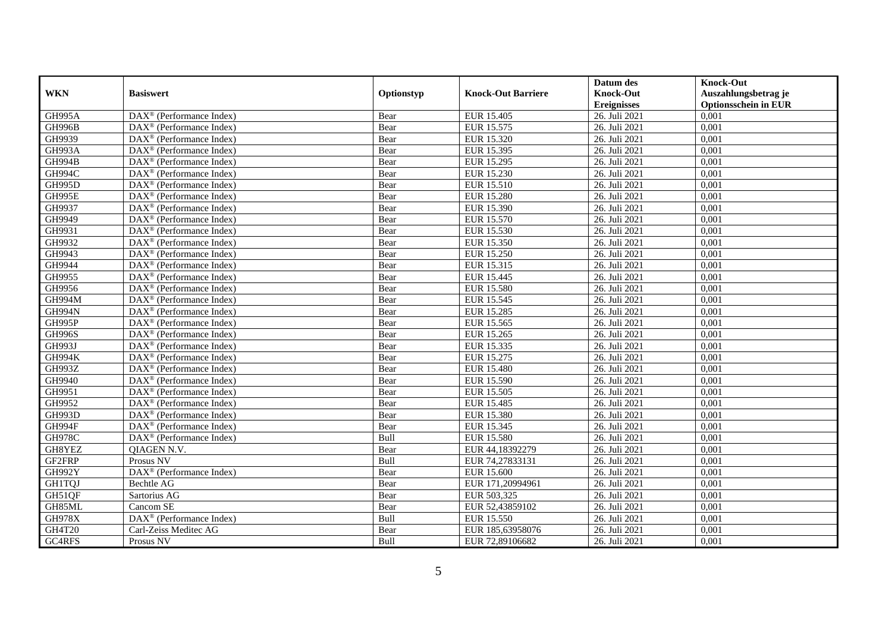| WKN | Basiswert | Optionstyp | Knock-Out Barriere | Datum des Knock-Out Ereignisses | Knock-Out Auszahlungsbetrag je Optionsschein in EUR |
|---|---|---|---|---|---|
| GH995A | DAX® (Performance Index) | Bear | EUR 15.405 | 26. Juli 2021 | 0,001 |
| GH996B | DAX® (Performance Index) | Bear | EUR 15.575 | 26. Juli 2021 | 0,001 |
| GH9939 | DAX® (Performance Index) | Bear | EUR 15.320 | 26. Juli 2021 | 0,001 |
| GH993A | DAX® (Performance Index) | Bear | EUR 15.395 | 26. Juli 2021 | 0,001 |
| GH994B | DAX® (Performance Index) | Bear | EUR 15.295 | 26. Juli 2021 | 0,001 |
| GH994C | DAX® (Performance Index) | Bear | EUR 15.230 | 26. Juli 2021 | 0,001 |
| GH995D | DAX® (Performance Index) | Bear | EUR 15.510 | 26. Juli 2021 | 0,001 |
| GH995E | DAX® (Performance Index) | Bear | EUR 15.280 | 26. Juli 2021 | 0,001 |
| GH9937 | DAX® (Performance Index) | Bear | EUR 15.390 | 26. Juli 2021 | 0,001 |
| GH9949 | DAX® (Performance Index) | Bear | EUR 15.570 | 26. Juli 2021 | 0,001 |
| GH9931 | DAX® (Performance Index) | Bear | EUR 15.530 | 26. Juli 2021 | 0,001 |
| GH9932 | DAX® (Performance Index) | Bear | EUR 15.350 | 26. Juli 2021 | 0,001 |
| GH9943 | DAX® (Performance Index) | Bear | EUR 15.250 | 26. Juli 2021 | 0,001 |
| GH9944 | DAX® (Performance Index) | Bear | EUR 15.315 | 26. Juli 2021 | 0,001 |
| GH9955 | DAX® (Performance Index) | Bear | EUR 15.445 | 26. Juli 2021 | 0,001 |
| GH9956 | DAX® (Performance Index) | Bear | EUR 15.580 | 26. Juli 2021 | 0,001 |
| GH994M | DAX® (Performance Index) | Bear | EUR 15.545 | 26. Juli 2021 | 0,001 |
| GH994N | DAX® (Performance Index) | Bear | EUR 15.285 | 26. Juli 2021 | 0,001 |
| GH995P | DAX® (Performance Index) | Bear | EUR 15.565 | 26. Juli 2021 | 0,001 |
| GH996S | DAX® (Performance Index) | Bear | EUR 15.265 | 26. Juli 2021 | 0,001 |
| GH993J | DAX® (Performance Index) | Bear | EUR 15.335 | 26. Juli 2021 | 0,001 |
| GH994K | DAX® (Performance Index) | Bear | EUR 15.275 | 26. Juli 2021 | 0,001 |
| GH993Z | DAX® (Performance Index) | Bear | EUR 15.480 | 26. Juli 2021 | 0,001 |
| GH9940 | DAX® (Performance Index) | Bear | EUR 15.590 | 26. Juli 2021 | 0,001 |
| GH9951 | DAX® (Performance Index) | Bear | EUR 15.505 | 26. Juli 2021 | 0,001 |
| GH9952 | DAX® (Performance Index) | Bear | EUR 15.485 | 26. Juli 2021 | 0,001 |
| GH993D | DAX® (Performance Index) | Bear | EUR 15.380 | 26. Juli 2021 | 0,001 |
| GH994F | DAX® (Performance Index) | Bear | EUR 15.345 | 26. Juli 2021 | 0,001 |
| GH978C | DAX® (Performance Index) | Bull | EUR 15.580 | 26. Juli 2021 | 0,001 |
| GH8YEZ | QIAGEN N.V. | Bear | EUR 44,18392279 | 26. Juli 2021 | 0,001 |
| GF2FRP | Prosus NV | Bull | EUR 74,27833131 | 26. Juli 2021 | 0,001 |
| GH992Y | DAX® (Performance Index) | Bear | EUR 15.600 | 26. Juli 2021 | 0,001 |
| GH1TQJ | Bechtle AG | Bear | EUR 171,20994961 | 26. Juli 2021 | 0,001 |
| GH51QF | Sartorius AG | Bear | EUR 503,325 | 26. Juli 2021 | 0,001 |
| GH85ML | Cancom SE | Bear | EUR 52,43859102 | 26. Juli 2021 | 0,001 |
| GH978X | DAX® (Performance Index) | Bull | EUR 15.550 | 26. Juli 2021 | 0,001 |
| GH4T20 | Carl-Zeiss Meditec AG | Bear | EUR 185,63958076 | 26. Juli 2021 | 0,001 |
| GC4RFS | Prosus NV | Bull | EUR 72,89106682 | 26. Juli 2021 | 0,001 |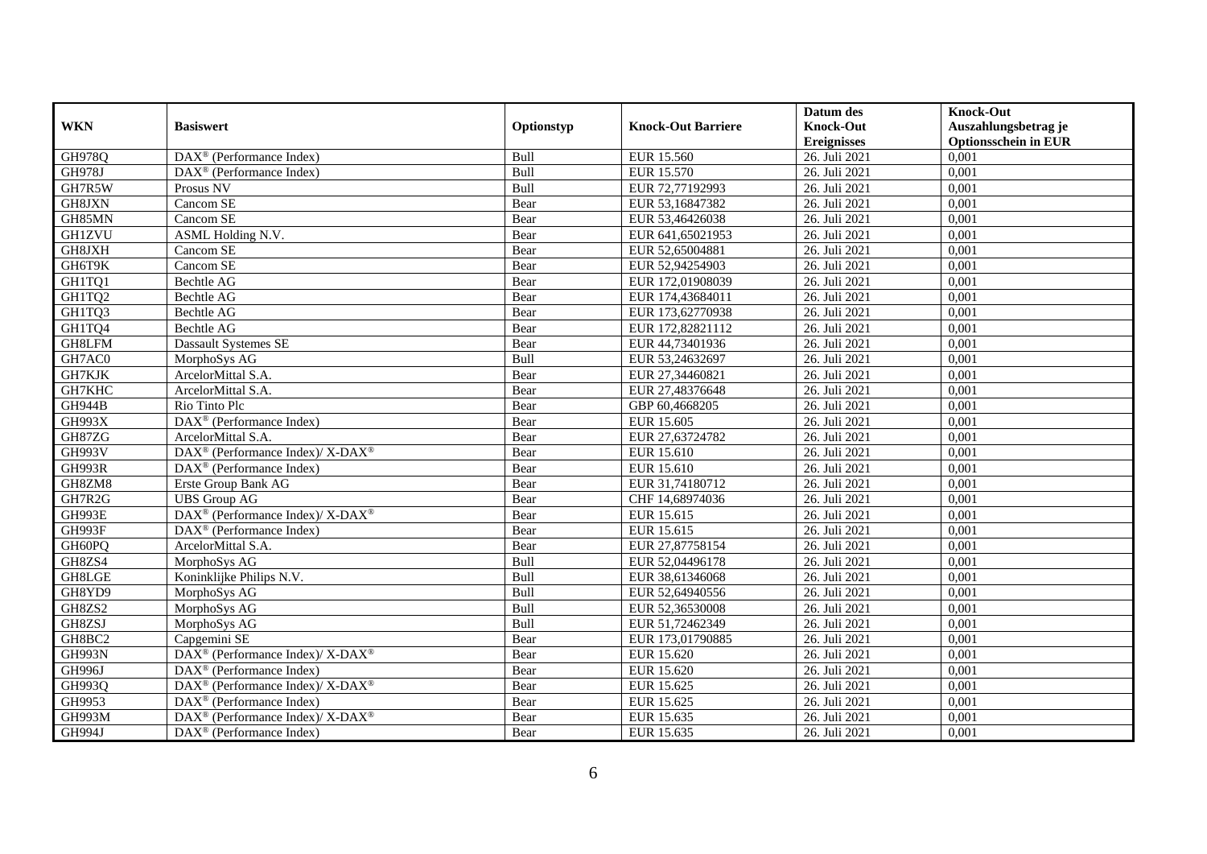| WKN | Basiswert | Optionstyp | Knock-Out Barriere | Datum des Knock-Out Ereignisses | Knock-Out Auszahlungsbetrag je Optionsschein in EUR |
|---|---|---|---|---|---|
| GH978Q | DAX® (Performance Index) | Bull | EUR 15.560 | 26. Juli 2021 | 0,001 |
| GH978J | DAX® (Performance Index) | Bull | EUR 15.570 | 26. Juli 2021 | 0,001 |
| GH7R5W | Prosus NV | Bull | EUR 72,77192993 | 26. Juli 2021 | 0,001 |
| GH8JXN | Cancom SE | Bear | EUR 53,16847382 | 26. Juli 2021 | 0,001 |
| GH85MN | Cancom SE | Bear | EUR 53,46426038 | 26. Juli 2021 | 0,001 |
| GH1ZVU | ASML Holding N.V. | Bear | EUR 641,65021953 | 26. Juli 2021 | 0,001 |
| GH8JXH | Cancom SE | Bear | EUR 52,65004881 | 26. Juli 2021 | 0,001 |
| GH6T9K | Cancom SE | Bear | EUR 52,94254903 | 26. Juli 2021 | 0,001 |
| GH1TQ1 | Bechtle AG | Bear | EUR 172,01908039 | 26. Juli 2021 | 0,001 |
| GH1TQ2 | Bechtle AG | Bear | EUR 174,43684011 | 26. Juli 2021 | 0,001 |
| GH1TQ3 | Bechtle AG | Bear | EUR 173,62770938 | 26. Juli 2021 | 0,001 |
| GH1TQ4 | Bechtle AG | Bear | EUR 172,82821112 | 26. Juli 2021 | 0,001 |
| GH8LFM | Dassault Systemes SE | Bear | EUR 44,73401936 | 26. Juli 2021 | 0,001 |
| GH7AC0 | MorphoSys AG | Bull | EUR 53,24632697 | 26. Juli 2021 | 0,001 |
| GH7KJK | ArcelorMittal S.A. | Bear | EUR 27,34460821 | 26. Juli 2021 | 0,001 |
| GH7KHC | ArcelorMittal S.A. | Bear | EUR 27,48376648 | 26. Juli 2021 | 0,001 |
| GH944B | Rio Tinto Plc | Bear | GBP 60,4668205 | 26. Juli 2021 | 0,001 |
| GH993X | DAX® (Performance Index) | Bear | EUR 15.605 | 26. Juli 2021 | 0,001 |
| GH87ZG | ArcelorMittal S.A. | Bear | EUR 27,63724782 | 26. Juli 2021 | 0,001 |
| GH993V | DAX® (Performance Index)/ X-DAX® | Bear | EUR 15.610 | 26. Juli 2021 | 0,001 |
| GH993R | DAX® (Performance Index) | Bear | EUR 15.610 | 26. Juli 2021 | 0,001 |
| GH8ZM8 | Erste Group Bank AG | Bear | EUR 31,74180712 | 26. Juli 2021 | 0,001 |
| GH7R2G | UBS Group AG | Bear | CHF 14,68974036 | 26. Juli 2021 | 0,001 |
| GH993E | DAX® (Performance Index)/ X-DAX® | Bear | EUR 15.615 | 26. Juli 2021 | 0,001 |
| GH993F | DAX® (Performance Index) | Bear | EUR 15.615 | 26. Juli 2021 | 0,001 |
| GH60PQ | ArcelorMittal S.A. | Bear | EUR 27,87758154 | 26. Juli 2021 | 0,001 |
| GH8ZS4 | MorphoSys AG | Bull | EUR 52,04496178 | 26. Juli 2021 | 0,001 |
| GH8LGE | Koninklijke Philips N.V. | Bull | EUR 38,61346068 | 26. Juli 2021 | 0,001 |
| GH8YD9 | MorphoSys AG | Bull | EUR 52,64940556 | 26. Juli 2021 | 0,001 |
| GH8ZS2 | MorphoSys AG | Bull | EUR 52,36530008 | 26. Juli 2021 | 0,001 |
| GH8ZSJ | MorphoSys AG | Bull | EUR 51,72462349 | 26. Juli 2021 | 0,001 |
| GH8BC2 | Capgemini SE | Bear | EUR 173,01790885 | 26. Juli 2021 | 0,001 |
| GH993N | DAX® (Performance Index)/ X-DAX® | Bear | EUR 15.620 | 26. Juli 2021 | 0,001 |
| GH996J | DAX® (Performance Index) | Bear | EUR 15.620 | 26. Juli 2021 | 0,001 |
| GH993Q | DAX® (Performance Index)/ X-DAX® | Bear | EUR 15.625 | 26. Juli 2021 | 0,001 |
| GH9953 | DAX® (Performance Index) | Bear | EUR 15.625 | 26. Juli 2021 | 0,001 |
| GH993M | DAX® (Performance Index)/ X-DAX® | Bear | EUR 15.635 | 26. Juli 2021 | 0,001 |
| GH994J | DAX® (Performance Index) | Bear | EUR 15.635 | 26. Juli 2021 | 0,001 |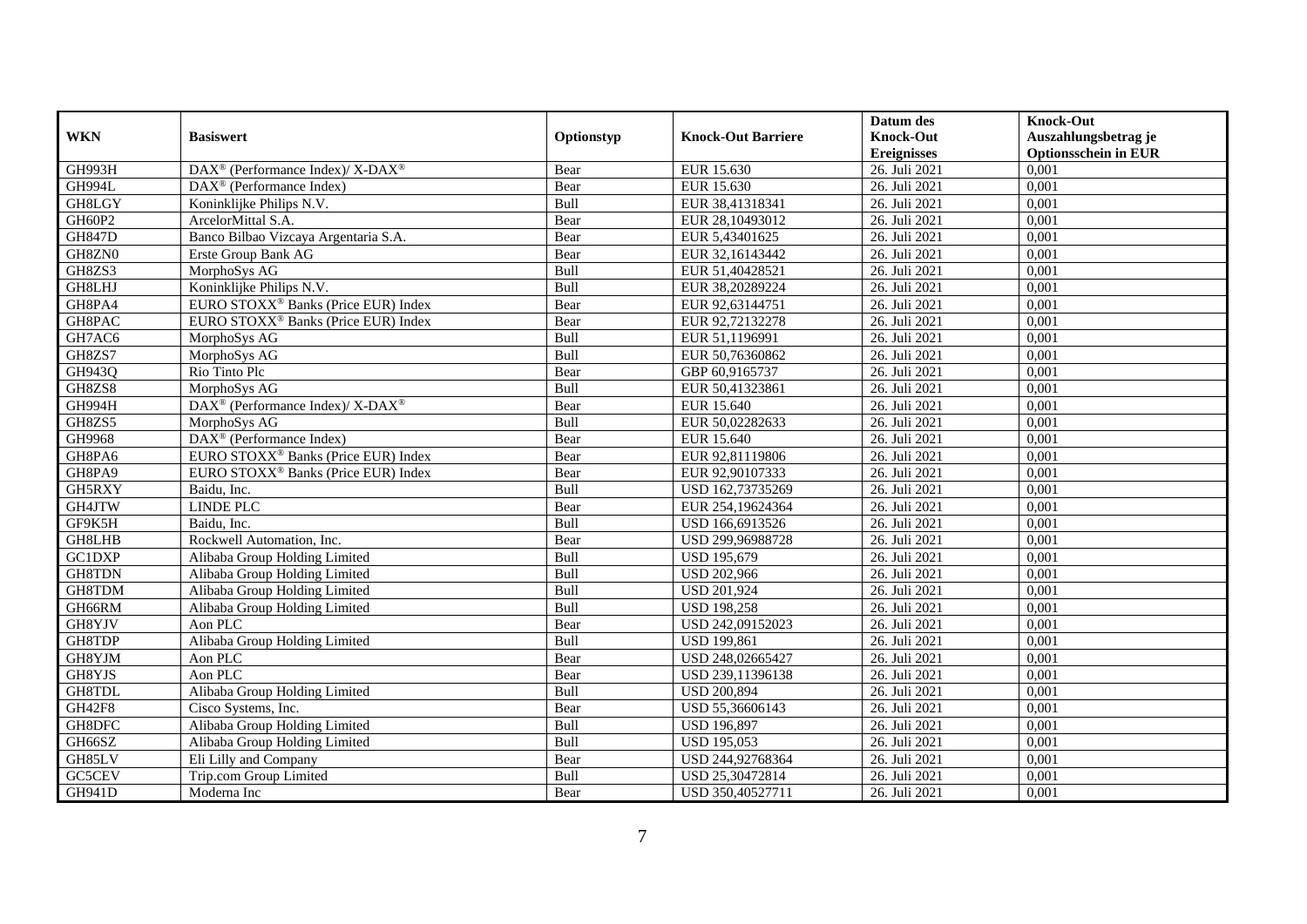| WKN | Basiswert | Optionstyp | Knock-Out Barriere | Datum des Knock-Out Ereignisses | Knock-Out Auszahlungsbetrag je Optionsschein in EUR |
|---|---|---|---|---|---|
| GH993H | DAX® (Performance Index)/ X-DAX® | Bear | EUR 15.630 | 26. Juli 2021 | 0,001 |
| GH994L | DAX® (Performance Index) | Bear | EUR 15.630 | 26. Juli 2021 | 0,001 |
| GH8LGY | Koninklijke Philips N.V. | Bull | EUR 38,41318341 | 26. Juli 2021 | 0,001 |
| GH60P2 | ArcelorMittal S.A. | Bear | EUR 28,10493012 | 26. Juli 2021 | 0,001 |
| GH847D | Banco Bilbao Vizcaya Argentaria S.A. | Bear | EUR 5,43401625 | 26. Juli 2021 | 0,001 |
| GH8ZN0 | Erste Group Bank AG | Bear | EUR 32,16143442 | 26. Juli 2021 | 0,001 |
| GH8ZS3 | MorphoSys AG | Bull | EUR 51,40428521 | 26. Juli 2021 | 0,001 |
| GH8LHJ | Koninklijke Philips N.V. | Bull | EUR 38,20289224 | 26. Juli 2021 | 0,001 |
| GH8PA4 | EURO STOXX® Banks (Price EUR) Index | Bear | EUR 92,63144751 | 26. Juli 2021 | 0,001 |
| GH8PAC | EURO STOXX® Banks (Price EUR) Index | Bear | EUR 92,72132278 | 26. Juli 2021 | 0,001 |
| GH7AC6 | MorphoSys AG | Bull | EUR 51,1196991 | 26. Juli 2021 | 0,001 |
| GH8ZS7 | MorphoSys AG | Bull | EUR 50,76360862 | 26. Juli 2021 | 0,001 |
| GH943Q | Rio Tinto Plc | Bear | GBP 60,9165737 | 26. Juli 2021 | 0,001 |
| GH8ZS8 | MorphoSys AG | Bull | EUR 50,41323861 | 26. Juli 2021 | 0,001 |
| GH994H | DAX® (Performance Index)/ X-DAX® | Bear | EUR 15.640 | 26. Juli 2021 | 0,001 |
| GH8ZS5 | MorphoSys AG | Bull | EUR 50,02282633 | 26. Juli 2021 | 0,001 |
| GH9968 | DAX® (Performance Index) | Bear | EUR 15.640 | 26. Juli 2021 | 0,001 |
| GH8PA6 | EURO STOXX® Banks (Price EUR) Index | Bear | EUR 92,81119806 | 26. Juli 2021 | 0,001 |
| GH8PA9 | EURO STOXX® Banks (Price EUR) Index | Bear | EUR 92,90107333 | 26. Juli 2021 | 0,001 |
| GH5RXY | Baidu, Inc. | Bull | USD 162,73735269 | 26. Juli 2021 | 0,001 |
| GH4JTW | LINDE PLC | Bear | EUR 254,19624364 | 26. Juli 2021 | 0,001 |
| GF9K5H | Baidu, Inc. | Bull | USD 166,6913526 | 26. Juli 2021 | 0,001 |
| GH8LHB | Rockwell Automation, Inc. | Bear | USD 299,96988728 | 26. Juli 2021 | 0,001 |
| GC1DXP | Alibaba Group Holding Limited | Bull | USD 195,679 | 26. Juli 2021 | 0,001 |
| GH8TDN | Alibaba Group Holding Limited | Bull | USD 202,966 | 26. Juli 2021 | 0,001 |
| GH8TDM | Alibaba Group Holding Limited | Bull | USD 201,924 | 26. Juli 2021 | 0,001 |
| GH66RM | Alibaba Group Holding Limited | Bull | USD 198,258 | 26. Juli 2021 | 0,001 |
| GH8YJV | Aon PLC | Bear | USD 242,09152023 | 26. Juli 2021 | 0,001 |
| GH8TDP | Alibaba Group Holding Limited | Bull | USD 199,861 | 26. Juli 2021 | 0,001 |
| GH8YJM | Aon PLC | Bear | USD 248,02665427 | 26. Juli 2021 | 0,001 |
| GH8YJS | Aon PLC | Bear | USD 239,11396138 | 26. Juli 2021 | 0,001 |
| GH8TDL | Alibaba Group Holding Limited | Bull | USD 200,894 | 26. Juli 2021 | 0,001 |
| GH42F8 | Cisco Systems, Inc. | Bear | USD 55,36606143 | 26. Juli 2021 | 0,001 |
| GH8DFC | Alibaba Group Holding Limited | Bull | USD 196,897 | 26. Juli 2021 | 0,001 |
| GH66SZ | Alibaba Group Holding Limited | Bull | USD 195,053 | 26. Juli 2021 | 0,001 |
| GH85LV | Eli Lilly and Company | Bear | USD 244,92768364 | 26. Juli 2021 | 0,001 |
| GC5CEV | Trip.com Group Limited | Bull | USD 25,30472814 | 26. Juli 2021 | 0,001 |
| GH941D | Moderna Inc | Bear | USD 350,40527711 | 26. Juli 2021 | 0,001 |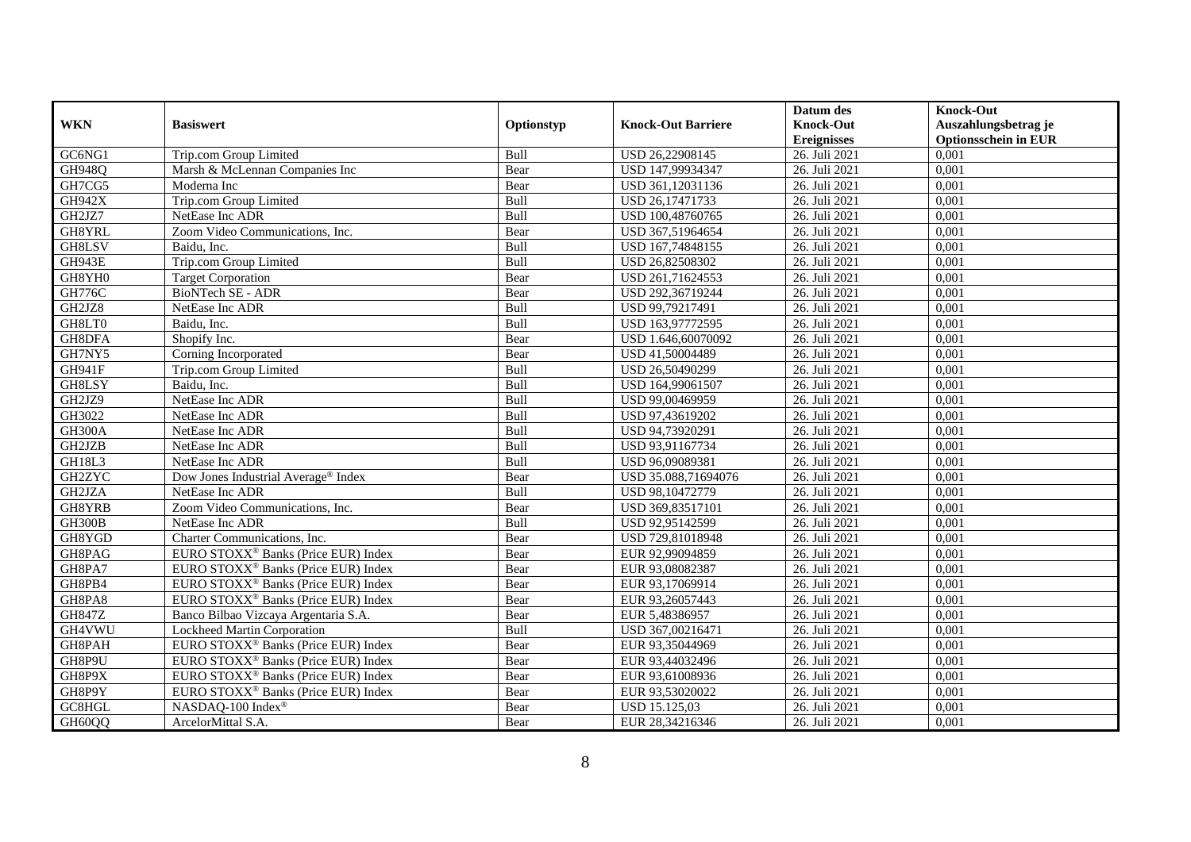| WKN | Basiswert | Optionstyp | Knock-Out Barriere | Datum des Knock-Out Ereignisses | Knock-Out Auszahlungsbetrag je Optionsschein in EUR |
|---|---|---|---|---|---|
| GC6NG1 | Trip.com Group Limited | Bull | USD 26,22908145 | 26. Juli 2021 | 0,001 |
| GH948Q | Marsh & McLennan Companies Inc | Bear | USD 147,99934347 | 26. Juli 2021 | 0,001 |
| GH7CG5 | Moderna Inc | Bear | USD 361,12031136 | 26. Juli 2021 | 0,001 |
| GH942X | Trip.com Group Limited | Bull | USD 26,17471733 | 26. Juli 2021 | 0,001 |
| GH2JZ7 | NetEase Inc ADR | Bull | USD 100,48760765 | 26. Juli 2021 | 0,001 |
| GH8YRL | Zoom Video Communications, Inc. | Bear | USD 367,51964654 | 26. Juli 2021 | 0,001 |
| GH8LSV | Baidu, Inc. | Bull | USD 167,74848155 | 26. Juli 2021 | 0,001 |
| GH943E | Trip.com Group Limited | Bull | USD 26,82508302 | 26. Juli 2021 | 0,001 |
| GH8YH0 | Target Corporation | Bear | USD 261,71624553 | 26. Juli 2021 | 0,001 |
| GH776C | BioNTech SE - ADR | Bear | USD 292,36719244 | 26. Juli 2021 | 0,001 |
| GH2JZ8 | NetEase Inc ADR | Bull | USD 99,79217491 | 26. Juli 2021 | 0,001 |
| GH8LT0 | Baidu, Inc. | Bull | USD 163,97772595 | 26. Juli 2021 | 0,001 |
| GH8DFA | Shopify Inc. | Bear | USD 1.646,60070092 | 26. Juli 2021 | 0,001 |
| GH7NY5 | Corning Incorporated | Bear | USD 41,50004489 | 26. Juli 2021 | 0,001 |
| GH941F | Trip.com Group Limited | Bull | USD 26,50490299 | 26. Juli 2021 | 0,001 |
| GH8LSY | Baidu, Inc. | Bull | USD 164,99061507 | 26. Juli 2021 | 0,001 |
| GH2JZ9 | NetEase Inc ADR | Bull | USD 99,00469959 | 26. Juli 2021 | 0,001 |
| GH3022 | NetEase Inc ADR | Bull | USD 97,43619202 | 26. Juli 2021 | 0,001 |
| GH300A | NetEase Inc ADR | Bull | USD 94,73920291 | 26. Juli 2021 | 0,001 |
| GH2JZB | NetEase Inc ADR | Bull | USD 93,91167734 | 26. Juli 2021 | 0,001 |
| GH18L3 | NetEase Inc ADR | Bull | USD 96,09089381 | 26. Juli 2021 | 0,001 |
| GH2ZYC | Dow Jones Industrial Average® Index | Bear | USD 35.088,71694076 | 26. Juli 2021 | 0,001 |
| GH2JZA | NetEase Inc ADR | Bull | USD 98,10472779 | 26. Juli 2021 | 0,001 |
| GH8YRB | Zoom Video Communications, Inc. | Bear | USD 369,83517101 | 26. Juli 2021 | 0,001 |
| GH300B | NetEase Inc ADR | Bull | USD 92,95142599 | 26. Juli 2021 | 0,001 |
| GH8YGD | Charter Communications, Inc. | Bear | USD 729,81018948 | 26. Juli 2021 | 0,001 |
| GH8PAG | EURO STOXX® Banks (Price EUR) Index | Bear | EUR 92,99094859 | 26. Juli 2021 | 0,001 |
| GH8PA7 | EURO STOXX® Banks (Price EUR) Index | Bear | EUR 93,08082387 | 26. Juli 2021 | 0,001 |
| GH8PB4 | EURO STOXX® Banks (Price EUR) Index | Bear | EUR 93,17069914 | 26. Juli 2021 | 0,001 |
| GH8PA8 | EURO STOXX® Banks (Price EUR) Index | Bear | EUR 93,26057443 | 26. Juli 2021 | 0,001 |
| GH847Z | Banco Bilbao Vizcaya Argentaria S.A. | Bear | EUR 5,48386957 | 26. Juli 2021 | 0,001 |
| GH4VWU | Lockheed Martin Corporation | Bull | USD 367,00216471 | 26. Juli 2021 | 0,001 |
| GH8PAH | EURO STOXX® Banks (Price EUR) Index | Bear | EUR 93,35044969 | 26. Juli 2021 | 0,001 |
| GH8P9U | EURO STOXX® Banks (Price EUR) Index | Bear | EUR 93,44032496 | 26. Juli 2021 | 0,001 |
| GH8P9X | EURO STOXX® Banks (Price EUR) Index | Bear | EUR 93,61008936 | 26. Juli 2021 | 0,001 |
| GH8P9Y | EURO STOXX® Banks (Price EUR) Index | Bear | EUR 93,53020022 | 26. Juli 2021 | 0,001 |
| GC8HGL | NASDAQ-100 Index® | Bear | USD 15.125,03 | 26. Juli 2021 | 0,001 |
| GH60QQ | ArcelorMittal S.A. | Bear | EUR 28,34216346 | 26. Juli 2021 | 0,001 |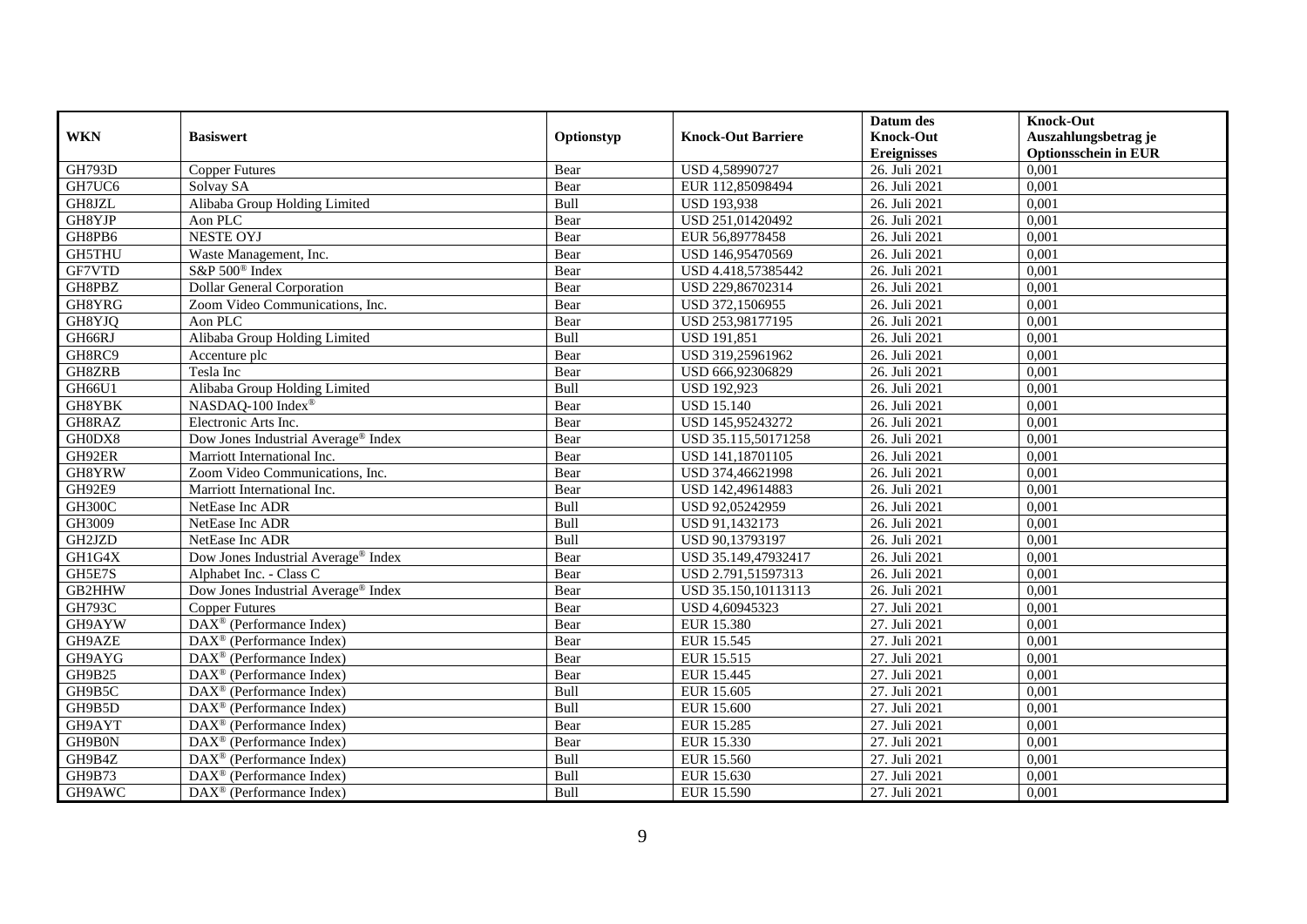| WKN | Basiswert | Optionstyp | Knock-Out Barriere | Datum des Knock-Out Ereignisses | Knock-Out Auszahlungsbetrag je Optionsschein in EUR |
|---|---|---|---|---|---|
| GH793D | Copper Futures | Bear | USD 4,58990727 | 26. Juli 2021 | 0,001 |
| GH7UC6 | Solvay SA | Bear | EUR 112,85098494 | 26. Juli 2021 | 0,001 |
| GH8JZL | Alibaba Group Holding Limited | Bull | USD 193,938 | 26. Juli 2021 | 0,001 |
| GH8YJP | Aon PLC | Bear | USD 251,01420492 | 26. Juli 2021 | 0,001 |
| GH8PB6 | NESTE OYJ | Bear | EUR 56,89778458 | 26. Juli 2021 | 0,001 |
| GH5THU | Waste Management, Inc. | Bear | USD 146,95470569 | 26. Juli 2021 | 0,001 |
| GF7VTD | S&P 500® Index | Bear | USD 4.418,57385442 | 26. Juli 2021 | 0,001 |
| GH8PBZ | Dollar General Corporation | Bear | USD 229,86702314 | 26. Juli 2021 | 0,001 |
| GH8YRG | Zoom Video Communications, Inc. | Bear | USD 372,1506955 | 26. Juli 2021 | 0,001 |
| GH8YJQ | Aon PLC | Bear | USD 253,98177195 | 26. Juli 2021 | 0,001 |
| GH66RJ | Alibaba Group Holding Limited | Bull | USD 191,851 | 26. Juli 2021 | 0,001 |
| GH8RC9 | Accenture plc | Bear | USD 319,25961962 | 26. Juli 2021 | 0,001 |
| GH8ZRB | Tesla Inc | Bear | USD 666,92306829 | 26. Juli 2021 | 0,001 |
| GH66U1 | Alibaba Group Holding Limited | Bull | USD 192,923 | 26. Juli 2021 | 0,001 |
| GH8YBK | NASDAQ-100 Index® | Bear | USD 15.140 | 26. Juli 2021 | 0,001 |
| GH8RAZ | Electronic Arts Inc. | Bear | USD 145,95243272 | 26. Juli 2021 | 0,001 |
| GH0DX8 | Dow Jones Industrial Average® Index | Bear | USD 35.115,50171258 | 26. Juli 2021 | 0,001 |
| GH92ER | Marriott International Inc. | Bear | USD 141,18701105 | 26. Juli 2021 | 0,001 |
| GH8YRW | Zoom Video Communications, Inc. | Bear | USD 374,46621998 | 26. Juli 2021 | 0,001 |
| GH92E9 | Marriott International Inc. | Bear | USD 142,49614883 | 26. Juli 2021 | 0,001 |
| GH300C | NetEase Inc ADR | Bull | USD 92,05242959 | 26. Juli 2021 | 0,001 |
| GH3009 | NetEase Inc ADR | Bull | USD 91,1432173 | 26. Juli 2021 | 0,001 |
| GH2JZD | NetEase Inc ADR | Bull | USD 90,13793197 | 26. Juli 2021 | 0,001 |
| GH1G4X | Dow Jones Industrial Average® Index | Bear | USD 35.149,47932417 | 26. Juli 2021 | 0,001 |
| GH5E7S | Alphabet Inc. - Class C | Bear | USD 2.791,51597313 | 26. Juli 2021 | 0,001 |
| GB2HHW | Dow Jones Industrial Average® Index | Bear | USD 35.150,10113113 | 26. Juli 2021 | 0,001 |
| GH793C | Copper Futures | Bear | USD 4,60945323 | 27. Juli 2021 | 0,001 |
| GH9AYW | DAX® (Performance Index) | Bear | EUR 15.380 | 27. Juli 2021 | 0,001 |
| GH9AZE | DAX® (Performance Index) | Bear | EUR 15.545 | 27. Juli 2021 | 0,001 |
| GH9AYG | DAX® (Performance Index) | Bear | EUR 15.515 | 27. Juli 2021 | 0,001 |
| GH9B25 | DAX® (Performance Index) | Bear | EUR 15.445 | 27. Juli 2021 | 0,001 |
| GH9B5C | DAX® (Performance Index) | Bull | EUR 15.605 | 27. Juli 2021 | 0,001 |
| GH9B5D | DAX® (Performance Index) | Bull | EUR 15.600 | 27. Juli 2021 | 0,001 |
| GH9AYT | DAX® (Performance Index) | Bear | EUR 15.285 | 27. Juli 2021 | 0,001 |
| GH9B0N | DAX® (Performance Index) | Bear | EUR 15.330 | 27. Juli 2021 | 0,001 |
| GH9B4Z | DAX® (Performance Index) | Bull | EUR 15.560 | 27. Juli 2021 | 0,001 |
| GH9B73 | DAX® (Performance Index) | Bull | EUR 15.630 | 27. Juli 2021 | 0,001 |
| GH9AWC | DAX® (Performance Index) | Bull | EUR 15.590 | 27. Juli 2021 | 0,001 |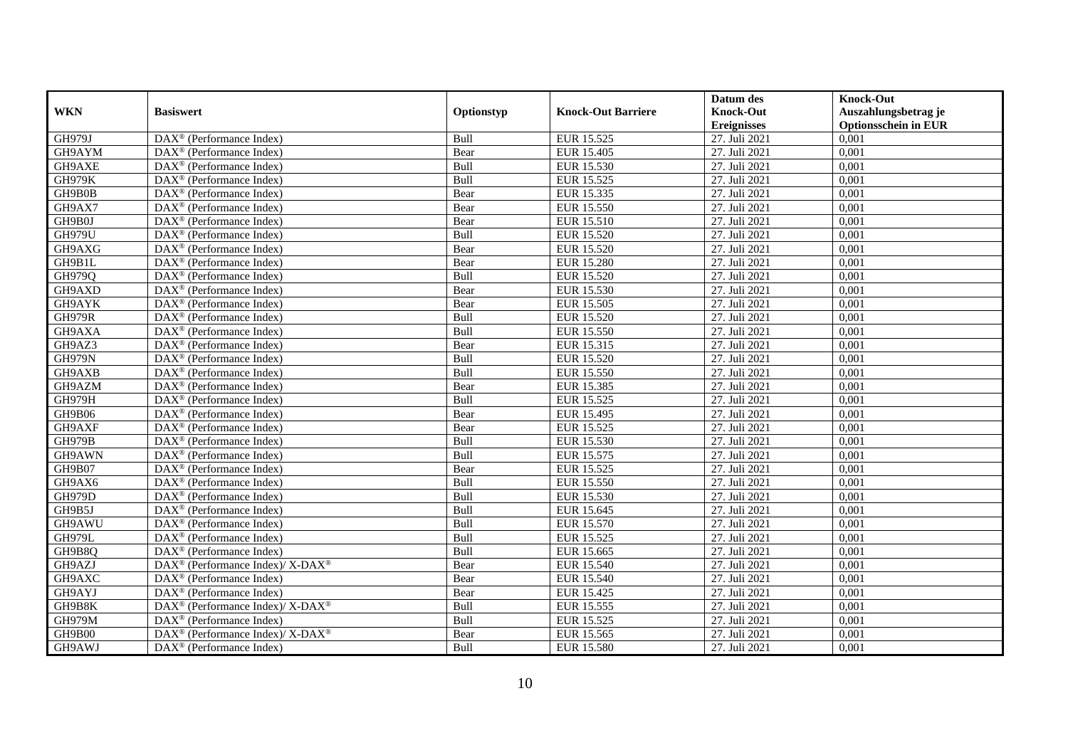| WKN | Basiswert | Optionstyp | Knock-Out Barriere | Datum des Knock-Out Ereignisses | Knock-Out Auszahlungsbetrag je Optionsschein in EUR |
|---|---|---|---|---|---|
| GH979J | DAX® (Performance Index) | Bull | EUR 15.525 | 27. Juli 2021 | 0,001 |
| GH9AYM | DAX® (Performance Index) | Bear | EUR 15.405 | 27. Juli 2021 | 0,001 |
| GH9AXE | DAX® (Performance Index) | Bull | EUR 15.530 | 27. Juli 2021 | 0,001 |
| GH979K | DAX® (Performance Index) | Bull | EUR 15.525 | 27. Juli 2021 | 0,001 |
| GH9B0B | DAX® (Performance Index) | Bear | EUR 15.335 | 27. Juli 2021 | 0,001 |
| GH9AX7 | DAX® (Performance Index) | Bear | EUR 15.550 | 27. Juli 2021 | 0,001 |
| GH9B0J | DAX® (Performance Index) | Bear | EUR 15.510 | 27. Juli 2021 | 0,001 |
| GH979U | DAX® (Performance Index) | Bull | EUR 15.520 | 27. Juli 2021 | 0,001 |
| GH9AXG | DAX® (Performance Index) | Bear | EUR 15.520 | 27. Juli 2021 | 0,001 |
| GH9B1L | DAX® (Performance Index) | Bear | EUR 15.280 | 27. Juli 2021 | 0,001 |
| GH979Q | DAX® (Performance Index) | Bull | EUR 15.520 | 27. Juli 2021 | 0,001 |
| GH9AXD | DAX® (Performance Index) | Bear | EUR 15.530 | 27. Juli 2021 | 0,001 |
| GH9AYK | DAX® (Performance Index) | Bear | EUR 15.505 | 27. Juli 2021 | 0,001 |
| GH979R | DAX® (Performance Index) | Bull | EUR 15.520 | 27. Juli 2021 | 0,001 |
| GH9AXA | DAX® (Performance Index) | Bull | EUR 15.550 | 27. Juli 2021 | 0,001 |
| GH9AZ3 | DAX® (Performance Index) | Bear | EUR 15.315 | 27. Juli 2021 | 0,001 |
| GH979N | DAX® (Performance Index) | Bull | EUR 15.520 | 27. Juli 2021 | 0,001 |
| GH9AXB | DAX® (Performance Index) | Bull | EUR 15.550 | 27. Juli 2021 | 0,001 |
| GH9AZM | DAX® (Performance Index) | Bear | EUR 15.385 | 27. Juli 2021 | 0,001 |
| GH979H | DAX® (Performance Index) | Bull | EUR 15.525 | 27. Juli 2021 | 0,001 |
| GH9B06 | DAX® (Performance Index) | Bear | EUR 15.495 | 27. Juli 2021 | 0,001 |
| GH9AXF | DAX® (Performance Index) | Bear | EUR 15.525 | 27. Juli 2021 | 0,001 |
| GH979B | DAX® (Performance Index) | Bull | EUR 15.530 | 27. Juli 2021 | 0,001 |
| GH9AWN | DAX® (Performance Index) | Bull | EUR 15.575 | 27. Juli 2021 | 0,001 |
| GH9B07 | DAX® (Performance Index) | Bear | EUR 15.525 | 27. Juli 2021 | 0,001 |
| GH9AX6 | DAX® (Performance Index) | Bull | EUR 15.550 | 27. Juli 2021 | 0,001 |
| GH979D | DAX® (Performance Index) | Bull | EUR 15.530 | 27. Juli 2021 | 0,001 |
| GH9B5J | DAX® (Performance Index) | Bull | EUR 15.645 | 27. Juli 2021 | 0,001 |
| GH9AWU | DAX® (Performance Index) | Bull | EUR 15.570 | 27. Juli 2021 | 0,001 |
| GH979L | DAX® (Performance Index) | Bull | EUR 15.525 | 27. Juli 2021 | 0,001 |
| GH9B8Q | DAX® (Performance Index) | Bull | EUR 15.665 | 27. Juli 2021 | 0,001 |
| GH9AZJ | DAX® (Performance Index)/ X-DAX® | Bear | EUR 15.540 | 27. Juli 2021 | 0,001 |
| GH9AXC | DAX® (Performance Index) | Bear | EUR 15.540 | 27. Juli 2021 | 0,001 |
| GH9AYJ | DAX® (Performance Index) | Bear | EUR 15.425 | 27. Juli 2021 | 0,001 |
| GH9B8K | DAX® (Performance Index)/ X-DAX® | Bull | EUR 15.555 | 27. Juli 2021 | 0,001 |
| GH979M | DAX® (Performance Index) | Bull | EUR 15.525 | 27. Juli 2021 | 0,001 |
| GH9B00 | DAX® (Performance Index)/ X-DAX® | Bear | EUR 15.565 | 27. Juli 2021 | 0,001 |
| GH9AWJ | DAX® (Performance Index) | Bull | EUR 15.580 | 27. Juli 2021 | 0,001 |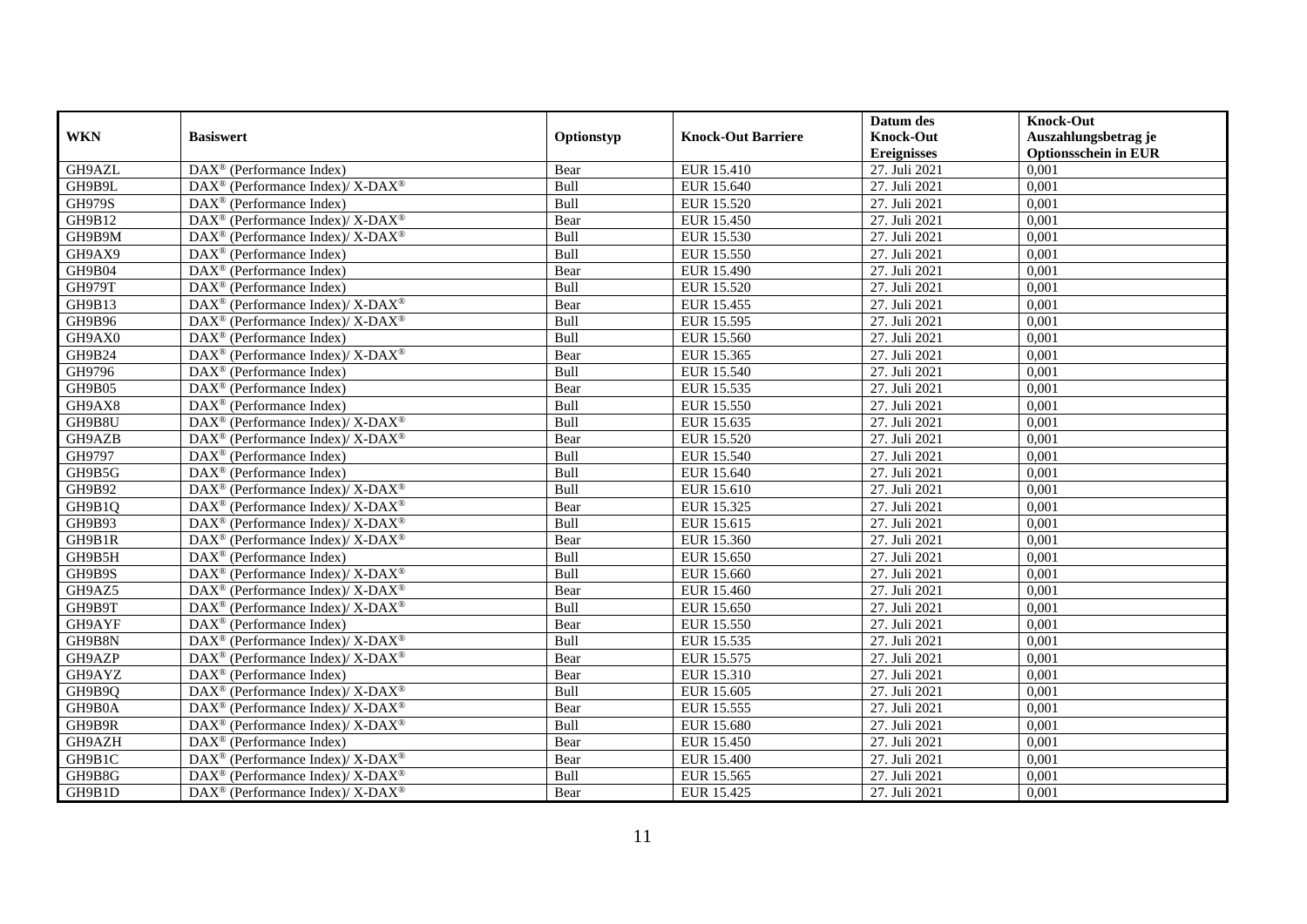| WKN | Basiswert | Optionstyp | Knock-Out Barriere | Datum des Knock-Out Ereignisses | Knock-Out Auszahlungsbetrag je Optionsschein in EUR |
|---|---|---|---|---|---|
| GH9AZL | DAX® (Performance Index) | Bear | EUR 15.410 | 27. Juli 2021 | 0,001 |
| GH9B9L | DAX® (Performance Index)/ X-DAX® | Bull | EUR 15.640 | 27. Juli 2021 | 0,001 |
| GH979S | DAX® (Performance Index) | Bull | EUR 15.520 | 27. Juli 2021 | 0,001 |
| GH9B12 | DAX® (Performance Index)/ X-DAX® | Bear | EUR 15.450 | 27. Juli 2021 | 0,001 |
| GH9B9M | DAX® (Performance Index)/ X-DAX® | Bull | EUR 15.530 | 27. Juli 2021 | 0,001 |
| GH9AX9 | DAX® (Performance Index) | Bull | EUR 15.550 | 27. Juli 2021 | 0,001 |
| GH9B04 | DAX® (Performance Index) | Bear | EUR 15.490 | 27. Juli 2021 | 0,001 |
| GH979T | DAX® (Performance Index) | Bull | EUR 15.520 | 27. Juli 2021 | 0,001 |
| GH9B13 | DAX® (Performance Index)/ X-DAX® | Bear | EUR 15.455 | 27. Juli 2021 | 0,001 |
| GH9B96 | DAX® (Performance Index)/ X-DAX® | Bull | EUR 15.595 | 27. Juli 2021 | 0,001 |
| GH9AX0 | DAX® (Performance Index) | Bull | EUR 15.560 | 27. Juli 2021 | 0,001 |
| GH9B24 | DAX® (Performance Index)/ X-DAX® | Bear | EUR 15.365 | 27. Juli 2021 | 0,001 |
| GH9796 | DAX® (Performance Index) | Bull | EUR 15.540 | 27. Juli 2021 | 0,001 |
| GH9B05 | DAX® (Performance Index) | Bear | EUR 15.535 | 27. Juli 2021 | 0,001 |
| GH9AX8 | DAX® (Performance Index) | Bull | EUR 15.550 | 27. Juli 2021 | 0,001 |
| GH9B8U | DAX® (Performance Index)/ X-DAX® | Bull | EUR 15.635 | 27. Juli 2021 | 0,001 |
| GH9AZB | DAX® (Performance Index)/ X-DAX® | Bear | EUR 15.520 | 27. Juli 2021 | 0,001 |
| GH9797 | DAX® (Performance Index) | Bull | EUR 15.540 | 27. Juli 2021 | 0,001 |
| GH9B5G | DAX® (Performance Index) | Bull | EUR 15.640 | 27. Juli 2021 | 0,001 |
| GH9B92 | DAX® (Performance Index)/ X-DAX® | Bull | EUR 15.610 | 27. Juli 2021 | 0,001 |
| GH9B1Q | DAX® (Performance Index)/ X-DAX® | Bear | EUR 15.325 | 27. Juli 2021 | 0,001 |
| GH9B93 | DAX® (Performance Index)/ X-DAX® | Bull | EUR 15.615 | 27. Juli 2021 | 0,001 |
| GH9B1R | DAX® (Performance Index)/ X-DAX® | Bear | EUR 15.360 | 27. Juli 2021 | 0,001 |
| GH9B5H | DAX® (Performance Index) | Bull | EUR 15.650 | 27. Juli 2021 | 0,001 |
| GH9B9S | DAX® (Performance Index)/ X-DAX® | Bull | EUR 15.660 | 27. Juli 2021 | 0,001 |
| GH9AZ5 | DAX® (Performance Index)/ X-DAX® | Bear | EUR 15.460 | 27. Juli 2021 | 0,001 |
| GH9B9T | DAX® (Performance Index)/ X-DAX® | Bull | EUR 15.650 | 27. Juli 2021 | 0,001 |
| GH9AYF | DAX® (Performance Index) | Bear | EUR 15.550 | 27. Juli 2021 | 0,001 |
| GH9B8N | DAX® (Performance Index)/ X-DAX® | Bull | EUR 15.535 | 27. Juli 2021 | 0,001 |
| GH9AZP | DAX® (Performance Index)/ X-DAX® | Bear | EUR 15.575 | 27. Juli 2021 | 0,001 |
| GH9AYZ | DAX® (Performance Index) | Bear | EUR 15.310 | 27. Juli 2021 | 0,001 |
| GH9B9Q | DAX® (Performance Index)/ X-DAX® | Bull | EUR 15.605 | 27. Juli 2021 | 0,001 |
| GH9B0A | DAX® (Performance Index)/ X-DAX® | Bear | EUR 15.555 | 27. Juli 2021 | 0,001 |
| GH9B9R | DAX® (Performance Index)/ X-DAX® | Bull | EUR 15.680 | 27. Juli 2021 | 0,001 |
| GH9AZH | DAX® (Performance Index) | Bear | EUR 15.450 | 27. Juli 2021 | 0,001 |
| GH9B1C | DAX® (Performance Index)/ X-DAX® | Bear | EUR 15.400 | 27. Juli 2021 | 0,001 |
| GH9B8G | DAX® (Performance Index)/ X-DAX® | Bull | EUR 15.565 | 27. Juli 2021 | 0,001 |
| GH9B1D | DAX® (Performance Index)/ X-DAX® | Bear | EUR 15.425 | 27. Juli 2021 | 0,001 |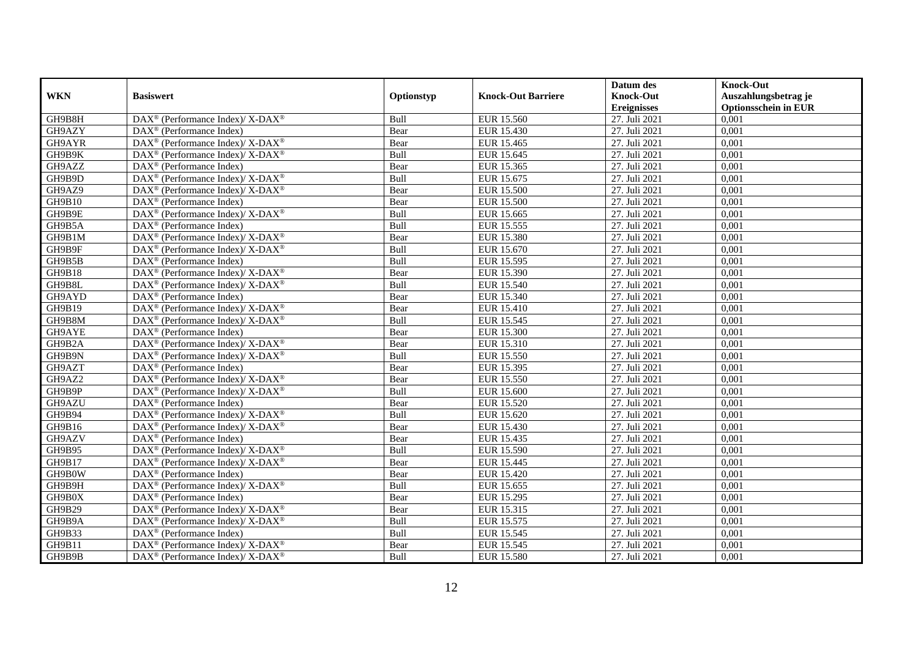| WKN | Basiswert | Optionstyp | Knock-Out Barriere | Datum des Knock-Out Ereignisses | Knock-Out Auszahlungsbetrag je Optionsschein in EUR |
|---|---|---|---|---|---|
| GH9B8H | DAX® (Performance Index)/ X-DAX® | Bull | EUR 15.560 | 27. Juli 2021 | 0,001 |
| GH9AZY | DAX® (Performance Index) | Bear | EUR 15.430 | 27. Juli 2021 | 0,001 |
| GH9AYR | DAX® (Performance Index)/ X-DAX® | Bear | EUR 15.465 | 27. Juli 2021 | 0,001 |
| GH9B9K | DAX® (Performance Index)/ X-DAX® | Bull | EUR 15.645 | 27. Juli 2021 | 0,001 |
| GH9AZZ | DAX® (Performance Index) | Bear | EUR 15.365 | 27. Juli 2021 | 0,001 |
| GH9B9D | DAX® (Performance Index)/ X-DAX® | Bull | EUR 15.675 | 27. Juli 2021 | 0,001 |
| GH9AZ9 | DAX® (Performance Index)/ X-DAX® | Bear | EUR 15.500 | 27. Juli 2021 | 0,001 |
| GH9B10 | DAX® (Performance Index) | Bear | EUR 15.500 | 27. Juli 2021 | 0,001 |
| GH9B9E | DAX® (Performance Index)/ X-DAX® | Bull | EUR 15.665 | 27. Juli 2021 | 0,001 |
| GH9B5A | DAX® (Performance Index) | Bull | EUR 15.555 | 27. Juli 2021 | 0,001 |
| GH9B1M | DAX® (Performance Index)/ X-DAX® | Bear | EUR 15.380 | 27. Juli 2021 | 0,001 |
| GH9B9F | DAX® (Performance Index)/ X-DAX® | Bull | EUR 15.670 | 27. Juli 2021 | 0,001 |
| GH9B5B | DAX® (Performance Index) | Bull | EUR 15.595 | 27. Juli 2021 | 0,001 |
| GH9B18 | DAX® (Performance Index)/ X-DAX® | Bear | EUR 15.390 | 27. Juli 2021 | 0,001 |
| GH9B8L | DAX® (Performance Index)/ X-DAX® | Bull | EUR 15.540 | 27. Juli 2021 | 0,001 |
| GH9AYD | DAX® (Performance Index) | Bear | EUR 15.340 | 27. Juli 2021 | 0,001 |
| GH9B19 | DAX® (Performance Index)/ X-DAX® | Bear | EUR 15.410 | 27. Juli 2021 | 0,001 |
| GH9B8M | DAX® (Performance Index)/ X-DAX® | Bull | EUR 15.545 | 27. Juli 2021 | 0,001 |
| GH9AYE | DAX® (Performance Index) | Bear | EUR 15.300 | 27. Juli 2021 | 0,001 |
| GH9B2A | DAX® (Performance Index)/ X-DAX® | Bear | EUR 15.310 | 27. Juli 2021 | 0,001 |
| GH9B9N | DAX® (Performance Index)/ X-DAX® | Bull | EUR 15.550 | 27. Juli 2021 | 0,001 |
| GH9AZT | DAX® (Performance Index) | Bear | EUR 15.395 | 27. Juli 2021 | 0,001 |
| GH9AZ2 | DAX® (Performance Index)/ X-DAX® | Bear | EUR 15.550 | 27. Juli 2021 | 0,001 |
| GH9B9P | DAX® (Performance Index)/ X-DAX® | Bull | EUR 15.600 | 27. Juli 2021 | 0,001 |
| GH9AZU | DAX® (Performance Index) | Bear | EUR 15.520 | 27. Juli 2021 | 0,001 |
| GH9B94 | DAX® (Performance Index)/ X-DAX® | Bull | EUR 15.620 | 27. Juli 2021 | 0,001 |
| GH9B16 | DAX® (Performance Index)/ X-DAX® | Bear | EUR 15.430 | 27. Juli 2021 | 0,001 |
| GH9AZV | DAX® (Performance Index) | Bear | EUR 15.435 | 27. Juli 2021 | 0,001 |
| GH9B95 | DAX® (Performance Index)/ X-DAX® | Bull | EUR 15.590 | 27. Juli 2021 | 0,001 |
| GH9B17 | DAX® (Performance Index)/ X-DAX® | Bear | EUR 15.445 | 27. Juli 2021 | 0,001 |
| GH9B0W | DAX® (Performance Index) | Bear | EUR 15.420 | 27. Juli 2021 | 0,001 |
| GH9B9H | DAX® (Performance Index)/ X-DAX® | Bull | EUR 15.655 | 27. Juli 2021 | 0,001 |
| GH9B0X | DAX® (Performance Index) | Bear | EUR 15.295 | 27. Juli 2021 | 0,001 |
| GH9B29 | DAX® (Performance Index)/ X-DAX® | Bear | EUR 15.315 | 27. Juli 2021 | 0,001 |
| GH9B9A | DAX® (Performance Index)/ X-DAX® | Bull | EUR 15.575 | 27. Juli 2021 | 0,001 |
| GH9B33 | DAX® (Performance Index) | Bull | EUR 15.545 | 27. Juli 2021 | 0,001 |
| GH9B11 | DAX® (Performance Index)/ X-DAX® | Bear | EUR 15.545 | 27. Juli 2021 | 0,001 |
| GH9B9B | DAX® (Performance Index)/ X-DAX® | Bull | EUR 15.580 | 27. Juli 2021 | 0,001 |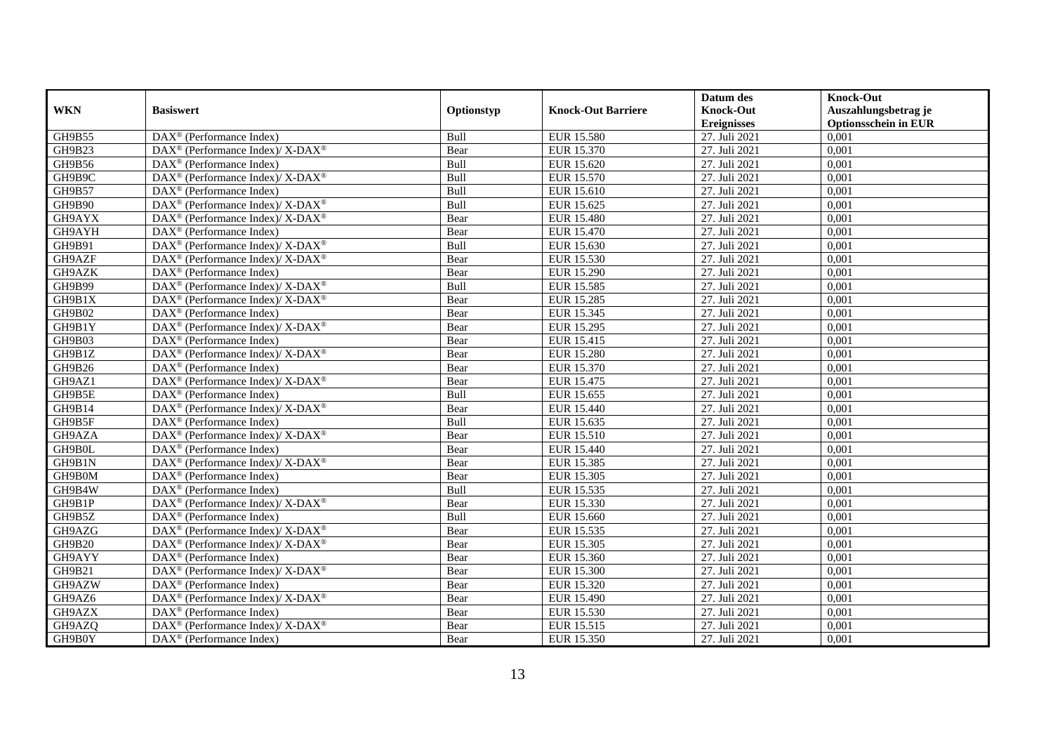| WKN | Basiswert | Optionstyp | Knock-Out Barriere | Datum des Knock-Out Ereignisses | Knock-Out Auszahlungsbetrag je Optionsschein in EUR |
|---|---|---|---|---|---|
| GH9B55 | DAX® (Performance Index) | Bull | EUR 15.580 | 27. Juli 2021 | 0,001 |
| GH9B23 | DAX® (Performance Index)/ X-DAX® | Bear | EUR 15.370 | 27. Juli 2021 | 0,001 |
| GH9B56 | DAX® (Performance Index) | Bull | EUR 15.620 | 27. Juli 2021 | 0,001 |
| GH9B9C | DAX® (Performance Index)/ X-DAX® | Bull | EUR 15.570 | 27. Juli 2021 | 0,001 |
| GH9B57 | DAX® (Performance Index) | Bull | EUR 15.610 | 27. Juli 2021 | 0,001 |
| GH9B90 | DAX® (Performance Index)/ X-DAX® | Bull | EUR 15.625 | 27. Juli 2021 | 0,001 |
| GH9AYX | DAX® (Performance Index)/ X-DAX® | Bear | EUR 15.480 | 27. Juli 2021 | 0,001 |
| GH9AYH | DAX® (Performance Index) | Bear | EUR 15.470 | 27. Juli 2021 | 0,001 |
| GH9B91 | DAX® (Performance Index)/ X-DAX® | Bull | EUR 15.630 | 27. Juli 2021 | 0,001 |
| GH9AZF | DAX® (Performance Index)/ X-DAX® | Bear | EUR 15.530 | 27. Juli 2021 | 0,001 |
| GH9AZK | DAX® (Performance Index) | Bear | EUR 15.290 | 27. Juli 2021 | 0,001 |
| GH9B99 | DAX® (Performance Index)/ X-DAX® | Bull | EUR 15.585 | 27. Juli 2021 | 0,001 |
| GH9B1X | DAX® (Performance Index)/ X-DAX® | Bear | EUR 15.285 | 27. Juli 2021 | 0,001 |
| GH9B02 | DAX® (Performance Index) | Bear | EUR 15.345 | 27. Juli 2021 | 0,001 |
| GH9B1Y | DAX® (Performance Index)/ X-DAX® | Bear | EUR 15.295 | 27. Juli 2021 | 0,001 |
| GH9B03 | DAX® (Performance Index) | Bear | EUR 15.415 | 27. Juli 2021 | 0,001 |
| GH9B1Z | DAX® (Performance Index)/ X-DAX® | Bear | EUR 15.280 | 27. Juli 2021 | 0,001 |
| GH9B26 | DAX® (Performance Index) | Bear | EUR 15.370 | 27. Juli 2021 | 0,001 |
| GH9AZ1 | DAX® (Performance Index)/ X-DAX® | Bear | EUR 15.475 | 27. Juli 2021 | 0,001 |
| GH9B5E | DAX® (Performance Index) | Bull | EUR 15.655 | 27. Juli 2021 | 0,001 |
| GH9B14 | DAX® (Performance Index)/ X-DAX® | Bear | EUR 15.440 | 27. Juli 2021 | 0,001 |
| GH9B5F | DAX® (Performance Index) | Bull | EUR 15.635 | 27. Juli 2021 | 0,001 |
| GH9AZA | DAX® (Performance Index)/ X-DAX® | Bear | EUR 15.510 | 27. Juli 2021 | 0,001 |
| GH9B0L | DAX® (Performance Index) | Bear | EUR 15.440 | 27. Juli 2021 | 0,001 |
| GH9B1N | DAX® (Performance Index)/ X-DAX® | Bear | EUR 15.385 | 27. Juli 2021 | 0,001 |
| GH9B0M | DAX® (Performance Index) | Bear | EUR 15.305 | 27. Juli 2021 | 0,001 |
| GH9B4W | DAX® (Performance Index) | Bull | EUR 15.535 | 27. Juli 2021 | 0,001 |
| GH9B1P | DAX® (Performance Index)/ X-DAX® | Bear | EUR 15.330 | 27. Juli 2021 | 0,001 |
| GH9B5Z | DAX® (Performance Index) | Bull | EUR 15.660 | 27. Juli 2021 | 0,001 |
| GH9AZG | DAX® (Performance Index)/ X-DAX® | Bear | EUR 15.535 | 27. Juli 2021 | 0,001 |
| GH9B20 | DAX® (Performance Index)/ X-DAX® | Bear | EUR 15.305 | 27. Juli 2021 | 0,001 |
| GH9AYY | DAX® (Performance Index) | Bear | EUR 15.360 | 27. Juli 2021 | 0,001 |
| GH9B21 | DAX® (Performance Index)/ X-DAX® | Bear | EUR 15.300 | 27. Juli 2021 | 0,001 |
| GH9AZW | DAX® (Performance Index) | Bear | EUR 15.320 | 27. Juli 2021 | 0,001 |
| GH9AZ6 | DAX® (Performance Index)/ X-DAX® | Bear | EUR 15.490 | 27. Juli 2021 | 0,001 |
| GH9AZX | DAX® (Performance Index) | Bear | EUR 15.530 | 27. Juli 2021 | 0,001 |
| GH9AZQ | DAX® (Performance Index)/ X-DAX® | Bear | EUR 15.515 | 27. Juli 2021 | 0,001 |
| GH9B0Y | DAX® (Performance Index) | Bear | EUR 15.350 | 27. Juli 2021 | 0,001 |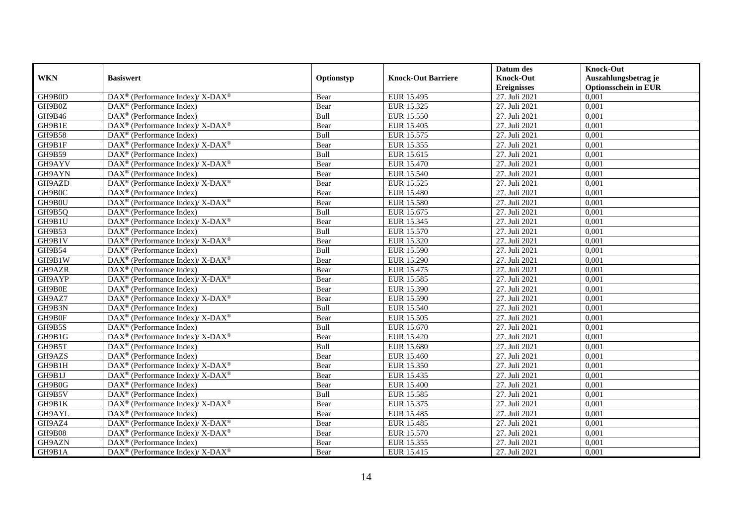| WKN | Basiswert | Optionstyp | Knock-Out Barriere | Datum des Knock-Out Ereignisses | Knock-Out Auszahlungsbetrag je Optionsschein in EUR |
|---|---|---|---|---|---|
| GH9B0D | DAX® (Performance Index)/ X-DAX® | Bear | EUR 15.495 | 27. Juli 2021 | 0,001 |
| GH9B0Z | DAX® (Performance Index) | Bear | EUR 15.325 | 27. Juli 2021 | 0,001 |
| GH9B46 | DAX® (Performance Index) | Bull | EUR 15.550 | 27. Juli 2021 | 0,001 |
| GH9B1E | DAX® (Performance Index)/ X-DAX® | Bear | EUR 15.405 | 27. Juli 2021 | 0,001 |
| GH9B58 | DAX® (Performance Index) | Bull | EUR 15.575 | 27. Juli 2021 | 0,001 |
| GH9B1F | DAX® (Performance Index)/ X-DAX® | Bear | EUR 15.355 | 27. Juli 2021 | 0,001 |
| GH9B59 | DAX® (Performance Index) | Bull | EUR 15.615 | 27. Juli 2021 | 0,001 |
| GH9AYV | DAX® (Performance Index)/ X-DAX® | Bear | EUR 15.470 | 27. Juli 2021 | 0,001 |
| GH9AYN | DAX® (Performance Index) | Bear | EUR 15.540 | 27. Juli 2021 | 0,001 |
| GH9AZD | DAX® (Performance Index)/ X-DAX® | Bear | EUR 15.525 | 27. Juli 2021 | 0,001 |
| GH9B0C | DAX® (Performance Index) | Bear | EUR 15.480 | 27. Juli 2021 | 0,001 |
| GH9B0U | DAX® (Performance Index)/ X-DAX® | Bear | EUR 15.580 | 27. Juli 2021 | 0,001 |
| GH9B5Q | DAX® (Performance Index) | Bull | EUR 15.675 | 27. Juli 2021 | 0,001 |
| GH9B1U | DAX® (Performance Index)/ X-DAX® | Bear | EUR 15.345 | 27. Juli 2021 | 0,001 |
| GH9B53 | DAX® (Performance Index) | Bull | EUR 15.570 | 27. Juli 2021 | 0,001 |
| GH9B1V | DAX® (Performance Index)/ X-DAX® | Bear | EUR 15.320 | 27. Juli 2021 | 0,001 |
| GH9B54 | DAX® (Performance Index) | Bull | EUR 15.590 | 27. Juli 2021 | 0,001 |
| GH9B1W | DAX® (Performance Index)/ X-DAX® | Bear | EUR 15.290 | 27. Juli 2021 | 0,001 |
| GH9AZR | DAX® (Performance Index) | Bear | EUR 15.475 | 27. Juli 2021 | 0,001 |
| GH9AYP | DAX® (Performance Index)/ X-DAX® | Bear | EUR 15.585 | 27. Juli 2021 | 0,001 |
| GH9B0E | DAX® (Performance Index) | Bear | EUR 15.390 | 27. Juli 2021 | 0,001 |
| GH9AZ7 | DAX® (Performance Index)/ X-DAX® | Bear | EUR 15.590 | 27. Juli 2021 | 0,001 |
| GH9B3N | DAX® (Performance Index) | Bull | EUR 15.540 | 27. Juli 2021 | 0,001 |
| GH9B0F | DAX® (Performance Index)/ X-DAX® | Bear | EUR 15.505 | 27. Juli 2021 | 0,001 |
| GH9B5S | DAX® (Performance Index) | Bull | EUR 15.670 | 27. Juli 2021 | 0,001 |
| GH9B1G | DAX® (Performance Index)/ X-DAX® | Bear | EUR 15.420 | 27. Juli 2021 | 0,001 |
| GH9B5T | DAX® (Performance Index) | Bull | EUR 15.680 | 27. Juli 2021 | 0,001 |
| GH9AZS | DAX® (Performance Index) | Bear | EUR 15.460 | 27. Juli 2021 | 0,001 |
| GH9B1H | DAX® (Performance Index)/ X-DAX® | Bear | EUR 15.350 | 27. Juli 2021 | 0,001 |
| GH9B1J | DAX® (Performance Index)/ X-DAX® | Bear | EUR 15.435 | 27. Juli 2021 | 0,001 |
| GH9B0G | DAX® (Performance Index) | Bear | EUR 15.400 | 27. Juli 2021 | 0,001 |
| GH9B5V | DAX® (Performance Index) | Bull | EUR 15.585 | 27. Juli 2021 | 0,001 |
| GH9B1K | DAX® (Performance Index)/ X-DAX® | Bear | EUR 15.375 | 27. Juli 2021 | 0,001 |
| GH9AYL | DAX® (Performance Index) | Bear | EUR 15.485 | 27. Juli 2021 | 0,001 |
| GH9AZ4 | DAX® (Performance Index)/ X-DAX® | Bear | EUR 15.485 | 27. Juli 2021 | 0,001 |
| GH9B08 | DAX® (Performance Index)/ X-DAX® | Bear | EUR 15.570 | 27. Juli 2021 | 0,001 |
| GH9AZN | DAX® (Performance Index) | Bear | EUR 15.355 | 27. Juli 2021 | 0,001 |
| GH9B1A | DAX® (Performance Index)/ X-DAX® | Bear | EUR 15.415 | 27. Juli 2021 | 0,001 |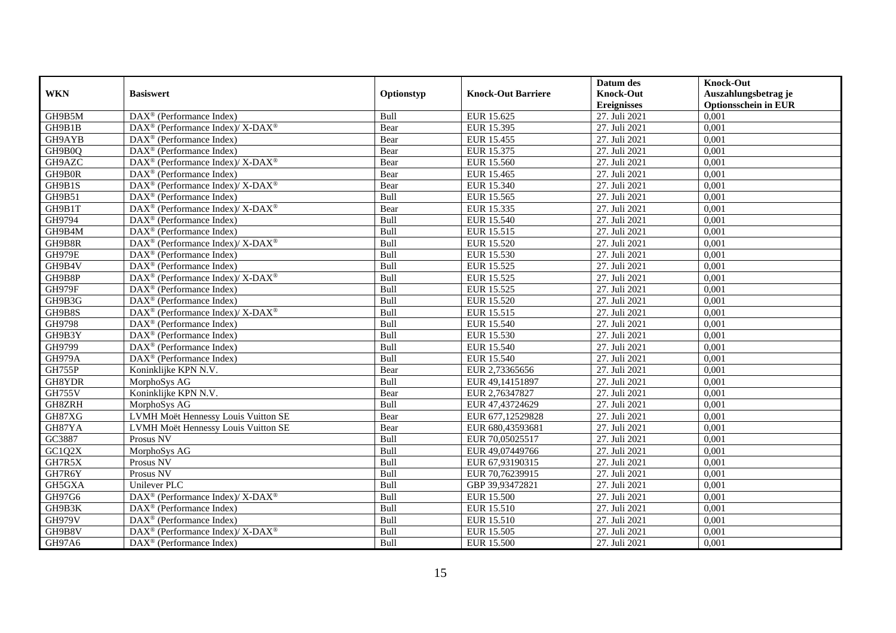| WKN | Basiswert | Optionstyp | Knock-Out Barriere | Datum des Knock-Out Ereignisses | Knock-Out Auszahlungsbetrag je Optionsschein in EUR |
|---|---|---|---|---|---|
| GH9B5M | DAX® (Performance Index) | Bull | EUR 15.625 | 27. Juli 2021 | 0,001 |
| GH9B1B | DAX® (Performance Index)/ X-DAX® | Bear | EUR 15.395 | 27. Juli 2021 | 0,001 |
| GH9AYB | DAX® (Performance Index) | Bear | EUR 15.455 | 27. Juli 2021 | 0,001 |
| GH9B0Q | DAX® (Performance Index) | Bear | EUR 15.375 | 27. Juli 2021 | 0,001 |
| GH9AZC | DAX® (Performance Index)/ X-DAX® | Bear | EUR 15.560 | 27. Juli 2021 | 0,001 |
| GH9B0R | DAX® (Performance Index) | Bear | EUR 15.465 | 27. Juli 2021 | 0,001 |
| GH9B1S | DAX® (Performance Index)/ X-DAX® | Bear | EUR 15.340 | 27. Juli 2021 | 0,001 |
| GH9B51 | DAX® (Performance Index) | Bull | EUR 15.565 | 27. Juli 2021 | 0,001 |
| GH9B1T | DAX® (Performance Index)/ X-DAX® | Bear | EUR 15.335 | 27. Juli 2021 | 0,001 |
| GH9794 | DAX® (Performance Index) | Bull | EUR 15.540 | 27. Juli 2021 | 0,001 |
| GH9B4M | DAX® (Performance Index) | Bull | EUR 15.515 | 27. Juli 2021 | 0,001 |
| GH9B8R | DAX® (Performance Index)/ X-DAX® | Bull | EUR 15.520 | 27. Juli 2021 | 0,001 |
| GH979E | DAX® (Performance Index) | Bull | EUR 15.530 | 27. Juli 2021 | 0,001 |
| GH9B4V | DAX® (Performance Index) | Bull | EUR 15.525 | 27. Juli 2021 | 0,001 |
| GH9B8P | DAX® (Performance Index)/ X-DAX® | Bull | EUR 15.525 | 27. Juli 2021 | 0,001 |
| GH979F | DAX® (Performance Index) | Bull | EUR 15.525 | 27. Juli 2021 | 0,001 |
| GH9B3G | DAX® (Performance Index) | Bull | EUR 15.520 | 27. Juli 2021 | 0,001 |
| GH9B8S | DAX® (Performance Index)/ X-DAX® | Bull | EUR 15.515 | 27. Juli 2021 | 0,001 |
| GH9798 | DAX® (Performance Index) | Bull | EUR 15.540 | 27. Juli 2021 | 0,001 |
| GH9B3Y | DAX® (Performance Index) | Bull | EUR 15.530 | 27. Juli 2021 | 0,001 |
| GH9799 | DAX® (Performance Index) | Bull | EUR 15.540 | 27. Juli 2021 | 0,001 |
| GH979A | DAX® (Performance Index) | Bull | EUR 15.540 | 27. Juli 2021 | 0,001 |
| GH755P | Koninklijke KPN N.V. | Bear | EUR 2,73365656 | 27. Juli 2021 | 0,001 |
| GH8YDR | MorphoSys AG | Bull | EUR 49,14151897 | 27. Juli 2021 | 0,001 |
| GH755V | Koninklijke KPN N.V. | Bear | EUR 2,76347827 | 27. Juli 2021 | 0,001 |
| GH8ZRH | MorphoSys AG | Bull | EUR 47,43724629 | 27. Juli 2021 | 0,001 |
| GH87XG | LVMH Moët Hennessy Louis Vuitton SE | Bear | EUR 677,12529828 | 27. Juli 2021 | 0,001 |
| GH87YA | LVMH Moët Hennessy Louis Vuitton SE | Bear | EUR 680,43593681 | 27. Juli 2021 | 0,001 |
| GC3887 | Prosus NV | Bull | EUR 70,05025517 | 27. Juli 2021 | 0,001 |
| GC1Q2X | MorphoSys AG | Bull | EUR 49,07449766 | 27. Juli 2021 | 0,001 |
| GH7R5X | Prosus NV | Bull | EUR 67,93190315 | 27. Juli 2021 | 0,001 |
| GH7R6Y | Prosus NV | Bull | EUR 70,76239915 | 27. Juli 2021 | 0,001 |
| GH5GXA | Unilever PLC | Bull | GBP 39,93472821 | 27. Juli 2021 | 0,001 |
| GH97G6 | DAX® (Performance Index)/ X-DAX® | Bull | EUR 15.500 | 27. Juli 2021 | 0,001 |
| GH9B3K | DAX® (Performance Index) | Bull | EUR 15.510 | 27. Juli 2021 | 0,001 |
| GH979V | DAX® (Performance Index) | Bull | EUR 15.510 | 27. Juli 2021 | 0,001 |
| GH9B8V | DAX® (Performance Index)/ X-DAX® | Bull | EUR 15.505 | 27. Juli 2021 | 0,001 |
| GH97A6 | DAX® (Performance Index) | Bull | EUR 15.500 | 27. Juli 2021 | 0,001 |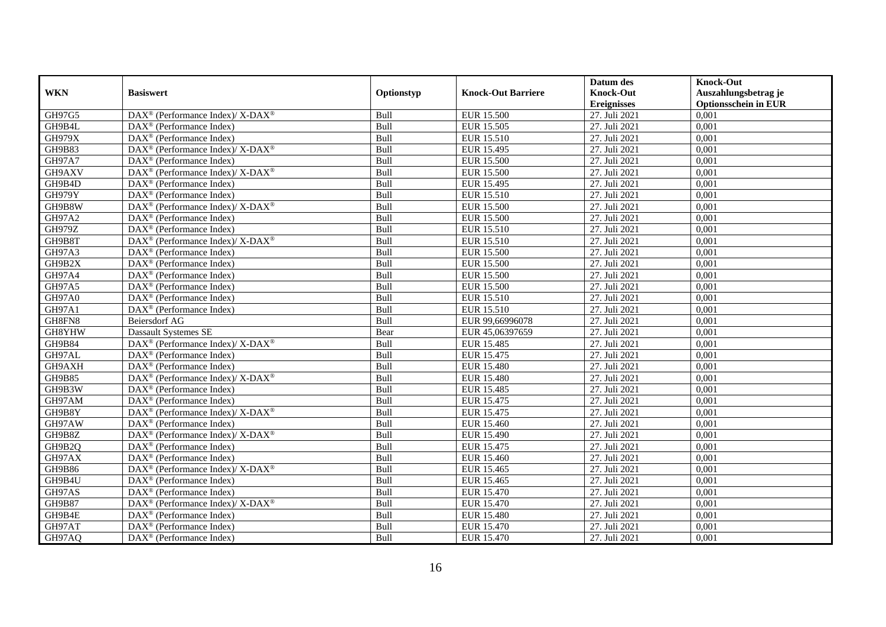| WKN | Basiswert | Optionstyp | Knock-Out Barriere | Datum des Knock-Out Ereignisses | Knock-Out Auszahlungsbetrag je Optionsschein in EUR |
|---|---|---|---|---|---|
| GH97G5 | DAX® (Performance Index)/ X-DAX® | Bull | EUR 15.500 | 27. Juli 2021 | 0,001 |
| GH9B4L | DAX® (Performance Index) | Bull | EUR 15.505 | 27. Juli 2021 | 0,001 |
| GH979X | DAX® (Performance Index) | Bull | EUR 15.510 | 27. Juli 2021 | 0,001 |
| GH9B83 | DAX® (Performance Index)/ X-DAX® | Bull | EUR 15.495 | 27. Juli 2021 | 0,001 |
| GH97A7 | DAX® (Performance Index) | Bull | EUR 15.500 | 27. Juli 2021 | 0,001 |
| GH9AXV | DAX® (Performance Index)/ X-DAX® | Bull | EUR 15.500 | 27. Juli 2021 | 0,001 |
| GH9B4D | DAX® (Performance Index) | Bull | EUR 15.495 | 27. Juli 2021 | 0,001 |
| GH979Y | DAX® (Performance Index) | Bull | EUR 15.510 | 27. Juli 2021 | 0,001 |
| GH9B8W | DAX® (Performance Index)/ X-DAX® | Bull | EUR 15.500 | 27. Juli 2021 | 0,001 |
| GH97A2 | DAX® (Performance Index) | Bull | EUR 15.500 | 27. Juli 2021 | 0,001 |
| GH979Z | DAX® (Performance Index) | Bull | EUR 15.510 | 27. Juli 2021 | 0,001 |
| GH9B8T | DAX® (Performance Index)/ X-DAX® | Bull | EUR 15.510 | 27. Juli 2021 | 0,001 |
| GH97A3 | DAX® (Performance Index) | Bull | EUR 15.500 | 27. Juli 2021 | 0,001 |
| GH9B2X | DAX® (Performance Index) | Bull | EUR 15.500 | 27. Juli 2021 | 0,001 |
| GH97A4 | DAX® (Performance Index) | Bull | EUR 15.500 | 27. Juli 2021 | 0,001 |
| GH97A5 | DAX® (Performance Index) | Bull | EUR 15.500 | 27. Juli 2021 | 0,001 |
| GH97A0 | DAX® (Performance Index) | Bull | EUR 15.510 | 27. Juli 2021 | 0,001 |
| GH97A1 | DAX® (Performance Index) | Bull | EUR 15.510 | 27. Juli 2021 | 0,001 |
| GH8FN8 | Beiersdorf AG | Bull | EUR 99,66996078 | 27. Juli 2021 | 0,001 |
| GH8YHW | Dassault Systemes SE | Bear | EUR 45,06397659 | 27. Juli 2021 | 0,001 |
| GH9B84 | DAX® (Performance Index)/ X-DAX® | Bull | EUR 15.485 | 27. Juli 2021 | 0,001 |
| GH97AL | DAX® (Performance Index) | Bull | EUR 15.475 | 27. Juli 2021 | 0,001 |
| GH9AXH | DAX® (Performance Index) | Bull | EUR 15.480 | 27. Juli 2021 | 0,001 |
| GH9B85 | DAX® (Performance Index)/ X-DAX® | Bull | EUR 15.480 | 27. Juli 2021 | 0,001 |
| GH9B3W | DAX® (Performance Index) | Bull | EUR 15.485 | 27. Juli 2021 | 0,001 |
| GH97AM | DAX® (Performance Index) | Bull | EUR 15.475 | 27. Juli 2021 | 0,001 |
| GH9B8Y | DAX® (Performance Index)/ X-DAX® | Bull | EUR 15.475 | 27. Juli 2021 | 0,001 |
| GH97AW | DAX® (Performance Index) | Bull | EUR 15.460 | 27. Juli 2021 | 0,001 |
| GH9B8Z | DAX® (Performance Index)/ X-DAX® | Bull | EUR 15.490 | 27. Juli 2021 | 0,001 |
| GH9B2Q | DAX® (Performance Index) | Bull | EUR 15.475 | 27. Juli 2021 | 0,001 |
| GH97AX | DAX® (Performance Index) | Bull | EUR 15.460 | 27. Juli 2021 | 0,001 |
| GH9B86 | DAX® (Performance Index)/ X-DAX® | Bull | EUR 15.465 | 27. Juli 2021 | 0,001 |
| GH9B4U | DAX® (Performance Index) | Bull | EUR 15.465 | 27. Juli 2021 | 0,001 |
| GH97AS | DAX® (Performance Index) | Bull | EUR 15.470 | 27. Juli 2021 | 0,001 |
| GH9B87 | DAX® (Performance Index)/ X-DAX® | Bull | EUR 15.470 | 27. Juli 2021 | 0,001 |
| GH9B4E | DAX® (Performance Index) | Bull | EUR 15.480 | 27. Juli 2021 | 0,001 |
| GH97AT | DAX® (Performance Index) | Bull | EUR 15.470 | 27. Juli 2021 | 0,001 |
| GH97AQ | DAX® (Performance Index) | Bull | EUR 15.470 | 27. Juli 2021 | 0,001 |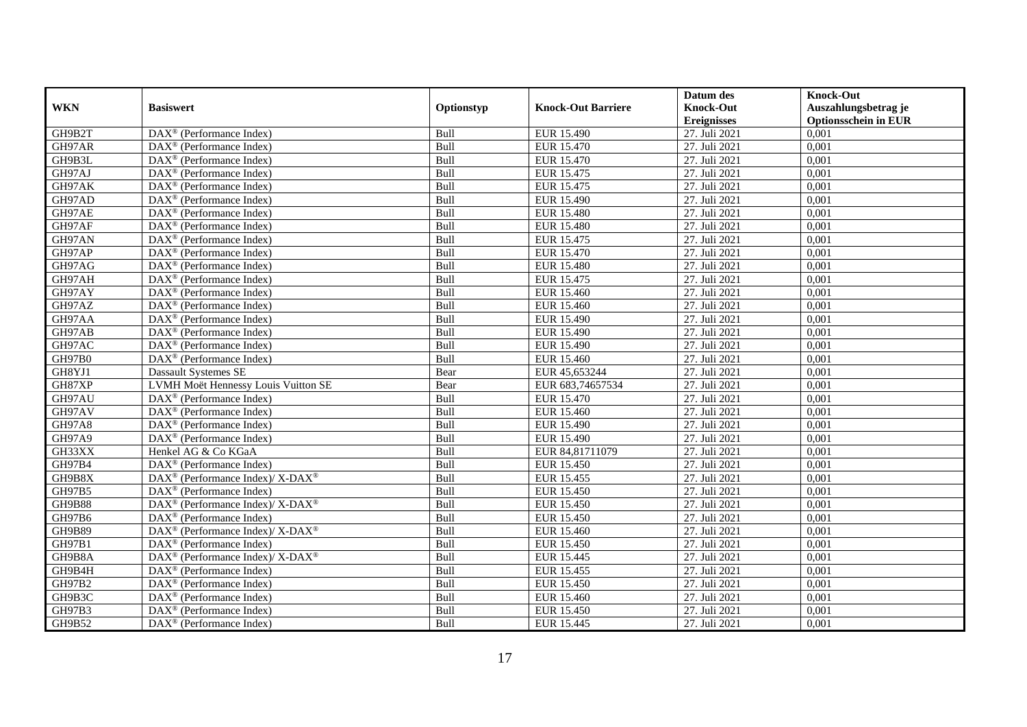| WKN | Basiswert | Optionstyp | Knock-Out Barriere | Datum des Knock-Out Ereignisses | Knock-Out Auszahlungsbetrag je Optionsschein in EUR |
|---|---|---|---|---|---|
| GH9B2T | DAX® (Performance Index) | Bull | EUR 15.490 | 27. Juli 2021 | 0,001 |
| GH97AR | DAX® (Performance Index) | Bull | EUR 15.470 | 27. Juli 2021 | 0,001 |
| GH9B3L | DAX® (Performance Index) | Bull | EUR 15.470 | 27. Juli 2021 | 0,001 |
| GH97AJ | DAX® (Performance Index) | Bull | EUR 15.475 | 27. Juli 2021 | 0,001 |
| GH97AK | DAX® (Performance Index) | Bull | EUR 15.475 | 27. Juli 2021 | 0,001 |
| GH97AD | DAX® (Performance Index) | Bull | EUR 15.490 | 27. Juli 2021 | 0,001 |
| GH97AE | DAX® (Performance Index) | Bull | EUR 15.480 | 27. Juli 2021 | 0,001 |
| GH97AF | DAX® (Performance Index) | Bull | EUR 15.480 | 27. Juli 2021 | 0,001 |
| GH97AN | DAX® (Performance Index) | Bull | EUR 15.475 | 27. Juli 2021 | 0,001 |
| GH97AP | DAX® (Performance Index) | Bull | EUR 15.470 | 27. Juli 2021 | 0,001 |
| GH97AG | DAX® (Performance Index) | Bull | EUR 15.480 | 27. Juli 2021 | 0,001 |
| GH97AH | DAX® (Performance Index) | Bull | EUR 15.475 | 27. Juli 2021 | 0,001 |
| GH97AY | DAX® (Performance Index) | Bull | EUR 15.460 | 27. Juli 2021 | 0,001 |
| GH97AZ | DAX® (Performance Index) | Bull | EUR 15.460 | 27. Juli 2021 | 0,001 |
| GH97AA | DAX® (Performance Index) | Bull | EUR 15.490 | 27. Juli 2021 | 0,001 |
| GH97AB | DAX® (Performance Index) | Bull | EUR 15.490 | 27. Juli 2021 | 0,001 |
| GH97AC | DAX® (Performance Index) | Bull | EUR 15.490 | 27. Juli 2021 | 0,001 |
| GH97B0 | DAX® (Performance Index) | Bull | EUR 15.460 | 27. Juli 2021 | 0,001 |
| GH8YJ1 | Dassault Systemes SE | Bear | EUR 45,653244 | 27. Juli 2021 | 0,001 |
| GH87XP | LVMH Moët Hennessy Louis Vuitton SE | Bear | EUR 683,74657534 | 27. Juli 2021 | 0,001 |
| GH97AU | DAX® (Performance Index) | Bull | EUR 15.470 | 27. Juli 2021 | 0,001 |
| GH97AV | DAX® (Performance Index) | Bull | EUR 15.460 | 27. Juli 2021 | 0,001 |
| GH97A8 | DAX® (Performance Index) | Bull | EUR 15.490 | 27. Juli 2021 | 0,001 |
| GH97A9 | DAX® (Performance Index) | Bull | EUR 15.490 | 27. Juli 2021 | 0,001 |
| GH33XX | Henkel AG & Co KGaA | Bull | EUR 84,81711079 | 27. Juli 2021 | 0,001 |
| GH97B4 | DAX® (Performance Index) | Bull | EUR 15.450 | 27. Juli 2021 | 0,001 |
| GH9B8X | DAX® (Performance Index)/ X-DAX® | Bull | EUR 15.455 | 27. Juli 2021 | 0,001 |
| GH97B5 | DAX® (Performance Index) | Bull | EUR 15.450 | 27. Juli 2021 | 0,001 |
| GH9B88 | DAX® (Performance Index)/ X-DAX® | Bull | EUR 15.450 | 27. Juli 2021 | 0,001 |
| GH97B6 | DAX® (Performance Index) | Bull | EUR 15.450 | 27. Juli 2021 | 0,001 |
| GH9B89 | DAX® (Performance Index)/ X-DAX® | Bull | EUR 15.460 | 27. Juli 2021 | 0,001 |
| GH97B1 | DAX® (Performance Index) | Bull | EUR 15.450 | 27. Juli 2021 | 0,001 |
| GH9B8A | DAX® (Performance Index)/ X-DAX® | Bull | EUR 15.445 | 27. Juli 2021 | 0,001 |
| GH9B4H | DAX® (Performance Index) | Bull | EUR 15.455 | 27. Juli 2021 | 0,001 |
| GH97B2 | DAX® (Performance Index) | Bull | EUR 15.450 | 27. Juli 2021 | 0,001 |
| GH9B3C | DAX® (Performance Index) | Bull | EUR 15.460 | 27. Juli 2021 | 0,001 |
| GH97B3 | DAX® (Performance Index) | Bull | EUR 15.450 | 27. Juli 2021 | 0,001 |
| GH9B52 | DAX® (Performance Index) | Bull | EUR 15.445 | 27. Juli 2021 | 0,001 |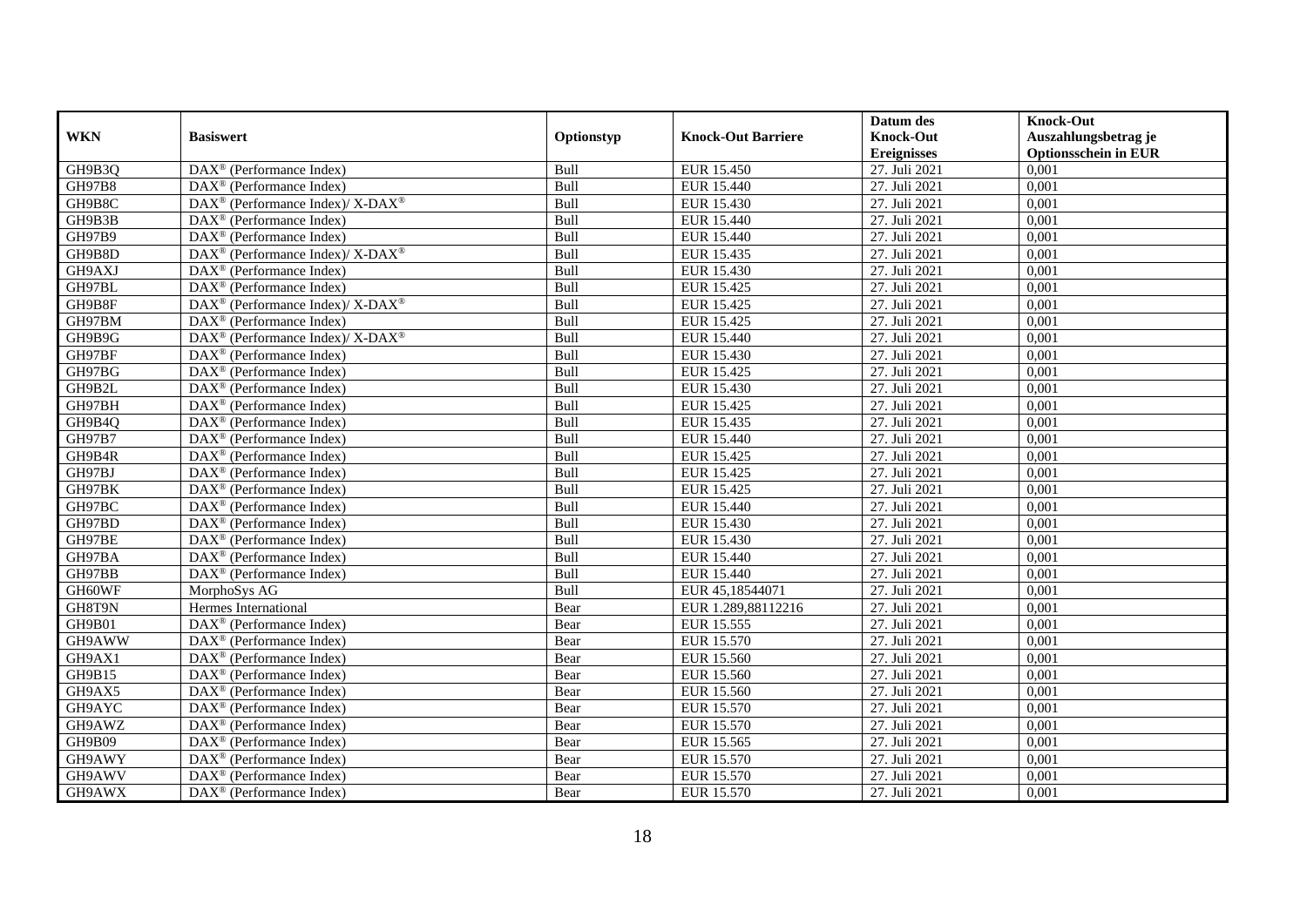| WKN | Basiswert | Optionstyp | Knock-Out Barriere | Datum des Knock-Out Ereignisses | Knock-Out Auszahlungsbetrag je Optionsschein in EUR |
|---|---|---|---|---|---|
| GH9B3Q | DAX® (Performance Index) | Bull | EUR 15.450 | 27. Juli 2021 | 0,001 |
| GH97B8 | DAX® (Performance Index) | Bull | EUR 15.440 | 27. Juli 2021 | 0,001 |
| GH9B8C | DAX® (Performance Index)/ X-DAX® | Bull | EUR 15.430 | 27. Juli 2021 | 0,001 |
| GH9B3B | DAX® (Performance Index) | Bull | EUR 15.440 | 27. Juli 2021 | 0,001 |
| GH97B9 | DAX® (Performance Index) | Bull | EUR 15.440 | 27. Juli 2021 | 0,001 |
| GH9B8D | DAX® (Performance Index)/ X-DAX® | Bull | EUR 15.435 | 27. Juli 2021 | 0,001 |
| GH9AXJ | DAX® (Performance Index) | Bull | EUR 15.430 | 27. Juli 2021 | 0,001 |
| GH97BL | DAX® (Performance Index) | Bull | EUR 15.425 | 27. Juli 2021 | 0,001 |
| GH9B8F | DAX® (Performance Index)/ X-DAX® | Bull | EUR 15.425 | 27. Juli 2021 | 0,001 |
| GH97BM | DAX® (Performance Index) | Bull | EUR 15.425 | 27. Juli 2021 | 0,001 |
| GH9B9G | DAX® (Performance Index)/ X-DAX® | Bull | EUR 15.440 | 27. Juli 2021 | 0,001 |
| GH97BF | DAX® (Performance Index) | Bull | EUR 15.430 | 27. Juli 2021 | 0,001 |
| GH97BG | DAX® (Performance Index) | Bull | EUR 15.425 | 27. Juli 2021 | 0,001 |
| GH9B2L | DAX® (Performance Index) | Bull | EUR 15.430 | 27. Juli 2021 | 0,001 |
| GH97BH | DAX® (Performance Index) | Bull | EUR 15.425 | 27. Juli 2021 | 0,001 |
| GH9B4Q | DAX® (Performance Index) | Bull | EUR 15.435 | 27. Juli 2021 | 0,001 |
| GH97B7 | DAX® (Performance Index) | Bull | EUR 15.440 | 27. Juli 2021 | 0,001 |
| GH9B4R | DAX® (Performance Index) | Bull | EUR 15.425 | 27. Juli 2021 | 0,001 |
| GH97BJ | DAX® (Performance Index) | Bull | EUR 15.425 | 27. Juli 2021 | 0,001 |
| GH97BK | DAX® (Performance Index) | Bull | EUR 15.425 | 27. Juli 2021 | 0,001 |
| GH97BC | DAX® (Performance Index) | Bull | EUR 15.440 | 27. Juli 2021 | 0,001 |
| GH97BD | DAX® (Performance Index) | Bull | EUR 15.430 | 27. Juli 2021 | 0,001 |
| GH97BE | DAX® (Performance Index) | Bull | EUR 15.430 | 27. Juli 2021 | 0,001 |
| GH97BA | DAX® (Performance Index) | Bull | EUR 15.440 | 27. Juli 2021 | 0,001 |
| GH97BB | DAX® (Performance Index) | Bull | EUR 15.440 | 27. Juli 2021 | 0,001 |
| GH60WF | MorphoSys AG | Bull | EUR 45,18544071 | 27. Juli 2021 | 0,001 |
| GH8T9N | Hermes International | Bear | EUR 1.289,88112216 | 27. Juli 2021 | 0,001 |
| GH9B01 | DAX® (Performance Index) | Bear | EUR 15.555 | 27. Juli 2021 | 0,001 |
| GH9AWW | DAX® (Performance Index) | Bear | EUR 15.570 | 27. Juli 2021 | 0,001 |
| GH9AX1 | DAX® (Performance Index) | Bear | EUR 15.560 | 27. Juli 2021 | 0,001 |
| GH9B15 | DAX® (Performance Index) | Bear | EUR 15.560 | 27. Juli 2021 | 0,001 |
| GH9AX5 | DAX® (Performance Index) | Bear | EUR 15.560 | 27. Juli 2021 | 0,001 |
| GH9AYC | DAX® (Performance Index) | Bear | EUR 15.570 | 27. Juli 2021 | 0,001 |
| GH9AWZ | DAX® (Performance Index) | Bear | EUR 15.570 | 27. Juli 2021 | 0,001 |
| GH9B09 | DAX® (Performance Index) | Bear | EUR 15.565 | 27. Juli 2021 | 0,001 |
| GH9AWY | DAX® (Performance Index) | Bear | EUR 15.570 | 27. Juli 2021 | 0,001 |
| GH9AWV | DAX® (Performance Index) | Bear | EUR 15.570 | 27. Juli 2021 | 0,001 |
| GH9AWX | DAX® (Performance Index) | Bear | EUR 15.570 | 27. Juli 2021 | 0,001 |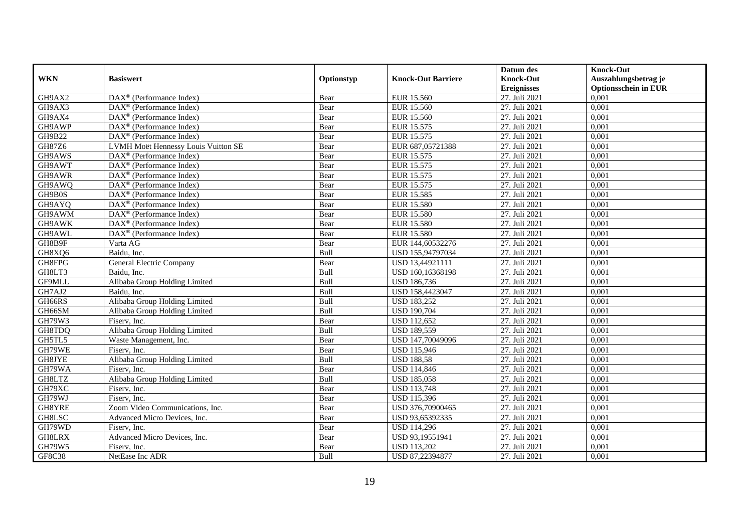| WKN | Basiswert | Optionstyp | Knock-Out Barriere | Datum des Knock-Out Ereignisses | Knock-Out Auszahlungsbetrag je Optionsschein in EUR |
|---|---|---|---|---|---|
| GH9AX2 | DAX® (Performance Index) | Bear | EUR 15.560 | 27. Juli 2021 | 0,001 |
| GH9AX3 | DAX® (Performance Index) | Bear | EUR 15.560 | 27. Juli 2021 | 0,001 |
| GH9AX4 | DAX® (Performance Index) | Bear | EUR 15.560 | 27. Juli 2021 | 0,001 |
| GH9AWP | DAX® (Performance Index) | Bear | EUR 15.575 | 27. Juli 2021 | 0,001 |
| GH9B22 | DAX® (Performance Index) | Bear | EUR 15.575 | 27. Juli 2021 | 0,001 |
| GH87Z6 | LVMH Moët Hennessy Louis Vuitton SE | Bear | EUR 687,05721388 | 27. Juli 2021 | 0,001 |
| GH9AWS | DAX® (Performance Index) | Bear | EUR 15.575 | 27. Juli 2021 | 0,001 |
| GH9AWT | DAX® (Performance Index) | Bear | EUR 15.575 | 27. Juli 2021 | 0,001 |
| GH9AWR | DAX® (Performance Index) | Bear | EUR 15.575 | 27. Juli 2021 | 0,001 |
| GH9AWQ | DAX® (Performance Index) | Bear | EUR 15.575 | 27. Juli 2021 | 0,001 |
| GH9B0S | DAX® (Performance Index) | Bear | EUR 15.585 | 27. Juli 2021 | 0,001 |
| GH9AYQ | DAX® (Performance Index) | Bear | EUR 15.580 | 27. Juli 2021 | 0,001 |
| GH9AWM | DAX® (Performance Index) | Bear | EUR 15.580 | 27. Juli 2021 | 0,001 |
| GH9AWK | DAX® (Performance Index) | Bear | EUR 15.580 | 27. Juli 2021 | 0,001 |
| GH9AWL | DAX® (Performance Index) | Bear | EUR 15.580 | 27. Juli 2021 | 0,001 |
| GH8B9F | Varta AG | Bear | EUR 144,60532276 | 27. Juli 2021 | 0,001 |
| GH8XQ6 | Baidu, Inc. | Bull | USD 155,94797034 | 27. Juli 2021 | 0,001 |
| GH8FPG | General Electric Company | Bear | USD 13,44921111 | 27. Juli 2021 | 0,001 |
| GH8LT3 | Baidu, Inc. | Bull | USD 160,16368198 | 27. Juli 2021 | 0,001 |
| GF9MLL | Alibaba Group Holding Limited | Bull | USD 186,736 | 27. Juli 2021 | 0,001 |
| GH7AJ2 | Baidu, Inc. | Bull | USD 158,4423047 | 27. Juli 2021 | 0,001 |
| GH66RS | Alibaba Group Holding Limited | Bull | USD 183,252 | 27. Juli 2021 | 0,001 |
| GH66SM | Alibaba Group Holding Limited | Bull | USD 190,704 | 27. Juli 2021 | 0,001 |
| GH79W3 | Fiserv, Inc. | Bear | USD 112,652 | 27. Juli 2021 | 0,001 |
| GH8TDQ | Alibaba Group Holding Limited | Bull | USD 189,559 | 27. Juli 2021 | 0,001 |
| GH5TL5 | Waste Management, Inc. | Bear | USD 147,70049096 | 27. Juli 2021 | 0,001 |
| GH79WE | Fiserv, Inc. | Bear | USD 115,946 | 27. Juli 2021 | 0,001 |
| GH8JYE | Alibaba Group Holding Limited | Bull | USD 188,58 | 27. Juli 2021 | 0,001 |
| GH79WA | Fiserv, Inc. | Bear | USD 114,846 | 27. Juli 2021 | 0,001 |
| GH8LTZ | Alibaba Group Holding Limited | Bull | USD 185,058 | 27. Juli 2021 | 0,001 |
| GH79XC | Fiserv, Inc. | Bear | USD 113,748 | 27. Juli 2021 | 0,001 |
| GH79WJ | Fiserv, Inc. | Bear | USD 115,396 | 27. Juli 2021 | 0,001 |
| GH8YRE | Zoom Video Communications, Inc. | Bear | USD 376,70900465 | 27. Juli 2021 | 0,001 |
| GH8LSC | Advanced Micro Devices, Inc. | Bear | USD 93,65392335 | 27. Juli 2021 | 0,001 |
| GH79WD | Fiserv, Inc. | Bear | USD 114,296 | 27. Juli 2021 | 0,001 |
| GH8LRX | Advanced Micro Devices, Inc. | Bear | USD 93,19551941 | 27. Juli 2021 | 0,001 |
| GH79W5 | Fiserv, Inc. | Bear | USD 113,202 | 27. Juli 2021 | 0,001 |
| GF8C38 | NetEase Inc ADR | Bull | USD 87,22394877 | 27. Juli 2021 | 0,001 |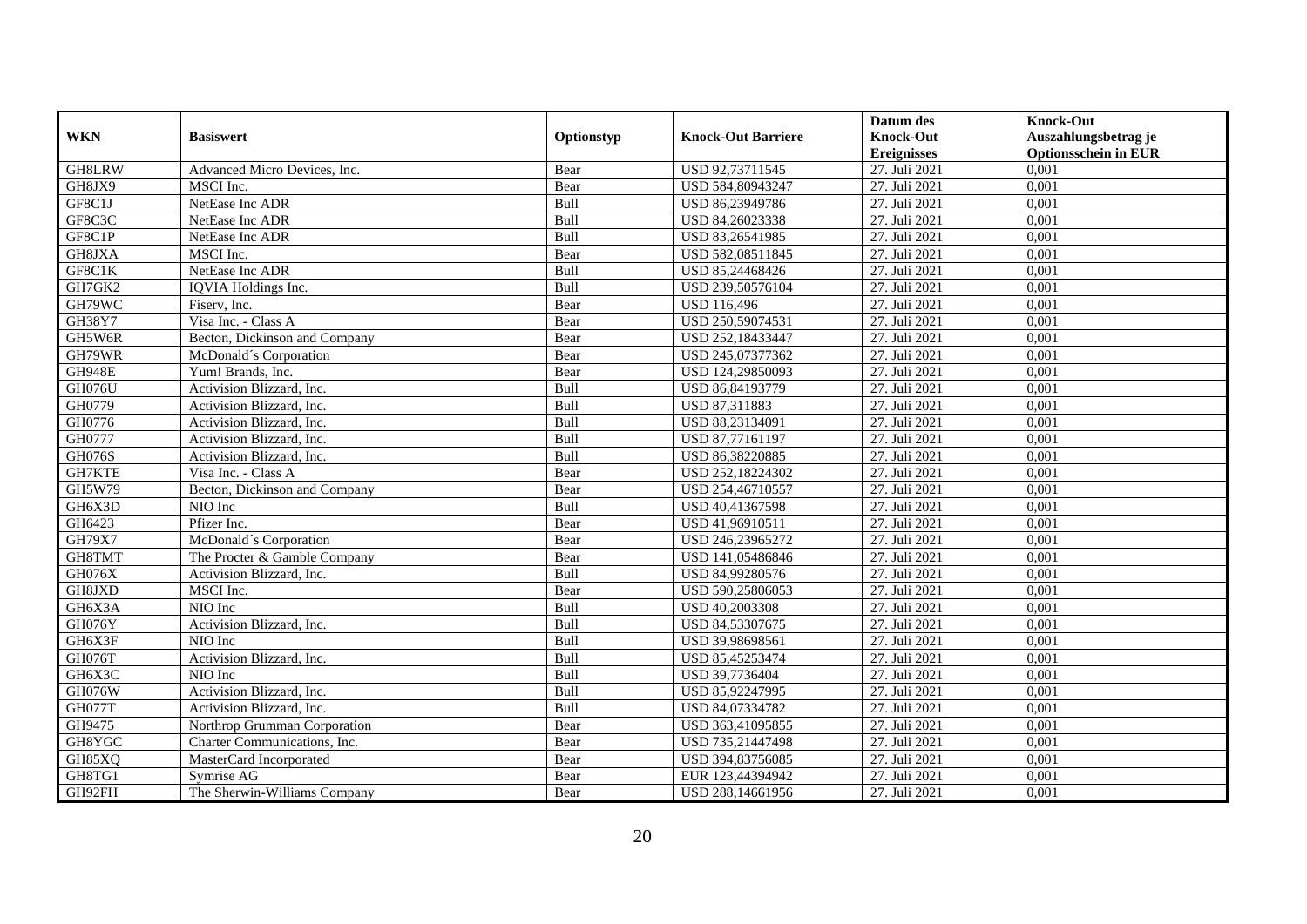| WKN | Basiswert | Optionstyp | Knock-Out Barriere | Datum des Knock-Out Ereignisses | Knock-Out Auszahlungsbetrag je Optionsschein in EUR |
|---|---|---|---|---|---|
| GH8LRW | Advanced Micro Devices, Inc. | Bear | USD 92,73711545 | 27. Juli 2021 | 0,001 |
| GH8JX9 | MSCI Inc. | Bear | USD 584,80943247 | 27. Juli 2021 | 0,001 |
| GF8C1J | NetEase Inc ADR | Bull | USD 86,23949786 | 27. Juli 2021 | 0,001 |
| GF8C3C | NetEase Inc ADR | Bull | USD 84,26023338 | 27. Juli 2021 | 0,001 |
| GF8C1P | NetEase Inc ADR | Bull | USD 83,26541985 | 27. Juli 2021 | 0,001 |
| GH8JXA | MSCI Inc. | Bear | USD 582,08511845 | 27. Juli 2021 | 0,001 |
| GF8C1K | NetEase Inc ADR | Bull | USD 85,24468426 | 27. Juli 2021 | 0,001 |
| GH7GK2 | IQVIA Holdings Inc. | Bull | USD 239,50576104 | 27. Juli 2021 | 0,001 |
| GH79WC | Fiserv, Inc. | Bear | USD 116,496 | 27. Juli 2021 | 0,001 |
| GH38Y7 | Visa Inc. - Class A | Bear | USD 250,59074531 | 27. Juli 2021 | 0,001 |
| GH5W6R | Becton, Dickinson and Company | Bear | USD 252,18433447 | 27. Juli 2021 | 0,001 |
| GH79WR | McDonald´s Corporation | Bear | USD 245,07377362 | 27. Juli 2021 | 0,001 |
| GH948E | Yum! Brands, Inc. | Bear | USD 124,29850093 | 27. Juli 2021 | 0,001 |
| GH076U | Activision Blizzard, Inc. | Bull | USD 86,84193779 | 27. Juli 2021 | 0,001 |
| GH0779 | Activision Blizzard, Inc. | Bull | USD 87,311883 | 27. Juli 2021 | 0,001 |
| GH0776 | Activision Blizzard, Inc. | Bull | USD 88,23134091 | 27. Juli 2021 | 0,001 |
| GH0777 | Activision Blizzard, Inc. | Bull | USD 87,77161197 | 27. Juli 2021 | 0,001 |
| GH076S | Activision Blizzard, Inc. | Bull | USD 86,38220885 | 27. Juli 2021 | 0,001 |
| GH7KTE | Visa Inc. - Class A | Bear | USD 252,18224302 | 27. Juli 2021 | 0,001 |
| GH5W79 | Becton, Dickinson and Company | Bear | USD 254,46710557 | 27. Juli 2021 | 0,001 |
| GH6X3D | NIO Inc | Bull | USD 40,41367598 | 27. Juli 2021 | 0,001 |
| GH6423 | Pfizer Inc. | Bear | USD 41,96910511 | 27. Juli 2021 | 0,001 |
| GH79X7 | McDonald´s Corporation | Bear | USD 246,23965272 | 27. Juli 2021 | 0,001 |
| GH8TMT | The Procter & Gamble Company | Bear | USD 141,05486846 | 27. Juli 2021 | 0,001 |
| GH076X | Activision Blizzard, Inc. | Bull | USD 84,99280576 | 27. Juli 2021 | 0,001 |
| GH8JXD | MSCI Inc. | Bear | USD 590,25806053 | 27. Juli 2021 | 0,001 |
| GH6X3A | NIO Inc | Bull | USD 40,2003308 | 27. Juli 2021 | 0,001 |
| GH076Y | Activision Blizzard, Inc. | Bull | USD 84,53307675 | 27. Juli 2021 | 0,001 |
| GH6X3F | NIO Inc | Bull | USD 39,98698561 | 27. Juli 2021 | 0,001 |
| GH076T | Activision Blizzard, Inc. | Bull | USD 85,45253474 | 27. Juli 2021 | 0,001 |
| GH6X3C | NIO Inc | Bull | USD 39,7736404 | 27. Juli 2021 | 0,001 |
| GH076W | Activision Blizzard, Inc. | Bull | USD 85,92247995 | 27. Juli 2021 | 0,001 |
| GH077T | Activision Blizzard, Inc. | Bull | USD 84,07334782 | 27. Juli 2021 | 0,001 |
| GH9475 | Northrop Grumman Corporation | Bear | USD 363,41095855 | 27. Juli 2021 | 0,001 |
| GH8YGC | Charter Communications, Inc. | Bear | USD 735,21447498 | 27. Juli 2021 | 0,001 |
| GH85XQ | MasterCard Incorporated | Bear | USD 394,83756085 | 27. Juli 2021 | 0,001 |
| GH8TG1 | Symrise AG | Bear | EUR 123,44394942 | 27. Juli 2021 | 0,001 |
| GH92FH | The Sherwin-Williams Company | Bear | USD 288,14661956 | 27. Juli 2021 | 0,001 |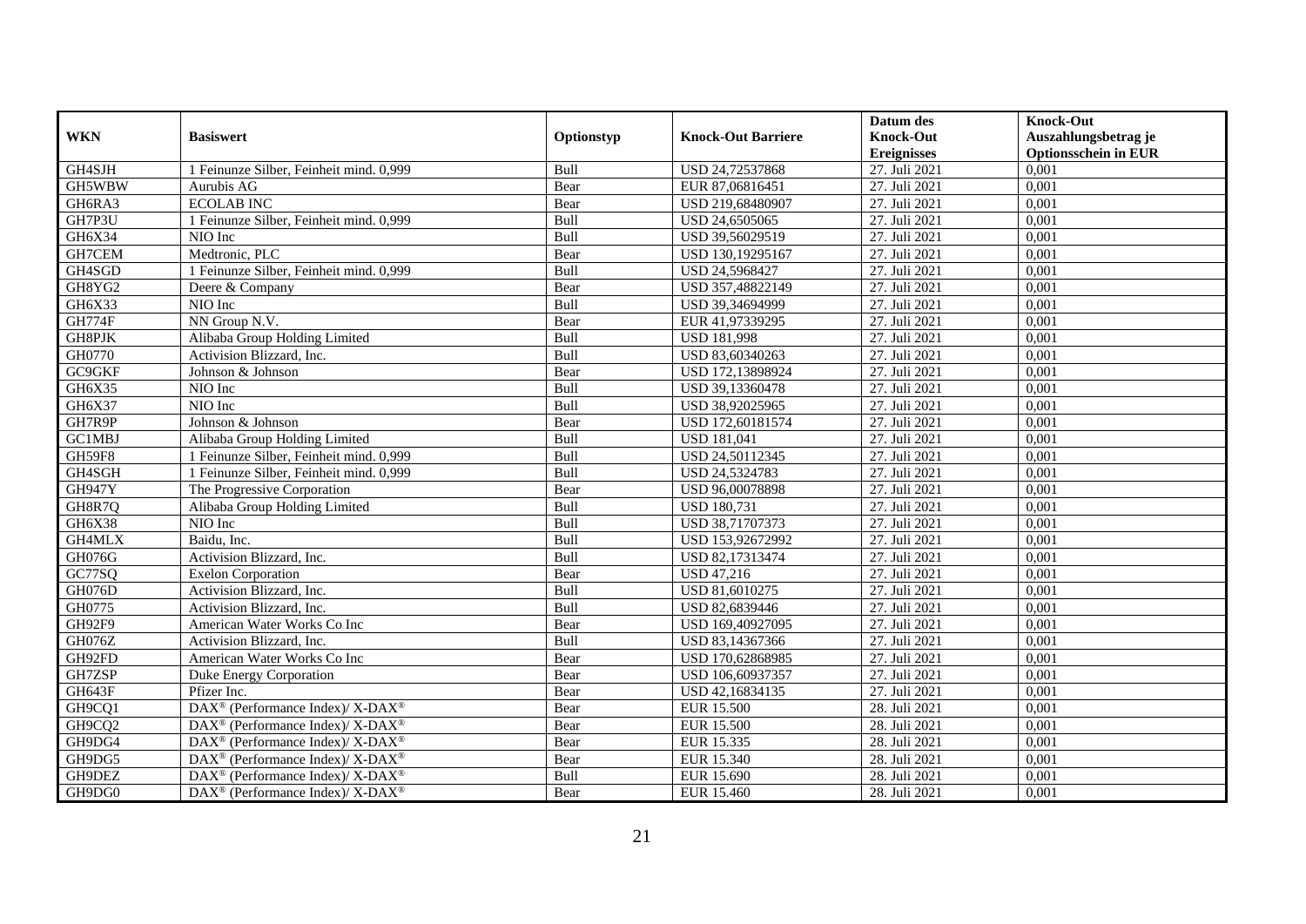| WKN | Basiswert | Optionstyp | Knock-Out Barriere | Datum des Knock-Out Ereignisses | Knock-Out Auszahlungsbetrag je Optionsschein in EUR |
|---|---|---|---|---|---|
| GH4SJH | 1 Feinunze Silber, Feinheit mind. 0,999 | Bull | USD 24,72537868 | 27. Juli 2021 | 0,001 |
| GH5WBW | Aurubis AG | Bear | EUR 87,06816451 | 27. Juli 2021 | 0,001 |
| GH6RA3 | ECOLAB INC | Bear | USD 219,68480907 | 27. Juli 2021 | 0,001 |
| GH7P3U | 1 Feinunze Silber, Feinheit mind. 0,999 | Bull | USD 24,6505065 | 27. Juli 2021 | 0,001 |
| GH6X34 | NIO Inc | Bull | USD 39,56029519 | 27. Juli 2021 | 0,001 |
| GH7CEM | Medtronic, PLC | Bear | USD 130,19295167 | 27. Juli 2021 | 0,001 |
| GH4SGD | 1 Feinunze Silber, Feinheit mind. 0,999 | Bull | USD 24,5968427 | 27. Juli 2021 | 0,001 |
| GH8YG2 | Deere & Company | Bear | USD 357,48822149 | 27. Juli 2021 | 0,001 |
| GH6X33 | NIO Inc | Bull | USD 39,34694999 | 27. Juli 2021 | 0,001 |
| GH774F | NN Group N.V. | Bear | EUR 41,97339295 | 27. Juli 2021 | 0,001 |
| GH8PJK | Alibaba Group Holding Limited | Bull | USD 181,998 | 27. Juli 2021 | 0,001 |
| GH0770 | Activision Blizzard, Inc. | Bull | USD 83,60340263 | 27. Juli 2021 | 0,001 |
| GC9GKF | Johnson & Johnson | Bear | USD 172,13898924 | 27. Juli 2021 | 0,001 |
| GH6X35 | NIO Inc | Bull | USD 39,13360478 | 27. Juli 2021 | 0,001 |
| GH6X37 | NIO Inc | Bull | USD 38,92025965 | 27. Juli 2021 | 0,001 |
| GH7R9P | Johnson & Johnson | Bear | USD 172,60181574 | 27. Juli 2021 | 0,001 |
| GC1MBJ | Alibaba Group Holding Limited | Bull | USD 181,041 | 27. Juli 2021 | 0,001 |
| GH59F8 | 1 Feinunze Silber, Feinheit mind. 0,999 | Bull | USD 24,50112345 | 27. Juli 2021 | 0,001 |
| GH4SGH | 1 Feinunze Silber, Feinheit mind. 0,999 | Bull | USD 24,5324783 | 27. Juli 2021 | 0,001 |
| GH947Y | The Progressive Corporation | Bear | USD 96,00078898 | 27. Juli 2021 | 0,001 |
| GH8R7Q | Alibaba Group Holding Limited | Bull | USD 180,731 | 27. Juli 2021 | 0,001 |
| GH6X38 | NIO Inc | Bull | USD 38,71707373 | 27. Juli 2021 | 0,001 |
| GH4MLX | Baidu, Inc. | Bull | USD 153,92672992 | 27. Juli 2021 | 0,001 |
| GH076G | Activision Blizzard, Inc. | Bull | USD 82,17313474 | 27. Juli 2021 | 0,001 |
| GC77SQ | Exelon Corporation | Bear | USD 47,216 | 27. Juli 2021 | 0,001 |
| GH076D | Activision Blizzard, Inc. | Bull | USD 81,6010275 | 27. Juli 2021 | 0,001 |
| GH0775 | Activision Blizzard, Inc. | Bull | USD 82,6839446 | 27. Juli 2021 | 0,001 |
| GH92F9 | American Water Works Co Inc | Bear | USD 169,40927095 | 27. Juli 2021 | 0,001 |
| GH076Z | Activision Blizzard, Inc. | Bull | USD 83,14367366 | 27. Juli 2021 | 0,001 |
| GH92FD | American Water Works Co Inc | Bear | USD 170,62868985 | 27. Juli 2021 | 0,001 |
| GH7ZSP | Duke Energy Corporation | Bear | USD 106,60937357 | 27. Juli 2021 | 0,001 |
| GH643F | Pfizer Inc. | Bear | USD 42,16834135 | 27. Juli 2021 | 0,001 |
| GH9CQ1 | DAX® (Performance Index)/ X-DAX® | Bear | EUR 15.500 | 28. Juli 2021 | 0,001 |
| GH9CQ2 | DAX® (Performance Index)/ X-DAX® | Bear | EUR 15.500 | 28. Juli 2021 | 0,001 |
| GH9DG4 | DAX® (Performance Index)/ X-DAX® | Bear | EUR 15.335 | 28. Juli 2021 | 0,001 |
| GH9DG5 | DAX® (Performance Index)/ X-DAX® | Bear | EUR 15.340 | 28. Juli 2021 | 0,001 |
| GH9DEZ | DAX® (Performance Index)/ X-DAX® | Bull | EUR 15.690 | 28. Juli 2021 | 0,001 |
| GH9DG0 | DAX® (Performance Index)/ X-DAX® | Bear | EUR 15.460 | 28. Juli 2021 | 0,001 |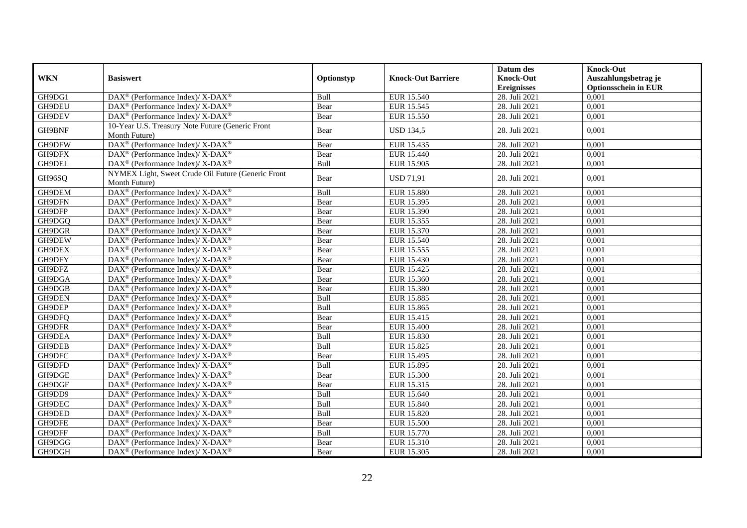| WKN | Basiswert | Optionstyp | Knock-Out Barriere | Datum des Knock-Out Ereignisses | Knock-Out Auszahlungsbetrag je Optionsschein in EUR |
|---|---|---|---|---|---|
| GH9DG1 | DAX® (Performance Index)/ X-DAX® | Bull | EUR 15.540 | 28. Juli 2021 | 0,001 |
| GH9DEU | DAX® (Performance Index)/ X-DAX® | Bear | EUR 15.545 | 28. Juli 2021 | 0,001 |
| GH9DEV | DAX® (Performance Index)/ X-DAX® | Bear | EUR 15.550 | 28. Juli 2021 | 0,001 |
| GH9BNF | 10-Year U.S. Treasury Note Future (Generic Front Month Future) | Bear | USD 134,5 | 28. Juli 2021 | 0,001 |
| GH9DFW | DAX® (Performance Index)/ X-DAX® | Bear | EUR 15.435 | 28. Juli 2021 | 0,001 |
| GH9DFX | DAX® (Performance Index)/ X-DAX® | Bear | EUR 15.440 | 28. Juli 2021 | 0,001 |
| GH9DEL | DAX® (Performance Index)/ X-DAX® | Bull | EUR 15.905 | 28. Juli 2021 | 0,001 |
| GH96SQ | NYMEX Light, Sweet Crude Oil Future (Generic Front Month Future) | Bear | USD 71,91 | 28. Juli 2021 | 0,001 |
| GH9DEM | DAX® (Performance Index)/ X-DAX® | Bull | EUR 15.880 | 28. Juli 2021 | 0,001 |
| GH9DFN | DAX® (Performance Index)/ X-DAX® | Bear | EUR 15.395 | 28. Juli 2021 | 0,001 |
| GH9DFP | DAX® (Performance Index)/ X-DAX® | Bear | EUR 15.390 | 28. Juli 2021 | 0,001 |
| GH9DGQ | DAX® (Performance Index)/ X-DAX® | Bear | EUR 15.355 | 28. Juli 2021 | 0,001 |
| GH9DGR | DAX® (Performance Index)/ X-DAX® | Bear | EUR 15.370 | 28. Juli 2021 | 0,001 |
| GH9DEW | DAX® (Performance Index)/ X-DAX® | Bear | EUR 15.540 | 28. Juli 2021 | 0,001 |
| GH9DEX | DAX® (Performance Index)/ X-DAX® | Bear | EUR 15.555 | 28. Juli 2021 | 0,001 |
| GH9DFY | DAX® (Performance Index)/ X-DAX® | Bear | EUR 15.430 | 28. Juli 2021 | 0,001 |
| GH9DFZ | DAX® (Performance Index)/ X-DAX® | Bear | EUR 15.425 | 28. Juli 2021 | 0,001 |
| GH9DGA | DAX® (Performance Index)/ X-DAX® | Bear | EUR 15.360 | 28. Juli 2021 | 0,001 |
| GH9DGB | DAX® (Performance Index)/ X-DAX® | Bear | EUR 15.380 | 28. Juli 2021 | 0,001 |
| GH9DEN | DAX® (Performance Index)/ X-DAX® | Bull | EUR 15.885 | 28. Juli 2021 | 0,001 |
| GH9DEP | DAX® (Performance Index)/ X-DAX® | Bull | EUR 15.865 | 28. Juli 2021 | 0,001 |
| GH9DFQ | DAX® (Performance Index)/ X-DAX® | Bear | EUR 15.415 | 28. Juli 2021 | 0,001 |
| GH9DFR | DAX® (Performance Index)/ X-DAX® | Bear | EUR 15.400 | 28. Juli 2021 | 0,001 |
| GH9DEA | DAX® (Performance Index)/ X-DAX® | Bull | EUR 15.830 | 28. Juli 2021 | 0,001 |
| GH9DEB | DAX® (Performance Index)/ X-DAX® | Bull | EUR 15.825 | 28. Juli 2021 | 0,001 |
| GH9DFC | DAX® (Performance Index)/ X-DAX® | Bear | EUR 15.495 | 28. Juli 2021 | 0,001 |
| GH9DFD | DAX® (Performance Index)/ X-DAX® | Bull | EUR 15.895 | 28. Juli 2021 | 0,001 |
| GH9DGE | DAX® (Performance Index)/ X-DAX® | Bear | EUR 15.300 | 28. Juli 2021 | 0,001 |
| GH9DGF | DAX® (Performance Index)/ X-DAX® | Bear | EUR 15.315 | 28. Juli 2021 | 0,001 |
| GH9DD9 | DAX® (Performance Index)/ X-DAX® | Bull | EUR 15.640 | 28. Juli 2021 | 0,001 |
| GH9DEC | DAX® (Performance Index)/ X-DAX® | Bull | EUR 15.840 | 28. Juli 2021 | 0,001 |
| GH9DED | DAX® (Performance Index)/ X-DAX® | Bull | EUR 15.820 | 28. Juli 2021 | 0,001 |
| GH9DFE | DAX® (Performance Index)/ X-DAX® | Bear | EUR 15.500 | 28. Juli 2021 | 0,001 |
| GH9DFF | DAX® (Performance Index)/ X-DAX® | Bull | EUR 15.770 | 28. Juli 2021 | 0,001 |
| GH9DGG | DAX® (Performance Index)/ X-DAX® | Bear | EUR 15.310 | 28. Juli 2021 | 0,001 |
| GH9DGH | DAX® (Performance Index)/ X-DAX® | Bear | EUR 15.305 | 28. Juli 2021 | 0,001 |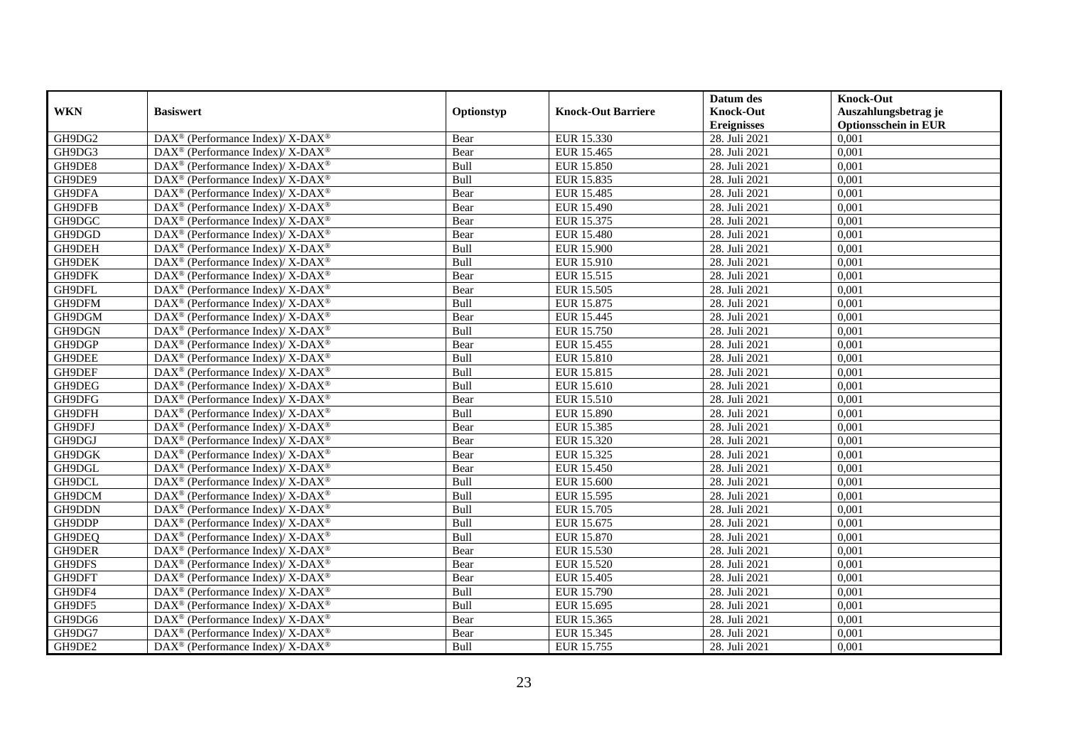| WKN | Basiswert | Optionstyp | Knock-Out Barriere | Datum des Knock-Out Ereignisses | Knock-Out Auszahlungsbetrag je Optionsschein in EUR |
|---|---|---|---|---|---|
| GH9DG2 | DAX® (Performance Index)/ X-DAX® | Bear | EUR 15.330 | 28. Juli 2021 | 0,001 |
| GH9DG3 | DAX® (Performance Index)/ X-DAX® | Bear | EUR 15.465 | 28. Juli 2021 | 0,001 |
| GH9DE8 | DAX® (Performance Index)/ X-DAX® | Bull | EUR 15.850 | 28. Juli 2021 | 0,001 |
| GH9DE9 | DAX® (Performance Index)/ X-DAX® | Bull | EUR 15.835 | 28. Juli 2021 | 0,001 |
| GH9DFA | DAX® (Performance Index)/ X-DAX® | Bear | EUR 15.485 | 28. Juli 2021 | 0,001 |
| GH9DFB | DAX® (Performance Index)/ X-DAX® | Bear | EUR 15.490 | 28. Juli 2021 | 0,001 |
| GH9DGC | DAX® (Performance Index)/ X-DAX® | Bear | EUR 15.375 | 28. Juli 2021 | 0,001 |
| GH9DGD | DAX® (Performance Index)/ X-DAX® | Bear | EUR 15.480 | 28. Juli 2021 | 0,001 |
| GH9DEH | DAX® (Performance Index)/ X-DAX® | Bull | EUR 15.900 | 28. Juli 2021 | 0,001 |
| GH9DEK | DAX® (Performance Index)/ X-DAX® | Bull | EUR 15.910 | 28. Juli 2021 | 0,001 |
| GH9DFK | DAX® (Performance Index)/ X-DAX® | Bear | EUR 15.515 | 28. Juli 2021 | 0,001 |
| GH9DFL | DAX® (Performance Index)/ X-DAX® | Bear | EUR 15.505 | 28. Juli 2021 | 0,001 |
| GH9DFM | DAX® (Performance Index)/ X-DAX® | Bull | EUR 15.875 | 28. Juli 2021 | 0,001 |
| GH9DGM | DAX® (Performance Index)/ X-DAX® | Bear | EUR 15.445 | 28. Juli 2021 | 0,001 |
| GH9DGN | DAX® (Performance Index)/ X-DAX® | Bull | EUR 15.750 | 28. Juli 2021 | 0,001 |
| GH9DGP | DAX® (Performance Index)/ X-DAX® | Bear | EUR 15.455 | 28. Juli 2021 | 0,001 |
| GH9DEE | DAX® (Performance Index)/ X-DAX® | Bull | EUR 15.810 | 28. Juli 2021 | 0,001 |
| GH9DEF | DAX® (Performance Index)/ X-DAX® | Bull | EUR 15.815 | 28. Juli 2021 | 0,001 |
| GH9DEG | DAX® (Performance Index)/ X-DAX® | Bull | EUR 15.610 | 28. Juli 2021 | 0,001 |
| GH9DFG | DAX® (Performance Index)/ X-DAX® | Bear | EUR 15.510 | 28. Juli 2021 | 0,001 |
| GH9DFH | DAX® (Performance Index)/ X-DAX® | Bull | EUR 15.890 | 28. Juli 2021 | 0,001 |
| GH9DFJ | DAX® (Performance Index)/ X-DAX® | Bear | EUR 15.385 | 28. Juli 2021 | 0,001 |
| GH9DGJ | DAX® (Performance Index)/ X-DAX® | Bear | EUR 15.320 | 28. Juli 2021 | 0,001 |
| GH9DGK | DAX® (Performance Index)/ X-DAX® | Bear | EUR 15.325 | 28. Juli 2021 | 0,001 |
| GH9DGL | DAX® (Performance Index)/ X-DAX® | Bear | EUR 15.450 | 28. Juli 2021 | 0,001 |
| GH9DCL | DAX® (Performance Index)/ X-DAX® | Bull | EUR 15.600 | 28. Juli 2021 | 0,001 |
| GH9DCM | DAX® (Performance Index)/ X-DAX® | Bull | EUR 15.595 | 28. Juli 2021 | 0,001 |
| GH9DDN | DAX® (Performance Index)/ X-DAX® | Bull | EUR 15.705 | 28. Juli 2021 | 0,001 |
| GH9DDP | DAX® (Performance Index)/ X-DAX® | Bull | EUR 15.675 | 28. Juli 2021 | 0,001 |
| GH9DEQ | DAX® (Performance Index)/ X-DAX® | Bull | EUR 15.870 | 28. Juli 2021 | 0,001 |
| GH9DER | DAX® (Performance Index)/ X-DAX® | Bear | EUR 15.530 | 28. Juli 2021 | 0,001 |
| GH9DFS | DAX® (Performance Index)/ X-DAX® | Bear | EUR 15.520 | 28. Juli 2021 | 0,001 |
| GH9DFT | DAX® (Performance Index)/ X-DAX® | Bear | EUR 15.405 | 28. Juli 2021 | 0,001 |
| GH9DF4 | DAX® (Performance Index)/ X-DAX® | Bull | EUR 15.790 | 28. Juli 2021 | 0,001 |
| GH9DF5 | DAX® (Performance Index)/ X-DAX® | Bull | EUR 15.695 | 28. Juli 2021 | 0,001 |
| GH9DG6 | DAX® (Performance Index)/ X-DAX® | Bear | EUR 15.365 | 28. Juli 2021 | 0,001 |
| GH9DG7 | DAX® (Performance Index)/ X-DAX® | Bear | EUR 15.345 | 28. Juli 2021 | 0,001 |
| GH9DE2 | DAX® (Performance Index)/ X-DAX® | Bull | EUR 15.755 | 28. Juli 2021 | 0,001 |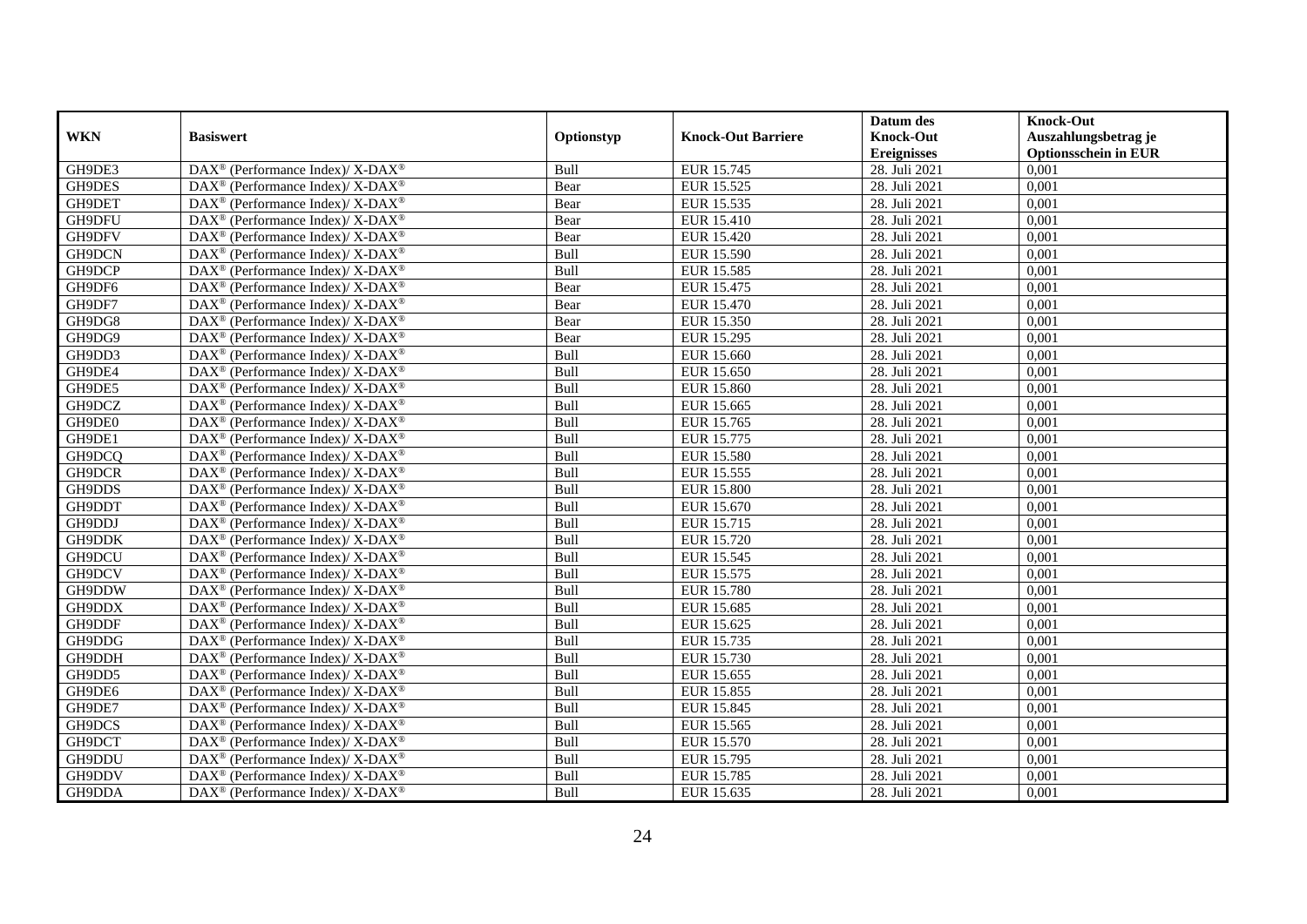| WKN | Basiswert | Optionstyp | Knock-Out Barriere | Datum des Knock-Out Ereignisses | Knock-Out Auszahlungsbetrag je Optionsschein in EUR |
|---|---|---|---|---|---|
| GH9DE3 | DAX® (Performance Index)/ X-DAX® | Bull | EUR 15.745 | 28. Juli 2021 | 0,001 |
| GH9DES | DAX® (Performance Index)/ X-DAX® | Bear | EUR 15.525 | 28. Juli 2021 | 0,001 |
| GH9DET | DAX® (Performance Index)/ X-DAX® | Bear | EUR 15.535 | 28. Juli 2021 | 0,001 |
| GH9DFU | DAX® (Performance Index)/ X-DAX® | Bear | EUR 15.410 | 28. Juli 2021 | 0,001 |
| GH9DFV | DAX® (Performance Index)/ X-DAX® | Bear | EUR 15.420 | 28. Juli 2021 | 0,001 |
| GH9DCN | DAX® (Performance Index)/ X-DAX® | Bull | EUR 15.590 | 28. Juli 2021 | 0,001 |
| GH9DCP | DAX® (Performance Index)/ X-DAX® | Bull | EUR 15.585 | 28. Juli 2021 | 0,001 |
| GH9DF6 | DAX® (Performance Index)/ X-DAX® | Bear | EUR 15.475 | 28. Juli 2021 | 0,001 |
| GH9DF7 | DAX® (Performance Index)/ X-DAX® | Bear | EUR 15.470 | 28. Juli 2021 | 0,001 |
| GH9DG8 | DAX® (Performance Index)/ X-DAX® | Bear | EUR 15.350 | 28. Juli 2021 | 0,001 |
| GH9DG9 | DAX® (Performance Index)/ X-DAX® | Bear | EUR 15.295 | 28. Juli 2021 | 0,001 |
| GH9DD3 | DAX® (Performance Index)/ X-DAX® | Bull | EUR 15.660 | 28. Juli 2021 | 0,001 |
| GH9DE4 | DAX® (Performance Index)/ X-DAX® | Bull | EUR 15.650 | 28. Juli 2021 | 0,001 |
| GH9DE5 | DAX® (Performance Index)/ X-DAX® | Bull | EUR 15.860 | 28. Juli 2021 | 0,001 |
| GH9DCZ | DAX® (Performance Index)/ X-DAX® | Bull | EUR 15.665 | 28. Juli 2021 | 0,001 |
| GH9DE0 | DAX® (Performance Index)/ X-DAX® | Bull | EUR 15.765 | 28. Juli 2021 | 0,001 |
| GH9DE1 | DAX® (Performance Index)/ X-DAX® | Bull | EUR 15.775 | 28. Juli 2021 | 0,001 |
| GH9DCQ | DAX® (Performance Index)/ X-DAX® | Bull | EUR 15.580 | 28. Juli 2021 | 0,001 |
| GH9DCR | DAX® (Performance Index)/ X-DAX® | Bull | EUR 15.555 | 28. Juli 2021 | 0,001 |
| GH9DDS | DAX® (Performance Index)/ X-DAX® | Bull | EUR 15.800 | 28. Juli 2021 | 0,001 |
| GH9DDT | DAX® (Performance Index)/ X-DAX® | Bull | EUR 15.670 | 28. Juli 2021 | 0,001 |
| GH9DDJ | DAX® (Performance Index)/ X-DAX® | Bull | EUR 15.715 | 28. Juli 2021 | 0,001 |
| GH9DDK | DAX® (Performance Index)/ X-DAX® | Bull | EUR 15.720 | 28. Juli 2021 | 0,001 |
| GH9DCU | DAX® (Performance Index)/ X-DAX® | Bull | EUR 15.545 | 28. Juli 2021 | 0,001 |
| GH9DCV | DAX® (Performance Index)/ X-DAX® | Bull | EUR 15.575 | 28. Juli 2021 | 0,001 |
| GH9DDW | DAX® (Performance Index)/ X-DAX® | Bull | EUR 15.780 | 28. Juli 2021 | 0,001 |
| GH9DDX | DAX® (Performance Index)/ X-DAX® | Bull | EUR 15.685 | 28. Juli 2021 | 0,001 |
| GH9DDF | DAX® (Performance Index)/ X-DAX® | Bull | EUR 15.625 | 28. Juli 2021 | 0,001 |
| GH9DDG | DAX® (Performance Index)/ X-DAX® | Bull | EUR 15.735 | 28. Juli 2021 | 0,001 |
| GH9DDH | DAX® (Performance Index)/ X-DAX® | Bull | EUR 15.730 | 28. Juli 2021 | 0,001 |
| GH9DD5 | DAX® (Performance Index)/ X-DAX® | Bull | EUR 15.655 | 28. Juli 2021 | 0,001 |
| GH9DE6 | DAX® (Performance Index)/ X-DAX® | Bull | EUR 15.855 | 28. Juli 2021 | 0,001 |
| GH9DE7 | DAX® (Performance Index)/ X-DAX® | Bull | EUR 15.845 | 28. Juli 2021 | 0,001 |
| GH9DCS | DAX® (Performance Index)/ X-DAX® | Bull | EUR 15.565 | 28. Juli 2021 | 0,001 |
| GH9DCT | DAX® (Performance Index)/ X-DAX® | Bull | EUR 15.570 | 28. Juli 2021 | 0,001 |
| GH9DDU | DAX® (Performance Index)/ X-DAX® | Bull | EUR 15.795 | 28. Juli 2021 | 0,001 |
| GH9DDV | DAX® (Performance Index)/ X-DAX® | Bull | EUR 15.785 | 28. Juli 2021 | 0,001 |
| GH9DDA | DAX® (Performance Index)/ X-DAX® | Bull | EUR 15.635 | 28. Juli 2021 | 0,001 |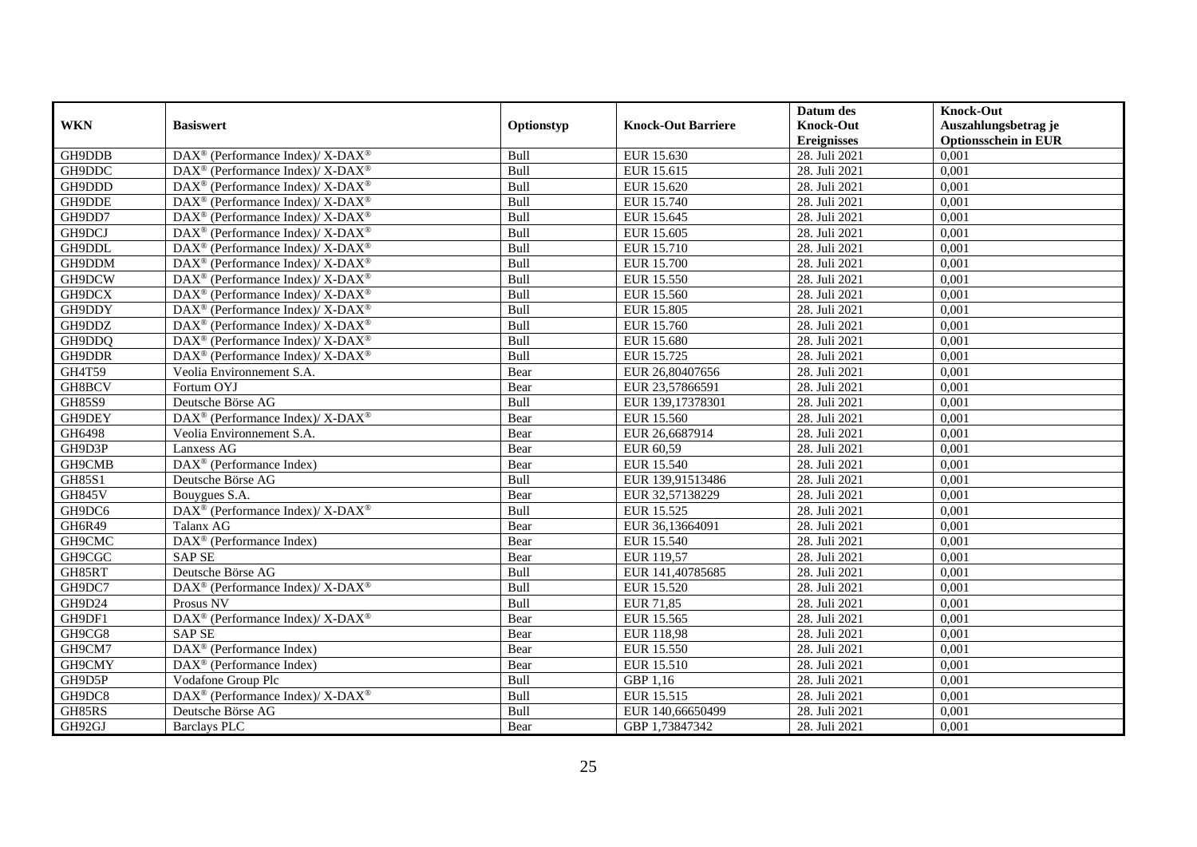| WKN | Basiswert | Optionstyp | Knock-Out Barriere | Datum des Knock-Out Ereignisses | Knock-Out Auszahlungsbetrag je Optionsschein in EUR |
|---|---|---|---|---|---|
| GH9DDB | DAX® (Performance Index)/ X-DAX® | Bull | EUR 15.630 | 28. Juli 2021 | 0,001 |
| GH9DDC | DAX® (Performance Index)/ X-DAX® | Bull | EUR 15.615 | 28. Juli 2021 | 0,001 |
| GH9DDD | DAX® (Performance Index)/ X-DAX® | Bull | EUR 15.620 | 28. Juli 2021 | 0,001 |
| GH9DDE | DAX® (Performance Index)/ X-DAX® | Bull | EUR 15.740 | 28. Juli 2021 | 0,001 |
| GH9DD7 | DAX® (Performance Index)/ X-DAX® | Bull | EUR 15.645 | 28. Juli 2021 | 0,001 |
| GH9DCJ | DAX® (Performance Index)/ X-DAX® | Bull | EUR 15.605 | 28. Juli 2021 | 0,001 |
| GH9DDL | DAX® (Performance Index)/ X-DAX® | Bull | EUR 15.710 | 28. Juli 2021 | 0,001 |
| GH9DDM | DAX® (Performance Index)/ X-DAX® | Bull | EUR 15.700 | 28. Juli 2021 | 0,001 |
| GH9DCW | DAX® (Performance Index)/ X-DAX® | Bull | EUR 15.550 | 28. Juli 2021 | 0,001 |
| GH9DCX | DAX® (Performance Index)/ X-DAX® | Bull | EUR 15.560 | 28. Juli 2021 | 0,001 |
| GH9DDY | DAX® (Performance Index)/ X-DAX® | Bull | EUR 15.805 | 28. Juli 2021 | 0,001 |
| GH9DDZ | DAX® (Performance Index)/ X-DAX® | Bull | EUR 15.760 | 28. Juli 2021 | 0,001 |
| GH9DDQ | DAX® (Performance Index)/ X-DAX® | Bull | EUR 15.680 | 28. Juli 2021 | 0,001 |
| GH9DDR | DAX® (Performance Index)/ X-DAX® | Bull | EUR 15.725 | 28. Juli 2021 | 0,001 |
| GH4T59 | Veolia Environnement S.A. | Bear | EUR 26,80407656 | 28. Juli 2021 | 0,001 |
| GH8BCV | Fortum OYJ | Bear | EUR 23,57866591 | 28. Juli 2021 | 0,001 |
| GH85S9 | Deutsche Börse AG | Bull | EUR 139,17378301 | 28. Juli 2021 | 0,001 |
| GH9DEY | DAX® (Performance Index)/ X-DAX® | Bear | EUR 15.560 | 28. Juli 2021 | 0,001 |
| GH6498 | Veolia Environnement S.A. | Bear | EUR 26,6687914 | 28. Juli 2021 | 0,001 |
| GH9D3P | Lanxess AG | Bear | EUR 60,59 | 28. Juli 2021 | 0,001 |
| GH9CMB | DAX® (Performance Index) | Bear | EUR 15.540 | 28. Juli 2021 | 0,001 |
| GH85S1 | Deutsche Börse AG | Bull | EUR 139,91513486 | 28. Juli 2021 | 0,001 |
| GH845V | Bouygues S.A. | Bear | EUR 32,57138229 | 28. Juli 2021 | 0,001 |
| GH9DC6 | DAX® (Performance Index)/ X-DAX® | Bull | EUR 15.525 | 28. Juli 2021 | 0,001 |
| GH6R49 | Talanx AG | Bear | EUR 36,13664091 | 28. Juli 2021 | 0,001 |
| GH9CMC | DAX® (Performance Index) | Bear | EUR 15.540 | 28. Juli 2021 | 0,001 |
| GH9CGC | SAP SE | Bear | EUR 119,57 | 28. Juli 2021 | 0,001 |
| GH85RT | Deutsche Börse AG | Bull | EUR 141,40785685 | 28. Juli 2021 | 0,001 |
| GH9DC7 | DAX® (Performance Index)/ X-DAX® | Bull | EUR 15.520 | 28. Juli 2021 | 0,001 |
| GH9D24 | Prosus NV | Bull | EUR 71,85 | 28. Juli 2021 | 0,001 |
| GH9DF1 | DAX® (Performance Index)/ X-DAX® | Bear | EUR 15.565 | 28. Juli 2021 | 0,001 |
| GH9CG8 | SAP SE | Bear | EUR 118,98 | 28. Juli 2021 | 0,001 |
| GH9CM7 | DAX® (Performance Index) | Bear | EUR 15.550 | 28. Juli 2021 | 0,001 |
| GH9CMY | DAX® (Performance Index) | Bear | EUR 15.510 | 28. Juli 2021 | 0,001 |
| GH9D5P | Vodafone Group Plc | Bull | GBP 1,16 | 28. Juli 2021 | 0,001 |
| GH9DC8 | DAX® (Performance Index)/ X-DAX® | Bull | EUR 15.515 | 28. Juli 2021 | 0,001 |
| GH85RS | Deutsche Börse AG | Bull | EUR 140,66650499 | 28. Juli 2021 | 0,001 |
| GH92GJ | Barclays PLC | Bear | GBP 1,73847342 | 28. Juli 2021 | 0,001 |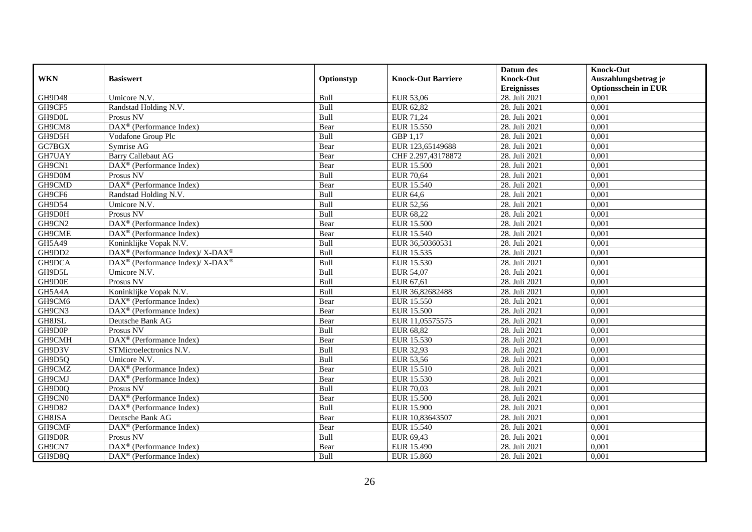| WKN | Basiswert | Optionstyp | Knock-Out Barriere | Datum des Knock-Out Ereignisses | Knock-Out Auszahlungsbetrag je Optionsschein in EUR |
|---|---|---|---|---|---|
| GH9D48 | Umicore N.V. | Bull | EUR 53,06 | 28. Juli 2021 | 0,001 |
| GH9CF5 | Randstad Holding N.V. | Bull | EUR 62,82 | 28. Juli 2021 | 0,001 |
| GH9D0L | Prosus NV | Bull | EUR 71,24 | 28. Juli 2021 | 0,001 |
| GH9CM8 | DAX® (Performance Index) | Bear | EUR 15.550 | 28. Juli 2021 | 0,001 |
| GH9D5H | Vodafone Group Plc | Bull | GBP 1,17 | 28. Juli 2021 | 0,001 |
| GC7BGX | Symrise AG | Bear | EUR 123,65149688 | 28. Juli 2021 | 0,001 |
| GH7UAY | Barry Callebaut AG | Bear | CHF 2.297,43178872 | 28. Juli 2021 | 0,001 |
| GH9CN1 | DAX® (Performance Index) | Bear | EUR 15.500 | 28. Juli 2021 | 0,001 |
| GH9D0M | Prosus NV | Bull | EUR 70,64 | 28. Juli 2021 | 0,001 |
| GH9CMD | DAX® (Performance Index) | Bear | EUR 15.540 | 28. Juli 2021 | 0,001 |
| GH9CF6 | Randstad Holding N.V. | Bull | EUR 64,6 | 28. Juli 2021 | 0,001 |
| GH9D54 | Umicore N.V. | Bull | EUR 52,56 | 28. Juli 2021 | 0,001 |
| GH9D0H | Prosus NV | Bull | EUR 68,22 | 28. Juli 2021 | 0,001 |
| GH9CN2 | DAX® (Performance Index) | Bear | EUR 15.500 | 28. Juli 2021 | 0,001 |
| GH9CME | DAX® (Performance Index) | Bear | EUR 15.540 | 28. Juli 2021 | 0,001 |
| GH5A49 | Koninklijke Vopak N.V. | Bull | EUR 36,50360531 | 28. Juli 2021 | 0,001 |
| GH9DD2 | DAX® (Performance Index)/ X-DAX® | Bull | EUR 15.535 | 28. Juli 2021 | 0,001 |
| GH9DCA | DAX® (Performance Index)/ X-DAX® | Bull | EUR 15.530 | 28. Juli 2021 | 0,001 |
| GH9D5L | Umicore N.V. | Bull | EUR 54,07 | 28. Juli 2021 | 0,001 |
| GH9D0E | Prosus NV | Bull | EUR 67,61 | 28. Juli 2021 | 0,001 |
| GH5A4A | Koninklijke Vopak N.V. | Bull | EUR 36,82682488 | 28. Juli 2021 | 0,001 |
| GH9CM6 | DAX® (Performance Index) | Bear | EUR 15.550 | 28. Juli 2021 | 0,001 |
| GH9CN3 | DAX® (Performance Index) | Bear | EUR 15.500 | 28. Juli 2021 | 0,001 |
| GH8JSL | Deutsche Bank AG | Bear | EUR 11,05575575 | 28. Juli 2021 | 0,001 |
| GH9D0P | Prosus NV | Bull | EUR 68,82 | 28. Juli 2021 | 0,001 |
| GH9CMH | DAX® (Performance Index) | Bear | EUR 15.530 | 28. Juli 2021 | 0,001 |
| GH9D3V | STMicroelectronics N.V. | Bull | EUR 32,93 | 28. Juli 2021 | 0,001 |
| GH9D5Q | Umicore N.V. | Bull | EUR 53,56 | 28. Juli 2021 | 0,001 |
| GH9CMZ | DAX® (Performance Index) | Bear | EUR 15.510 | 28. Juli 2021 | 0,001 |
| GH9CMJ | DAX® (Performance Index) | Bear | EUR 15.530 | 28. Juli 2021 | 0,001 |
| GH9D0Q | Prosus NV | Bull | EUR 70,03 | 28. Juli 2021 | 0,001 |
| GH9CN0 | DAX® (Performance Index) | Bear | EUR 15.500 | 28. Juli 2021 | 0,001 |
| GH9D82 | DAX® (Performance Index) | Bull | EUR 15.900 | 28. Juli 2021 | 0,001 |
| GH8JSA | Deutsche Bank AG | Bear | EUR 10,83643507 | 28. Juli 2021 | 0,001 |
| GH9CMF | DAX® (Performance Index) | Bear | EUR 15.540 | 28. Juli 2021 | 0,001 |
| GH9D0R | Prosus NV | Bull | EUR 69,43 | 28. Juli 2021 | 0,001 |
| GH9CN7 | DAX® (Performance Index) | Bear | EUR 15.490 | 28. Juli 2021 | 0,001 |
| GH9D8Q | DAX® (Performance Index) | Bull | EUR 15.860 | 28. Juli 2021 | 0,001 |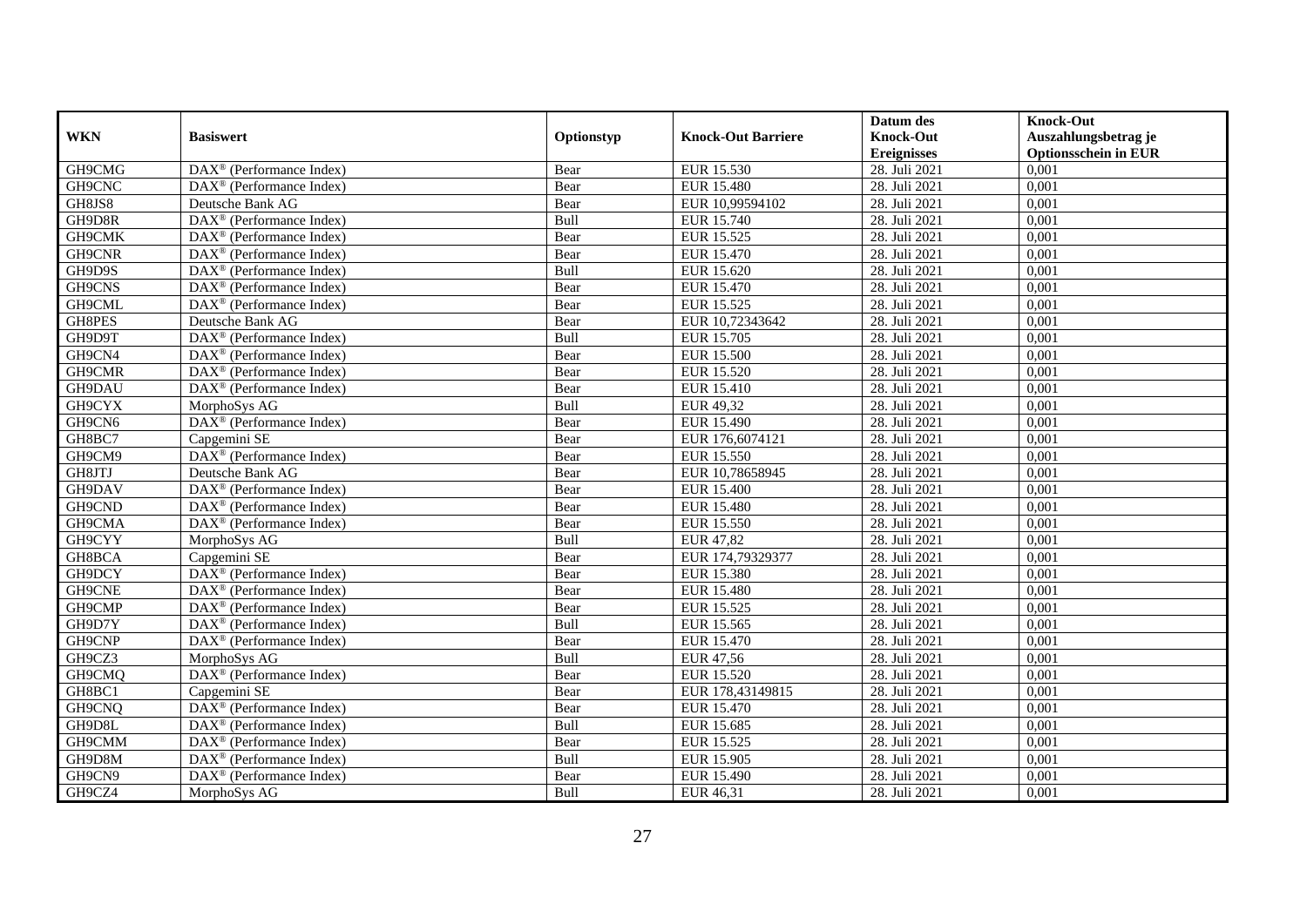| WKN | Basiswert | Optionstyp | Knock-Out Barriere | Datum des Knock-Out Ereignisses | Knock-Out Auszahlungsbetrag je Optionsschein in EUR |
|---|---|---|---|---|---|
| GH9CMG | DAX® (Performance Index) | Bear | EUR 15.530 | 28. Juli 2021 | 0,001 |
| GH9CNC | DAX® (Performance Index) | Bear | EUR 15.480 | 28. Juli 2021 | 0,001 |
| GH8JS8 | Deutsche Bank AG | Bear | EUR 10,99594102 | 28. Juli 2021 | 0,001 |
| GH9D8R | DAX® (Performance Index) | Bull | EUR 15.740 | 28. Juli 2021 | 0,001 |
| GH9CMK | DAX® (Performance Index) | Bear | EUR 15.525 | 28. Juli 2021 | 0,001 |
| GH9CNR | DAX® (Performance Index) | Bear | EUR 15.470 | 28. Juli 2021 | 0,001 |
| GH9D9S | DAX® (Performance Index) | Bull | EUR 15.620 | 28. Juli 2021 | 0,001 |
| GH9CNS | DAX® (Performance Index) | Bear | EUR 15.470 | 28. Juli 2021 | 0,001 |
| GH9CML | DAX® (Performance Index) | Bear | EUR 15.525 | 28. Juli 2021 | 0,001 |
| GH8PES | Deutsche Bank AG | Bear | EUR 10,72343642 | 28. Juli 2021 | 0,001 |
| GH9D9T | DAX® (Performance Index) | Bull | EUR 15.705 | 28. Juli 2021 | 0,001 |
| GH9CN4 | DAX® (Performance Index) | Bear | EUR 15.500 | 28. Juli 2021 | 0,001 |
| GH9CMR | DAX® (Performance Index) | Bear | EUR 15.520 | 28. Juli 2021 | 0,001 |
| GH9DAU | DAX® (Performance Index) | Bear | EUR 15.410 | 28. Juli 2021 | 0,001 |
| GH9CYX | MorphoSys AG | Bull | EUR 49,32 | 28. Juli 2021 | 0,001 |
| GH9CN6 | DAX® (Performance Index) | Bear | EUR 15.490 | 28. Juli 2021 | 0,001 |
| GH8BC7 | Capgemini SE | Bear | EUR 176,6074121 | 28. Juli 2021 | 0,001 |
| GH9CM9 | DAX® (Performance Index) | Bear | EUR 15.550 | 28. Juli 2021 | 0,001 |
| GH8JTJ | Deutsche Bank AG | Bear | EUR 10,78658945 | 28. Juli 2021 | 0,001 |
| GH9DAV | DAX® (Performance Index) | Bear | EUR 15.400 | 28. Juli 2021 | 0,001 |
| GH9CND | DAX® (Performance Index) | Bear | EUR 15.480 | 28. Juli 2021 | 0,001 |
| GH9CMA | DAX® (Performance Index) | Bear | EUR 15.550 | 28. Juli 2021 | 0,001 |
| GH9CYY | MorphoSys AG | Bull | EUR 47,82 | 28. Juli 2021 | 0,001 |
| GH8BCA | Capgemini SE | Bear | EUR 174,79329377 | 28. Juli 2021 | 0,001 |
| GH9DCY | DAX® (Performance Index) | Bear | EUR 15.380 | 28. Juli 2021 | 0,001 |
| GH9CNE | DAX® (Performance Index) | Bear | EUR 15.480 | 28. Juli 2021 | 0,001 |
| GH9CMP | DAX® (Performance Index) | Bear | EUR 15.525 | 28. Juli 2021 | 0,001 |
| GH9D7Y | DAX® (Performance Index) | Bull | EUR 15.565 | 28. Juli 2021 | 0,001 |
| GH9CNP | DAX® (Performance Index) | Bear | EUR 15.470 | 28. Juli 2021 | 0,001 |
| GH9CZ3 | MorphoSys AG | Bull | EUR 47,56 | 28. Juli 2021 | 0,001 |
| GH9CMQ | DAX® (Performance Index) | Bear | EUR 15.520 | 28. Juli 2021 | 0,001 |
| GH8BC1 | Capgemini SE | Bear | EUR 178,43149815 | 28. Juli 2021 | 0,001 |
| GH9CNQ | DAX® (Performance Index) | Bear | EUR 15.470 | 28. Juli 2021 | 0,001 |
| GH9D8L | DAX® (Performance Index) | Bull | EUR 15.685 | 28. Juli 2021 | 0,001 |
| GH9CMM | DAX® (Performance Index) | Bear | EUR 15.525 | 28. Juli 2021 | 0,001 |
| GH9D8M | DAX® (Performance Index) | Bull | EUR 15.905 | 28. Juli 2021 | 0,001 |
| GH9CN9 | DAX® (Performance Index) | Bear | EUR 15.490 | 28. Juli 2021 | 0,001 |
| GH9CZ4 | MorphoSys AG | Bull | EUR 46,31 | 28. Juli 2021 | 0,001 |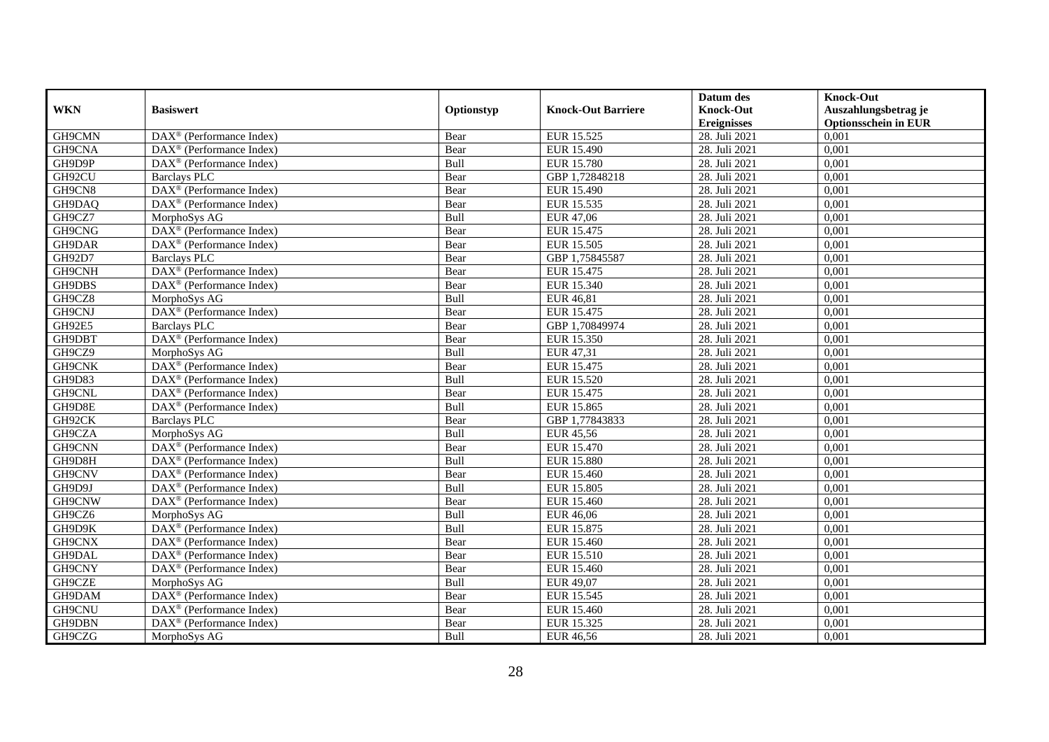| WKN | Basiswert | Optionstyp | Knock-Out Barriere | Datum des Knock-Out Ereignisses | Knock-Out Auszahlungsbetrag je Optionsschein in EUR |
|---|---|---|---|---|---|
| GH9CMN | DAX® (Performance Index) | Bear | EUR 15.525 | 28. Juli 2021 | 0,001 |
| GH9CNA | DAX® (Performance Index) | Bear | EUR 15.490 | 28. Juli 2021 | 0,001 |
| GH9D9P | DAX® (Performance Index) | Bull | EUR 15.780 | 28. Juli 2021 | 0,001 |
| GH92CU | Barclays PLC | Bear | GBP 1,72848218 | 28. Juli 2021 | 0,001 |
| GH9CN8 | DAX® (Performance Index) | Bear | EUR 15.490 | 28. Juli 2021 | 0,001 |
| GH9DAQ | DAX® (Performance Index) | Bear | EUR 15.535 | 28. Juli 2021 | 0,001 |
| GH9CZ7 | MorphoSys AG | Bull | EUR 47,06 | 28. Juli 2021 | 0,001 |
| GH9CNG | DAX® (Performance Index) | Bear | EUR 15.475 | 28. Juli 2021 | 0,001 |
| GH9DAR | DAX® (Performance Index) | Bear | EUR 15.505 | 28. Juli 2021 | 0,001 |
| GH92D7 | Barclays PLC | Bear | GBP 1,75845587 | 28. Juli 2021 | 0,001 |
| GH9CNH | DAX® (Performance Index) | Bear | EUR 15.475 | 28. Juli 2021 | 0,001 |
| GH9DBS | DAX® (Performance Index) | Bear | EUR 15.340 | 28. Juli 2021 | 0,001 |
| GH9CZ8 | MorphoSys AG | Bull | EUR 46,81 | 28. Juli 2021 | 0,001 |
| GH9CNJ | DAX® (Performance Index) | Bear | EUR 15.475 | 28. Juli 2021 | 0,001 |
| GH92E5 | Barclays PLC | Bear | GBP 1,70849974 | 28. Juli 2021 | 0,001 |
| GH9DBT | DAX® (Performance Index) | Bear | EUR 15.350 | 28. Juli 2021 | 0,001 |
| GH9CZ9 | MorphoSys AG | Bull | EUR 47,31 | 28. Juli 2021 | 0,001 |
| GH9CNK | DAX® (Performance Index) | Bear | EUR 15.475 | 28. Juli 2021 | 0,001 |
| GH9D83 | DAX® (Performance Index) | Bull | EUR 15.520 | 28. Juli 2021 | 0,001 |
| GH9CNL | DAX® (Performance Index) | Bear | EUR 15.475 | 28. Juli 2021 | 0,001 |
| GH9D8E | DAX® (Performance Index) | Bull | EUR 15.865 | 28. Juli 2021 | 0,001 |
| GH92CK | Barclays PLC | Bear | GBP 1,77843833 | 28. Juli 2021 | 0,001 |
| GH9CZA | MorphoSys AG | Bull | EUR 45,56 | 28. Juli 2021 | 0,001 |
| GH9CNN | DAX® (Performance Index) | Bear | EUR 15.470 | 28. Juli 2021 | 0,001 |
| GH9D8H | DAX® (Performance Index) | Bull | EUR 15.880 | 28. Juli 2021 | 0,001 |
| GH9CNV | DAX® (Performance Index) | Bear | EUR 15.460 | 28. Juli 2021 | 0,001 |
| GH9D9J | DAX® (Performance Index) | Bull | EUR 15.805 | 28. Juli 2021 | 0,001 |
| GH9CNW | DAX® (Performance Index) | Bear | EUR 15.460 | 28. Juli 2021 | 0,001 |
| GH9CZ6 | MorphoSys AG | Bull | EUR 46,06 | 28. Juli 2021 | 0,001 |
| GH9D9K | DAX® (Performance Index) | Bull | EUR 15.875 | 28. Juli 2021 | 0,001 |
| GH9CNX | DAX® (Performance Index) | Bear | EUR 15.460 | 28. Juli 2021 | 0,001 |
| GH9DAL | DAX® (Performance Index) | Bear | EUR 15.510 | 28. Juli 2021 | 0,001 |
| GH9CNY | DAX® (Performance Index) | Bear | EUR 15.460 | 28. Juli 2021 | 0,001 |
| GH9CZE | MorphoSys AG | Bull | EUR 49,07 | 28. Juli 2021 | 0,001 |
| GH9DAM | DAX® (Performance Index) | Bear | EUR 15.545 | 28. Juli 2021 | 0,001 |
| GH9CNU | DAX® (Performance Index) | Bear | EUR 15.460 | 28. Juli 2021 | 0,001 |
| GH9DBN | DAX® (Performance Index) | Bear | EUR 15.325 | 28. Juli 2021 | 0,001 |
| GH9CZG | MorphoSys AG | Bull | EUR 46,56 | 28. Juli 2021 | 0,001 |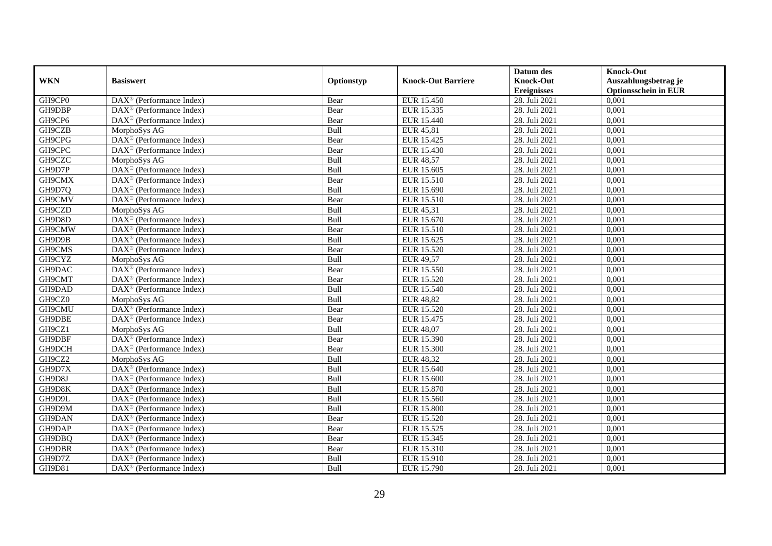| WKN | Basiswert | Optionstyp | Knock-Out Barriere | Datum des Knock-Out Ereignisses | Knock-Out Auszahlungsbetrag je Optionsschein in EUR |
|---|---|---|---|---|---|
| GH9CP0 | DAX® (Performance Index) | Bear | EUR 15.450 | 28. Juli 2021 | 0,001 |
| GH9DBP | DAX® (Performance Index) | Bear | EUR 15.335 | 28. Juli 2021 | 0,001 |
| GH9CP6 | DAX® (Performance Index) | Bear | EUR 15.440 | 28. Juli 2021 | 0,001 |
| GH9CZB | MorphoSys AG | Bull | EUR 45,81 | 28. Juli 2021 | 0,001 |
| GH9CPG | DAX® (Performance Index) | Bear | EUR 15.425 | 28. Juli 2021 | 0,001 |
| GH9CPC | DAX® (Performance Index) | Bear | EUR 15.430 | 28. Juli 2021 | 0,001 |
| GH9CZC | MorphoSys AG | Bull | EUR 48,57 | 28. Juli 2021 | 0,001 |
| GH9D7P | DAX® (Performance Index) | Bull | EUR 15.605 | 28. Juli 2021 | 0,001 |
| GH9CMX | DAX® (Performance Index) | Bear | EUR 15.510 | 28. Juli 2021 | 0,001 |
| GH9D7Q | DAX® (Performance Index) | Bull | EUR 15.690 | 28. Juli 2021 | 0,001 |
| GH9CMV | DAX® (Performance Index) | Bear | EUR 15.510 | 28. Juli 2021 | 0,001 |
| GH9CZD | MorphoSys AG | Bull | EUR 45,31 | 28. Juli 2021 | 0,001 |
| GH9D8D | DAX® (Performance Index) | Bull | EUR 15.670 | 28. Juli 2021 | 0,001 |
| GH9CMW | DAX® (Performance Index) | Bear | EUR 15.510 | 28. Juli 2021 | 0,001 |
| GH9D9B | DAX® (Performance Index) | Bull | EUR 15.625 | 28. Juli 2021 | 0,001 |
| GH9CMS | DAX® (Performance Index) | Bear | EUR 15.520 | 28. Juli 2021 | 0,001 |
| GH9CYZ | MorphoSys AG | Bull | EUR 49,57 | 28. Juli 2021 | 0,001 |
| GH9DAC | DAX® (Performance Index) | Bear | EUR 15.550 | 28. Juli 2021 | 0,001 |
| GH9CMT | DAX® (Performance Index) | Bear | EUR 15.520 | 28. Juli 2021 | 0,001 |
| GH9DAD | DAX® (Performance Index) | Bull | EUR 15.540 | 28. Juli 2021 | 0,001 |
| GH9CZ0 | MorphoSys AG | Bull | EUR 48,82 | 28. Juli 2021 | 0,001 |
| GH9CMU | DAX® (Performance Index) | Bear | EUR 15.520 | 28. Juli 2021 | 0,001 |
| GH9DBE | DAX® (Performance Index) | Bear | EUR 15.475 | 28. Juli 2021 | 0,001 |
| GH9CZ1 | MorphoSys AG | Bull | EUR 48,07 | 28. Juli 2021 | 0,001 |
| GH9DBF | DAX® (Performance Index) | Bear | EUR 15.390 | 28. Juli 2021 | 0,001 |
| GH9DCH | DAX® (Performance Index) | Bear | EUR 15.300 | 28. Juli 2021 | 0,001 |
| GH9CZ2 | MorphoSys AG | Bull | EUR 48,32 | 28. Juli 2021 | 0,001 |
| GH9D7X | DAX® (Performance Index) | Bull | EUR 15.640 | 28. Juli 2021 | 0,001 |
| GH9D8J | DAX® (Performance Index) | Bull | EUR 15.600 | 28. Juli 2021 | 0,001 |
| GH9D8K | DAX® (Performance Index) | Bull | EUR 15.870 | 28. Juli 2021 | 0,001 |
| GH9D9L | DAX® (Performance Index) | Bull | EUR 15.560 | 28. Juli 2021 | 0,001 |
| GH9D9M | DAX® (Performance Index) | Bull | EUR 15.800 | 28. Juli 2021 | 0,001 |
| GH9DAN | DAX® (Performance Index) | Bear | EUR 15.520 | 28. Juli 2021 | 0,001 |
| GH9DAP | DAX® (Performance Index) | Bear | EUR 15.525 | 28. Juli 2021 | 0,001 |
| GH9DBQ | DAX® (Performance Index) | Bear | EUR 15.345 | 28. Juli 2021 | 0,001 |
| GH9DBR | DAX® (Performance Index) | Bear | EUR 15.310 | 28. Juli 2021 | 0,001 |
| GH9D7Z | DAX® (Performance Index) | Bull | EUR 15.910 | 28. Juli 2021 | 0,001 |
| GH9D81 | DAX® (Performance Index) | Bull | EUR 15.790 | 28. Juli 2021 | 0,001 |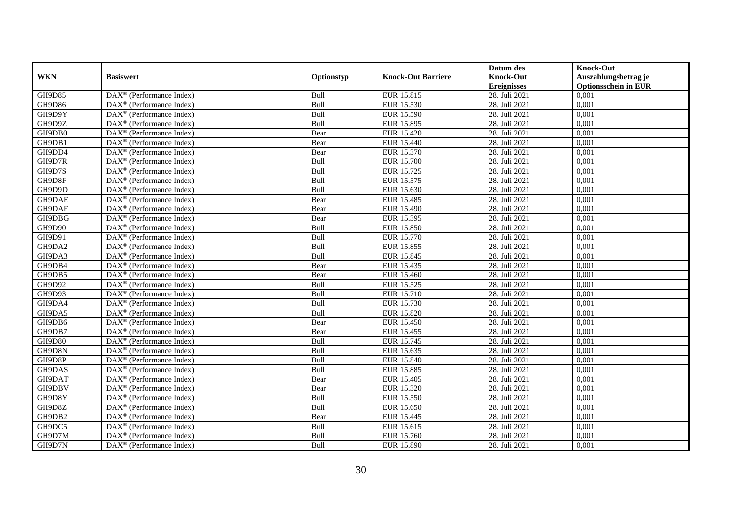| WKN | Basiswert | Optionstyp | Knock-Out Barriere | Datum des Knock-Out Ereignisses | Knock-Out Auszahlungsbetrag je Optionsschein in EUR |
|---|---|---|---|---|---|
| GH9D85 | DAX® (Performance Index) | Bull | EUR 15.815 | 28. Juli 2021 | 0,001 |
| GH9D86 | DAX® (Performance Index) | Bull | EUR 15.530 | 28. Juli 2021 | 0,001 |
| GH9D9Y | DAX® (Performance Index) | Bull | EUR 15.590 | 28. Juli 2021 | 0,001 |
| GH9D9Z | DAX® (Performance Index) | Bull | EUR 15.895 | 28. Juli 2021 | 0,001 |
| GH9DB0 | DAX® (Performance Index) | Bear | EUR 15.420 | 28. Juli 2021 | 0,001 |
| GH9DB1 | DAX® (Performance Index) | Bear | EUR 15.440 | 28. Juli 2021 | 0,001 |
| GH9DD4 | DAX® (Performance Index) | Bear | EUR 15.370 | 28. Juli 2021 | 0,001 |
| GH9D7R | DAX® (Performance Index) | Bull | EUR 15.700 | 28. Juli 2021 | 0,001 |
| GH9D7S | DAX® (Performance Index) | Bull | EUR 15.725 | 28. Juli 2021 | 0,001 |
| GH9D8F | DAX® (Performance Index) | Bull | EUR 15.575 | 28. Juli 2021 | 0,001 |
| GH9D9D | DAX® (Performance Index) | Bull | EUR 15.630 | 28. Juli 2021 | 0,001 |
| GH9DAE | DAX® (Performance Index) | Bear | EUR 15.485 | 28. Juli 2021 | 0,001 |
| GH9DAF | DAX® (Performance Index) | Bear | EUR 15.490 | 28. Juli 2021 | 0,001 |
| GH9DBG | DAX® (Performance Index) | Bear | EUR 15.395 | 28. Juli 2021 | 0,001 |
| GH9D90 | DAX® (Performance Index) | Bull | EUR 15.850 | 28. Juli 2021 | 0,001 |
| GH9D91 | DAX® (Performance Index) | Bull | EUR 15.770 | 28. Juli 2021 | 0,001 |
| GH9DA2 | DAX® (Performance Index) | Bull | EUR 15.855 | 28. Juli 2021 | 0,001 |
| GH9DA3 | DAX® (Performance Index) | Bull | EUR 15.845 | 28. Juli 2021 | 0,001 |
| GH9DB4 | DAX® (Performance Index) | Bear | EUR 15.435 | 28. Juli 2021 | 0,001 |
| GH9DB5 | DAX® (Performance Index) | Bear | EUR 15.460 | 28. Juli 2021 | 0,001 |
| GH9D92 | DAX® (Performance Index) | Bull | EUR 15.525 | 28. Juli 2021 | 0,001 |
| GH9D93 | DAX® (Performance Index) | Bull | EUR 15.710 | 28. Juli 2021 | 0,001 |
| GH9DA4 | DAX® (Performance Index) | Bull | EUR 15.730 | 28. Juli 2021 | 0,001 |
| GH9DA5 | DAX® (Performance Index) | Bull | EUR 15.820 | 28. Juli 2021 | 0,001 |
| GH9DB6 | DAX® (Performance Index) | Bear | EUR 15.450 | 28. Juli 2021 | 0,001 |
| GH9DB7 | DAX® (Performance Index) | Bear | EUR 15.455 | 28. Juli 2021 | 0,001 |
| GH9D80 | DAX® (Performance Index) | Bull | EUR 15.745 | 28. Juli 2021 | 0,001 |
| GH9D8N | DAX® (Performance Index) | Bull | EUR 15.635 | 28. Juli 2021 | 0,001 |
| GH9D8P | DAX® (Performance Index) | Bull | EUR 15.840 | 28. Juli 2021 | 0,001 |
| GH9DAS | DAX® (Performance Index) | Bull | EUR 15.885 | 28. Juli 2021 | 0,001 |
| GH9DAT | DAX® (Performance Index) | Bear | EUR 15.405 | 28. Juli 2021 | 0,001 |
| GH9DBV | DAX® (Performance Index) | Bear | EUR 15.320 | 28. Juli 2021 | 0,001 |
| GH9D8Y | DAX® (Performance Index) | Bull | EUR 15.550 | 28. Juli 2021 | 0,001 |
| GH9D8Z | DAX® (Performance Index) | Bull | EUR 15.650 | 28. Juli 2021 | 0,001 |
| GH9DB2 | DAX® (Performance Index) | Bear | EUR 15.445 | 28. Juli 2021 | 0,001 |
| GH9DC5 | DAX® (Performance Index) | Bull | EUR 15.615 | 28. Juli 2021 | 0,001 |
| GH9D7M | DAX® (Performance Index) | Bull | EUR 15.760 | 28. Juli 2021 | 0,001 |
| GH9D7N | DAX® (Performance Index) | Bull | EUR 15.890 | 28. Juli 2021 | 0,001 |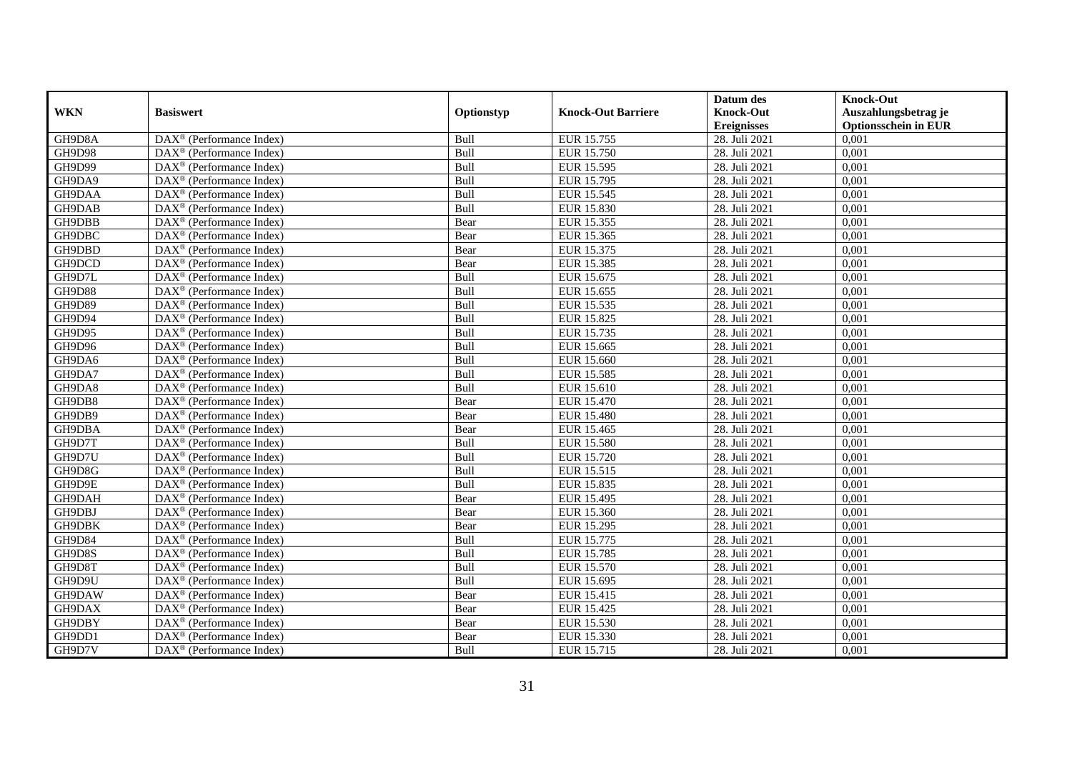| WKN | Basiswert | Optionstyp | Knock-Out Barriere | Datum des Knock-Out Ereignisses | Knock-Out Auszahlungsbetrag je Optionsschein in EUR |
|---|---|---|---|---|---|
| GH9D8A | DAX® (Performance Index) | Bull | EUR 15.755 | 28. Juli 2021 | 0,001 |
| GH9D98 | DAX® (Performance Index) | Bull | EUR 15.750 | 28. Juli 2021 | 0,001 |
| GH9D99 | DAX® (Performance Index) | Bull | EUR 15.595 | 28. Juli 2021 | 0,001 |
| GH9DA9 | DAX® (Performance Index) | Bull | EUR 15.795 | 28. Juli 2021 | 0,001 |
| GH9DAA | DAX® (Performance Index) | Bull | EUR 15.545 | 28. Juli 2021 | 0,001 |
| GH9DAB | DAX® (Performance Index) | Bull | EUR 15.830 | 28. Juli 2021 | 0,001 |
| GH9DBB | DAX® (Performance Index) | Bear | EUR 15.355 | 28. Juli 2021 | 0,001 |
| GH9DBC | DAX® (Performance Index) | Bear | EUR 15.365 | 28. Juli 2021 | 0,001 |
| GH9DBD | DAX® (Performance Index) | Bear | EUR 15.375 | 28. Juli 2021 | 0,001 |
| GH9DCD | DAX® (Performance Index) | Bear | EUR 15.385 | 28. Juli 2021 | 0,001 |
| GH9D7L | DAX® (Performance Index) | Bull | EUR 15.675 | 28. Juli 2021 | 0,001 |
| GH9D88 | DAX® (Performance Index) | Bull | EUR 15.655 | 28. Juli 2021 | 0,001 |
| GH9D89 | DAX® (Performance Index) | Bull | EUR 15.535 | 28. Juli 2021 | 0,001 |
| GH9D94 | DAX® (Performance Index) | Bull | EUR 15.825 | 28. Juli 2021 | 0,001 |
| GH9D95 | DAX® (Performance Index) | Bull | EUR 15.735 | 28. Juli 2021 | 0,001 |
| GH9D96 | DAX® (Performance Index) | Bull | EUR 15.665 | 28. Juli 2021 | 0,001 |
| GH9DA6 | DAX® (Performance Index) | Bull | EUR 15.660 | 28. Juli 2021 | 0,001 |
| GH9DA7 | DAX® (Performance Index) | Bull | EUR 15.585 | 28. Juli 2021 | 0,001 |
| GH9DA8 | DAX® (Performance Index) | Bull | EUR 15.610 | 28. Juli 2021 | 0,001 |
| GH9DB8 | DAX® (Performance Index) | Bear | EUR 15.470 | 28. Juli 2021 | 0,001 |
| GH9DB9 | DAX® (Performance Index) | Bear | EUR 15.480 | 28. Juli 2021 | 0,001 |
| GH9DBA | DAX® (Performance Index) | Bear | EUR 15.465 | 28. Juli 2021 | 0,001 |
| GH9D7T | DAX® (Performance Index) | Bull | EUR 15.580 | 28. Juli 2021 | 0,001 |
| GH9D7U | DAX® (Performance Index) | Bull | EUR 15.720 | 28. Juli 2021 | 0,001 |
| GH9D8G | DAX® (Performance Index) | Bull | EUR 15.515 | 28. Juli 2021 | 0,001 |
| GH9D9E | DAX® (Performance Index) | Bull | EUR 15.835 | 28. Juli 2021 | 0,001 |
| GH9DAH | DAX® (Performance Index) | Bear | EUR 15.495 | 28. Juli 2021 | 0,001 |
| GH9DBJ | DAX® (Performance Index) | Bear | EUR 15.360 | 28. Juli 2021 | 0,001 |
| GH9DBK | DAX® (Performance Index) | Bear | EUR 15.295 | 28. Juli 2021 | 0,001 |
| GH9D84 | DAX® (Performance Index) | Bull | EUR 15.775 | 28. Juli 2021 | 0,001 |
| GH9D8S | DAX® (Performance Index) | Bull | EUR 15.785 | 28. Juli 2021 | 0,001 |
| GH9D8T | DAX® (Performance Index) | Bull | EUR 15.570 | 28. Juli 2021 | 0,001 |
| GH9D9U | DAX® (Performance Index) | Bull | EUR 15.695 | 28. Juli 2021 | 0,001 |
| GH9DAW | DAX® (Performance Index) | Bear | EUR 15.415 | 28. Juli 2021 | 0,001 |
| GH9DAX | DAX® (Performance Index) | Bear | EUR 15.425 | 28. Juli 2021 | 0,001 |
| GH9DBY | DAX® (Performance Index) | Bear | EUR 15.530 | 28. Juli 2021 | 0,001 |
| GH9DD1 | DAX® (Performance Index) | Bear | EUR 15.330 | 28. Juli 2021 | 0,001 |
| GH9D7V | DAX® (Performance Index) | Bull | EUR 15.715 | 28. Juli 2021 | 0,001 |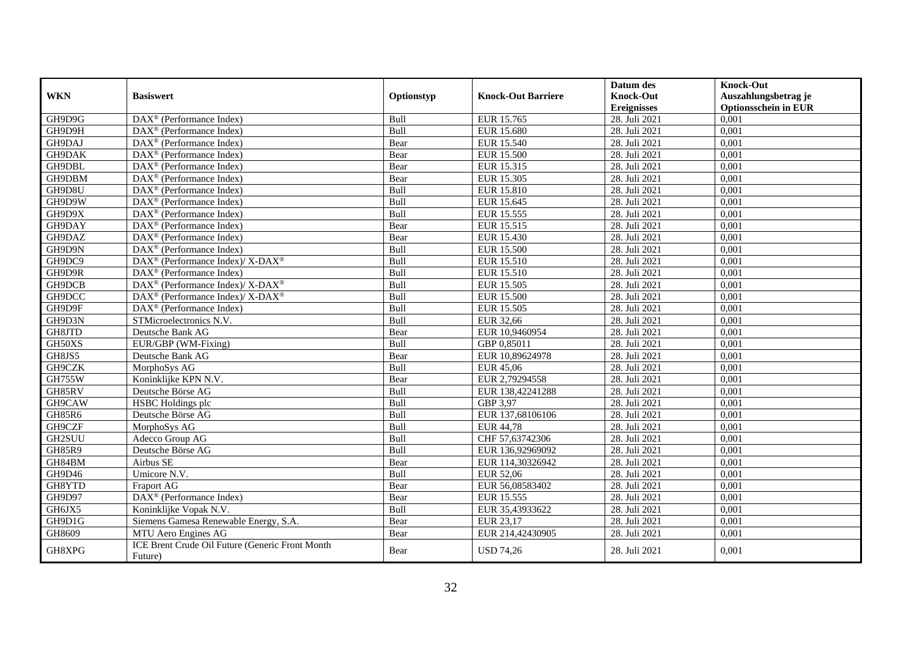| WKN | Basiswert | Optionstyp | Knock-Out Barriere | Datum des Knock-Out Ereignisses | Knock-Out Auszahlungsbetrag je Optionsschein in EUR |
|---|---|---|---|---|---|
| GH9D9G | DAX® (Performance Index) | Bull | EUR 15.765 | 28. Juli 2021 | 0,001 |
| GH9D9H | DAX® (Performance Index) | Bull | EUR 15.680 | 28. Juli 2021 | 0,001 |
| GH9DAJ | DAX® (Performance Index) | Bear | EUR 15.540 | 28. Juli 2021 | 0,001 |
| GH9DAK | DAX® (Performance Index) | Bear | EUR 15.500 | 28. Juli 2021 | 0,001 |
| GH9DBL | DAX® (Performance Index) | Bear | EUR 15.315 | 28. Juli 2021 | 0,001 |
| GH9DBM | DAX® (Performance Index) | Bear | EUR 15.305 | 28. Juli 2021 | 0,001 |
| GH9D8U | DAX® (Performance Index) | Bull | EUR 15.810 | 28. Juli 2021 | 0,001 |
| GH9D9W | DAX® (Performance Index) | Bull | EUR 15.645 | 28. Juli 2021 | 0,001 |
| GH9D9X | DAX® (Performance Index) | Bull | EUR 15.555 | 28. Juli 2021 | 0,001 |
| GH9DAY | DAX® (Performance Index) | Bear | EUR 15.515 | 28. Juli 2021 | 0,001 |
| GH9DAZ | DAX® (Performance Index) | Bear | EUR 15.430 | 28. Juli 2021 | 0,001 |
| GH9D9N | DAX® (Performance Index) | Bull | EUR 15.500 | 28. Juli 2021 | 0,001 |
| GH9DC9 | DAX® (Performance Index)/ X-DAX® | Bull | EUR 15.510 | 28. Juli 2021 | 0,001 |
| GH9D9R | DAX® (Performance Index) | Bull | EUR 15.510 | 28. Juli 2021 | 0,001 |
| GH9DCB | DAX® (Performance Index)/ X-DAX® | Bull | EUR 15.505 | 28. Juli 2021 | 0,001 |
| GH9DCC | DAX® (Performance Index)/ X-DAX® | Bull | EUR 15.500 | 28. Juli 2021 | 0,001 |
| GH9D9F | DAX® (Performance Index) | Bull | EUR 15.505 | 28. Juli 2021 | 0,001 |
| GH9D3N | STMicroelectronics N.V. | Bull | EUR 32,66 | 28. Juli 2021 | 0,001 |
| GH8JTD | Deutsche Bank AG | Bear | EUR 10,9460954 | 28. Juli 2021 | 0,001 |
| GH50XS | EUR/GBP (WM-Fixing) | Bull | GBP 0,85011 | 28. Juli 2021 | 0,001 |
| GH8JS5 | Deutsche Bank AG | Bear | EUR 10,89624978 | 28. Juli 2021 | 0,001 |
| GH9CZK | MorphoSys AG | Bull | EUR 45,06 | 28. Juli 2021 | 0,001 |
| GH755W | Koninklijke KPN N.V. | Bear | EUR 2,79294558 | 28. Juli 2021 | 0,001 |
| GH85RV | Deutsche Börse AG | Bull | EUR 138,42241288 | 28. Juli 2021 | 0,001 |
| GH9CAW | HSBC Holdings plc | Bull | GBP 3,97 | 28. Juli 2021 | 0,001 |
| GH85R6 | Deutsche Börse AG | Bull | EUR 137,68106106 | 28. Juli 2021 | 0,001 |
| GH9CZF | MorphoSys AG | Bull | EUR 44,78 | 28. Juli 2021 | 0,001 |
| GH2SUU | Adecco Group AG | Bull | CHF 57,63742306 | 28. Juli 2021 | 0,001 |
| GH85R9 | Deutsche Börse AG | Bull | EUR 136,92969092 | 28. Juli 2021 | 0,001 |
| GH84BM | Airbus SE | Bear | EUR 114,30326942 | 28. Juli 2021 | 0,001 |
| GH9D46 | Umicore N.V. | Bull | EUR 52,06 | 28. Juli 2021 | 0,001 |
| GH8YTD | Fraport AG | Bear | EUR 56,08583402 | 28. Juli 2021 | 0,001 |
| GH9D97 | DAX® (Performance Index) | Bear | EUR 15.555 | 28. Juli 2021 | 0,001 |
| GH6JX5 | Koninklijke Vopak N.V. | Bull | EUR 35,43933622 | 28. Juli 2021 | 0,001 |
| GH9D1G | Siemens Gamesa Renewable Energy, S.A. | Bear | EUR 23,17 | 28. Juli 2021 | 0,001 |
| GH8609 | MTU Aero Engines AG | Bear | EUR 214,42430905 | 28. Juli 2021 | 0,001 |
| GH8XPG | ICE Brent Crude Oil Future (Generic Front Month Future) | Bear | USD 74,26 | 28. Juli 2021 | 0,001 |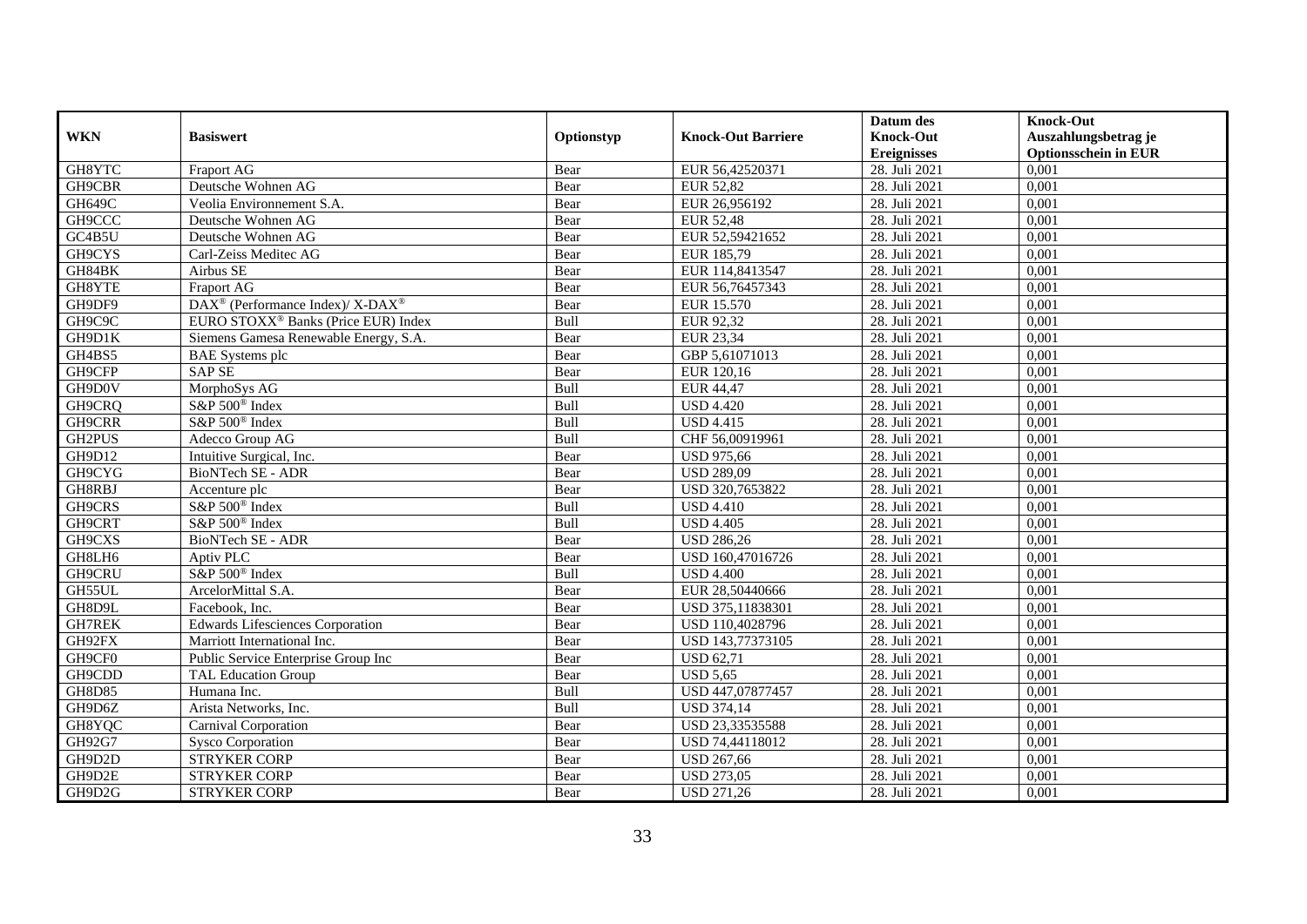| WKN | Basiswert | Optionstyp | Knock-Out Barriere | Datum des Knock-Out Ereignisses | Knock-Out Auszahlungsbetrag je Optionsschein in EUR |
|---|---|---|---|---|---|
| GH8YTC | Fraport AG | Bear | EUR 56,42520371 | 28. Juli 2021 | 0,001 |
| GH9CBR | Deutsche Wohnen AG | Bear | EUR 52,82 | 28. Juli 2021 | 0,001 |
| GH649C | Veolia Environnement S.A. | Bear | EUR 26,956192 | 28. Juli 2021 | 0,001 |
| GH9CCC | Deutsche Wohnen AG | Bear | EUR 52,48 | 28. Juli 2021 | 0,001 |
| GC4B5U | Deutsche Wohnen AG | Bear | EUR 52,59421652 | 28. Juli 2021 | 0,001 |
| GH9CYS | Carl-Zeiss Meditec AG | Bear | EUR 185,79 | 28. Juli 2021 | 0,001 |
| GH84BK | Airbus SE | Bear | EUR 114,8413547 | 28. Juli 2021 | 0,001 |
| GH8YTE | Fraport AG | Bear | EUR 56,76457343 | 28. Juli 2021 | 0,001 |
| GH9DF9 | DAX® (Performance Index)/ X-DAX® | Bear | EUR 15.570 | 28. Juli 2021 | 0,001 |
| GH9C9C | EURO STOXX® Banks (Price EUR) Index | Bull | EUR 92,32 | 28. Juli 2021 | 0,001 |
| GH9D1K | Siemens Gamesa Renewable Energy, S.A. | Bear | EUR 23,34 | 28. Juli 2021 | 0,001 |
| GH4BS5 | BAE Systems plc | Bear | GBP 5,61071013 | 28. Juli 2021 | 0,001 |
| GH9CFP | SAP SE | Bear | EUR 120,16 | 28. Juli 2021 | 0,001 |
| GH9D0V | MorphoSys AG | Bull | EUR 44,47 | 28. Juli 2021 | 0,001 |
| GH9CRQ | S&P 500® Index | Bull | USD 4.420 | 28. Juli 2021 | 0,001 |
| GH9CRR | S&P 500® Index | Bull | USD 4.415 | 28. Juli 2021 | 0,001 |
| GH2PUS | Adecco Group AG | Bull | CHF 56,00919961 | 28. Juli 2021 | 0,001 |
| GH9D12 | Intuitive Surgical, Inc. | Bear | USD 975,66 | 28. Juli 2021 | 0,001 |
| GH9CYG | BioNTech SE - ADR | Bear | USD 289,09 | 28. Juli 2021 | 0,001 |
| GH8RBJ | Accenture plc | Bear | USD 320,7653822 | 28. Juli 2021 | 0,001 |
| GH9CRS | S&P 500® Index | Bull | USD 4.410 | 28. Juli 2021 | 0,001 |
| GH9CRT | S&P 500® Index | Bull | USD 4.405 | 28. Juli 2021 | 0,001 |
| GH9CXS | BioNTech SE - ADR | Bear | USD 286,26 | 28. Juli 2021 | 0,001 |
| GH8LH6 | Aptiv PLC | Bear | USD 160,47016726 | 28. Juli 2021 | 0,001 |
| GH9CRU | S&P 500® Index | Bull | USD 4.400 | 28. Juli 2021 | 0,001 |
| GH55UL | ArcelorMittal S.A. | Bear | EUR 28,50440666 | 28. Juli 2021 | 0,001 |
| GH8D9L | Facebook, Inc. | Bear | USD 375,11838301 | 28. Juli 2021 | 0,001 |
| GH7REK | Edwards Lifesciences Corporation | Bear | USD 110,4028796 | 28. Juli 2021 | 0,001 |
| GH92FX | Marriott International Inc. | Bear | USD 143,77373105 | 28. Juli 2021 | 0,001 |
| GH9CF0 | Public Service Enterprise Group Inc | Bear | USD 62,71 | 28. Juli 2021 | 0,001 |
| GH9CDD | TAL Education Group | Bear | USD 5,65 | 28. Juli 2021 | 0,001 |
| GH8D85 | Humana Inc. | Bull | USD 447,07877457 | 28. Juli 2021 | 0,001 |
| GH9D6Z | Arista Networks, Inc. | Bull | USD 374,14 | 28. Juli 2021 | 0,001 |
| GH8YQC | Carnival Corporation | Bear | USD 23,33535588 | 28. Juli 2021 | 0,001 |
| GH92G7 | Sysco Corporation | Bear | USD 74,44118012 | 28. Juli 2021 | 0,001 |
| GH9D2D | STRYKER CORP | Bear | USD 267,66 | 28. Juli 2021 | 0,001 |
| GH9D2E | STRYKER CORP | Bear | USD 273,05 | 28. Juli 2021 | 0,001 |
| GH9D2G | STRYKER CORP | Bear | USD 271,26 | 28. Juli 2021 | 0,001 |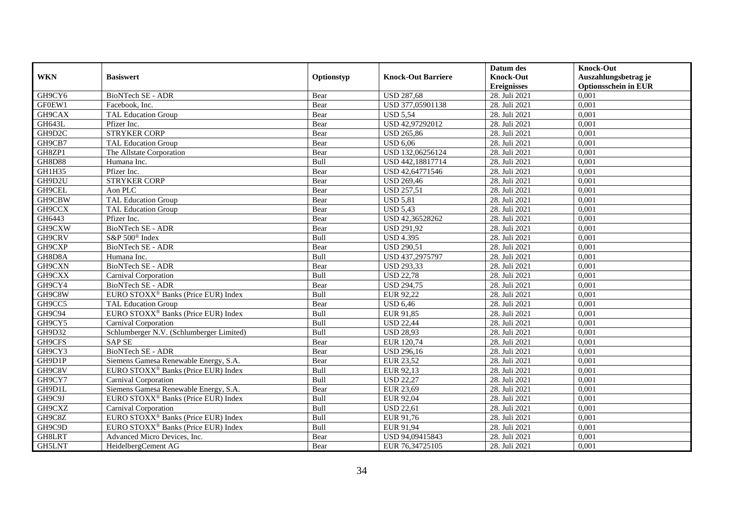| WKN | Basiswert | Optionstyp | Knock-Out Barriere | Datum des Knock-Out Ereignisses | Knock-Out Auszahlungsbetrag je Optionsschein in EUR |
|---|---|---|---|---|---|
| GH9CY6 | BioNTech SE - ADR | Bear | USD 287,68 | 28. Juli 2021 | 0,001 |
| GF0EW1 | Facebook, Inc. | Bear | USD 377,05901138 | 28. Juli 2021 | 0,001 |
| GH9CAX | TAL Education Group | Bear | USD 5,54 | 28. Juli 2021 | 0,001 |
| GH643L | Pfizer Inc. | Bear | USD 42,97292012 | 28. Juli 2021 | 0,001 |
| GH9D2C | STRYKER CORP | Bear | USD 265,86 | 28. Juli 2021 | 0,001 |
| GH9CB7 | TAL Education Group | Bear | USD 6,06 | 28. Juli 2021 | 0,001 |
| GH8ZP1 | The Allstate Corporation | Bear | USD 132,06256124 | 28. Juli 2021 | 0,001 |
| GH8D88 | Humana Inc. | Bull | USD 442,18817714 | 28. Juli 2021 | 0,001 |
| GH1H35 | Pfizer Inc. | Bear | USD 42,64771546 | 28. Juli 2021 | 0,001 |
| GH9D2U | STRYKER CORP | Bear | USD 269,46 | 28. Juli 2021 | 0,001 |
| GH9CEL | Aon PLC | Bear | USD 257,51 | 28. Juli 2021 | 0,001 |
| GH9CBW | TAL Education Group | Bear | USD 5,81 | 28. Juli 2021 | 0,001 |
| GH9CCX | TAL Education Group | Bear | USD 5,43 | 28. Juli 2021 | 0,001 |
| GH6443 | Pfizer Inc. | Bear | USD 42,36528262 | 28. Juli 2021 | 0,001 |
| GH9CXW | BioNTech SE - ADR | Bear | USD 291,92 | 28. Juli 2021 | 0,001 |
| GH9CRV | S&P 500® Index | Bull | USD 4.395 | 28. Juli 2021 | 0,001 |
| GH9CXP | BioNTech SE - ADR | Bear | USD 290,51 | 28. Juli 2021 | 0,001 |
| GH8D8A | Humana Inc. | Bull | USD 437,2975797 | 28. Juli 2021 | 0,001 |
| GH9CXN | BioNTech SE - ADR | Bear | USD 293,33 | 28. Juli 2021 | 0,001 |
| GH9CXX | Carnival Corporation | Bull | USD 22,78 | 28. Juli 2021 | 0,001 |
| GH9CY4 | BioNTech SE - ADR | Bear | USD 294,75 | 28. Juli 2021 | 0,001 |
| GH9C8W | EURO STOXX® Banks (Price EUR) Index | Bull | EUR 92,22 | 28. Juli 2021 | 0,001 |
| GH9CC5 | TAL Education Group | Bear | USD 6,46 | 28. Juli 2021 | 0,001 |
| GH9C94 | EURO STOXX® Banks (Price EUR) Index | Bull | EUR 91,85 | 28. Juli 2021 | 0,001 |
| GH9CY5 | Carnival Corporation | Bull | USD 22,44 | 28. Juli 2021 | 0,001 |
| GH9D32 | Schlumberger N.V. (Schlumberger Limited) | Bull | USD 28,93 | 28. Juli 2021 | 0,001 |
| GH9CFS | SAP SE | Bear | EUR 120,74 | 28. Juli 2021 | 0,001 |
| GH9CY3 | BioNTech SE - ADR | Bear | USD 296,16 | 28. Juli 2021 | 0,001 |
| GH9D1P | Siemens Gamesa Renewable Energy, S.A. | Bear | EUR 23,52 | 28. Juli 2021 | 0,001 |
| GH9C8V | EURO STOXX® Banks (Price EUR) Index | Bull | EUR 92,13 | 28. Juli 2021 | 0,001 |
| GH9CY7 | Carnival Corporation | Bull | USD 22,27 | 28. Juli 2021 | 0,001 |
| GH9D1L | Siemens Gamesa Renewable Energy, S.A. | Bear | EUR 23,69 | 28. Juli 2021 | 0,001 |
| GH9C9J | EURO STOXX® Banks (Price EUR) Index | Bull | EUR 92,04 | 28. Juli 2021 | 0,001 |
| GH9CXZ | Carnival Corporation | Bull | USD 22,61 | 28. Juli 2021 | 0,001 |
| GH9C8Z | EURO STOXX® Banks (Price EUR) Index | Bull | EUR 91,76 | 28. Juli 2021 | 0,001 |
| GH9C9D | EURO STOXX® Banks (Price EUR) Index | Bull | EUR 91,94 | 28. Juli 2021 | 0,001 |
| GH8LRT | Advanced Micro Devices, Inc. | Bear | USD 94,09415843 | 28. Juli 2021 | 0,001 |
| GH5LNT | HeidelbergCement AG | Bear | EUR 76,34725105 | 28. Juli 2021 | 0,001 |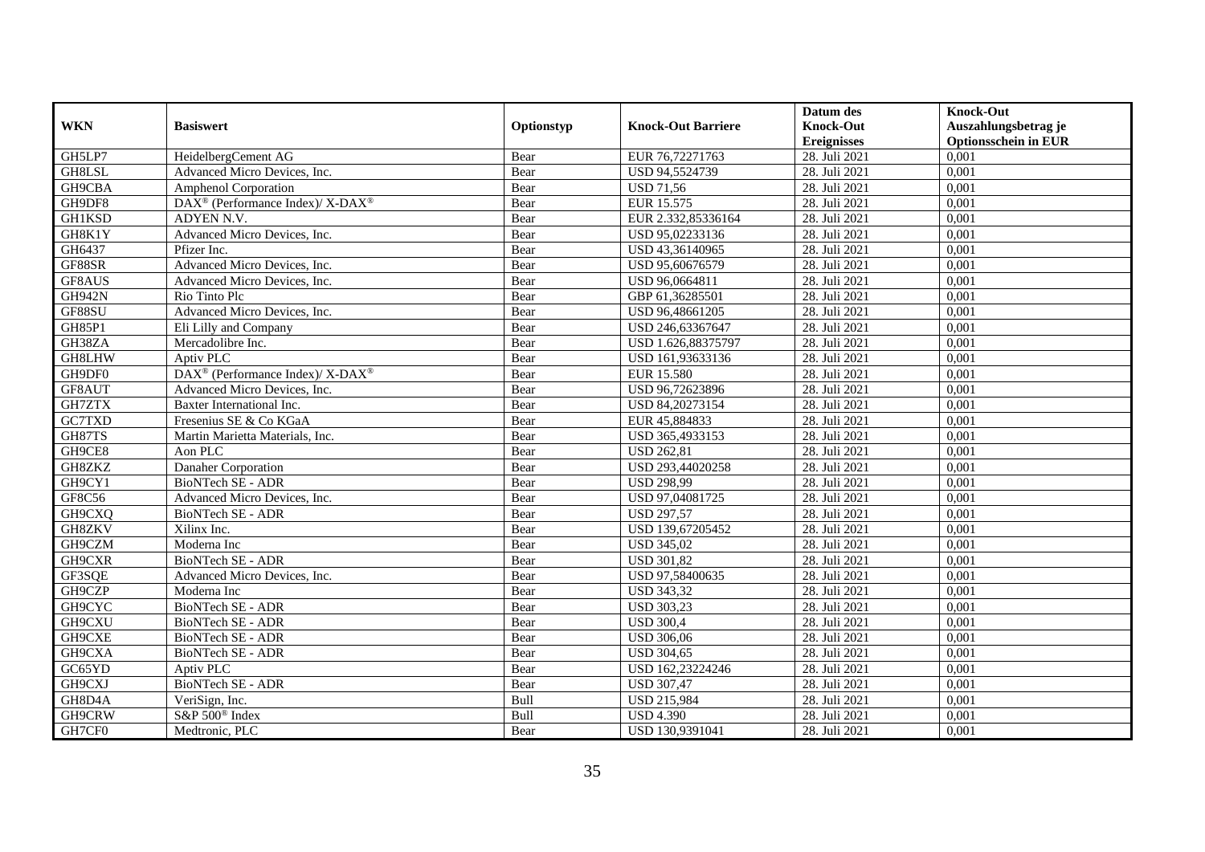| WKN | Basiswert | Optionstyp | Knock-Out Barriere | Datum des Knock-Out Ereignisses | Knock-Out Auszahlungsbetrag je Optionsschein in EUR |
|---|---|---|---|---|---|
| GH5LP7 | HeidelbergCement AG | Bear | EUR 76,72271763 | 28. Juli 2021 | 0,001 |
| GH8LSL | Advanced Micro Devices, Inc. | Bear | USD 94,5524739 | 28. Juli 2021 | 0,001 |
| GH9CBA | Amphenol Corporation | Bear | USD 71,56 | 28. Juli 2021 | 0,001 |
| GH9DF8 | DAX® (Performance Index)/ X-DAX® | Bear | EUR 15.575 | 28. Juli 2021 | 0,001 |
| GH1KSD | ADYEN N.V. | Bear | EUR 2.332,85336164 | 28. Juli 2021 | 0,001 |
| GH8K1Y | Advanced Micro Devices, Inc. | Bear | USD 95,02233136 | 28. Juli 2021 | 0,001 |
| GH6437 | Pfizer Inc. | Bear | USD 43,36140965 | 28. Juli 2021 | 0,001 |
| GF88SR | Advanced Micro Devices, Inc. | Bear | USD 95,60676579 | 28. Juli 2021 | 0,001 |
| GF8AUS | Advanced Micro Devices, Inc. | Bear | USD 96,0664811 | 28. Juli 2021 | 0,001 |
| GH942N | Rio Tinto Plc | Bear | GBP 61,36285501 | 28. Juli 2021 | 0,001 |
| GF88SU | Advanced Micro Devices, Inc. | Bear | USD 96,48661205 | 28. Juli 2021 | 0,001 |
| GH85P1 | Eli Lilly and Company | Bear | USD 246,63367647 | 28. Juli 2021 | 0,001 |
| GH38ZA | Mercadolibre Inc. | Bear | USD 1.626,88375797 | 28. Juli 2021 | 0,001 |
| GH8LHW | Aptiv PLC | Bear | USD 161,93633136 | 28. Juli 2021 | 0,001 |
| GH9DF0 | DAX® (Performance Index)/ X-DAX® | Bear | EUR 15.580 | 28. Juli 2021 | 0,001 |
| GF8AUT | Advanced Micro Devices, Inc. | Bear | USD 96,72623896 | 28. Juli 2021 | 0,001 |
| GH7ZTX | Baxter International Inc. | Bear | USD 84,20273154 | 28. Juli 2021 | 0,001 |
| GC7TXD | Fresenius SE & Co KGaA | Bear | EUR 45,884833 | 28. Juli 2021 | 0,001 |
| GH87TS | Martin Marietta Materials, Inc. | Bear | USD 365,4933153 | 28. Juli 2021 | 0,001 |
| GH9CE8 | Aon PLC | Bear | USD 262,81 | 28. Juli 2021 | 0,001 |
| GH8ZKZ | Danaher Corporation | Bear | USD 293,44020258 | 28. Juli 2021 | 0,001 |
| GH9CY1 | BioNTech SE - ADR | Bear | USD 298,99 | 28. Juli 2021 | 0,001 |
| GF8C56 | Advanced Micro Devices, Inc. | Bear | USD 97,04081725 | 28. Juli 2021 | 0,001 |
| GH9CXQ | BioNTech SE - ADR | Bear | USD 297,57 | 28. Juli 2021 | 0,001 |
| GH8ZKV | Xilinx Inc. | Bear | USD 139,67205452 | 28. Juli 2021 | 0,001 |
| GH9CZM | Moderna Inc | Bear | USD 345,02 | 28. Juli 2021 | 0,001 |
| GH9CXR | BioNTech SE - ADR | Bear | USD 301,82 | 28. Juli 2021 | 0,001 |
| GF3SQE | Advanced Micro Devices, Inc. | Bear | USD 97,58400635 | 28. Juli 2021 | 0,001 |
| GH9CZP | Moderna Inc | Bear | USD 343,32 | 28. Juli 2021 | 0,001 |
| GH9CYC | BioNTech SE - ADR | Bear | USD 303,23 | 28. Juli 2021 | 0,001 |
| GH9CXU | BioNTech SE - ADR | Bear | USD 300,4 | 28. Juli 2021 | 0,001 |
| GH9CXE | BioNTech SE - ADR | Bear | USD 306,06 | 28. Juli 2021 | 0,001 |
| GH9CXA | BioNTech SE - ADR | Bear | USD 304,65 | 28. Juli 2021 | 0,001 |
| GC65YD | Aptiv PLC | Bear | USD 162,23224246 | 28. Juli 2021 | 0,001 |
| GH9CXJ | BioNTech SE - ADR | Bear | USD 307,47 | 28. Juli 2021 | 0,001 |
| GH8D4A | VeriSign, Inc. | Bull | USD 215,984 | 28. Juli 2021 | 0,001 |
| GH9CRW | S&P 500® Index | Bull | USD 4.390 | 28. Juli 2021 | 0,001 |
| GH7CF0 | Medtronic, PLC | Bear | USD 130,9391041 | 28. Juli 2021 | 0,001 |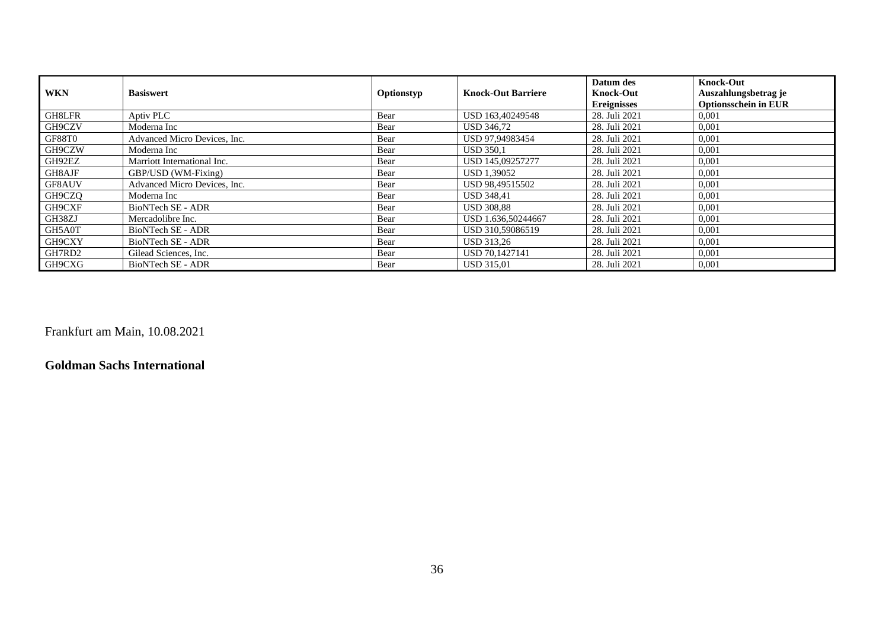| WKN | Basiswert | Optionstyp | Knock-Out Barriere | Datum des Knock-Out Ereignisses | Knock-Out Auszahlungsbetrag je Optionsschein in EUR |
|---|---|---|---|---|---|
| GH8LFR | Aptiv PLC | Bear | USD 163,40249548 | 28. Juli 2021 | 0,001 |
| GH9CZV | Moderna Inc | Bear | USD 346,72 | 28. Juli 2021 | 0,001 |
| GF88T0 | Advanced Micro Devices, Inc. | Bear | USD 97,94983454 | 28. Juli 2021 | 0,001 |
| GH9CZW | Moderna Inc | Bear | USD 350,1 | 28. Juli 2021 | 0,001 |
| GH92EZ | Marriott International Inc. | Bear | USD 145,09257277 | 28. Juli 2021 | 0,001 |
| GH8AJF | GBP/USD (WM-Fixing) | Bear | USD 1,39052 | 28. Juli 2021 | 0,001 |
| GF8AUV | Advanced Micro Devices, Inc. | Bear | USD 98,49515502 | 28. Juli 2021 | 0,001 |
| GH9CZQ | Moderna Inc | Bear | USD 348,41 | 28. Juli 2021 | 0,001 |
| GH9CXF | BioNTech SE - ADR | Bear | USD 308,88 | 28. Juli 2021 | 0,001 |
| GH38ZJ | Mercadolibre Inc. | Bear | USD 1.636,50244667 | 28. Juli 2021 | 0,001 |
| GH5A0T | BioNTech SE - ADR | Bear | USD 310,59086519 | 28. Juli 2021 | 0,001 |
| GH9CXY | BioNTech SE - ADR | Bear | USD 313,26 | 28. Juli 2021 | 0,001 |
| GH7RD2 | Gilead Sciences, Inc. | Bear | USD 70,1427141 | 28. Juli 2021 | 0,001 |
| GH9CXG | BioNTech SE - ADR | Bear | USD 315,01 | 28. Juli 2021 | 0,001 |

Frankfurt am Main, 10.08.2021

**Goldman Sachs International**